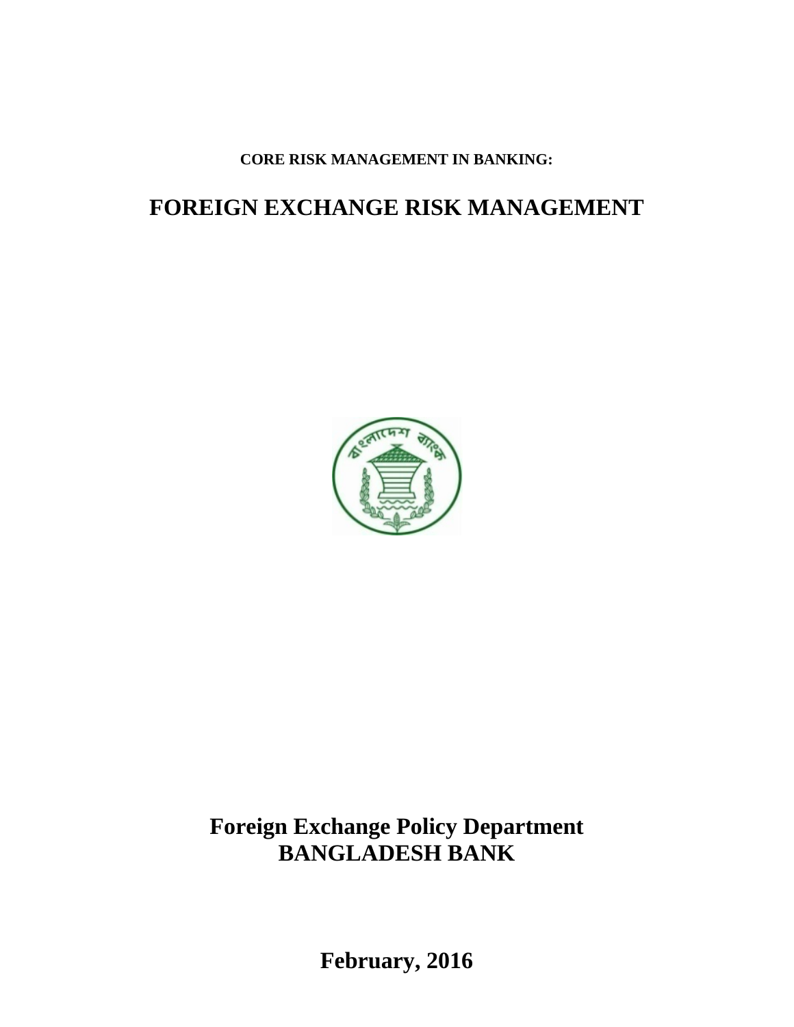**CORE RISK MANAGEMENT IN BANKING:**

# FOREIGN EXCHANGE RISK MANAGEMENT

**Foreign Exchange Policy Department**
**BANGLADESH BANK**

**February, 2016**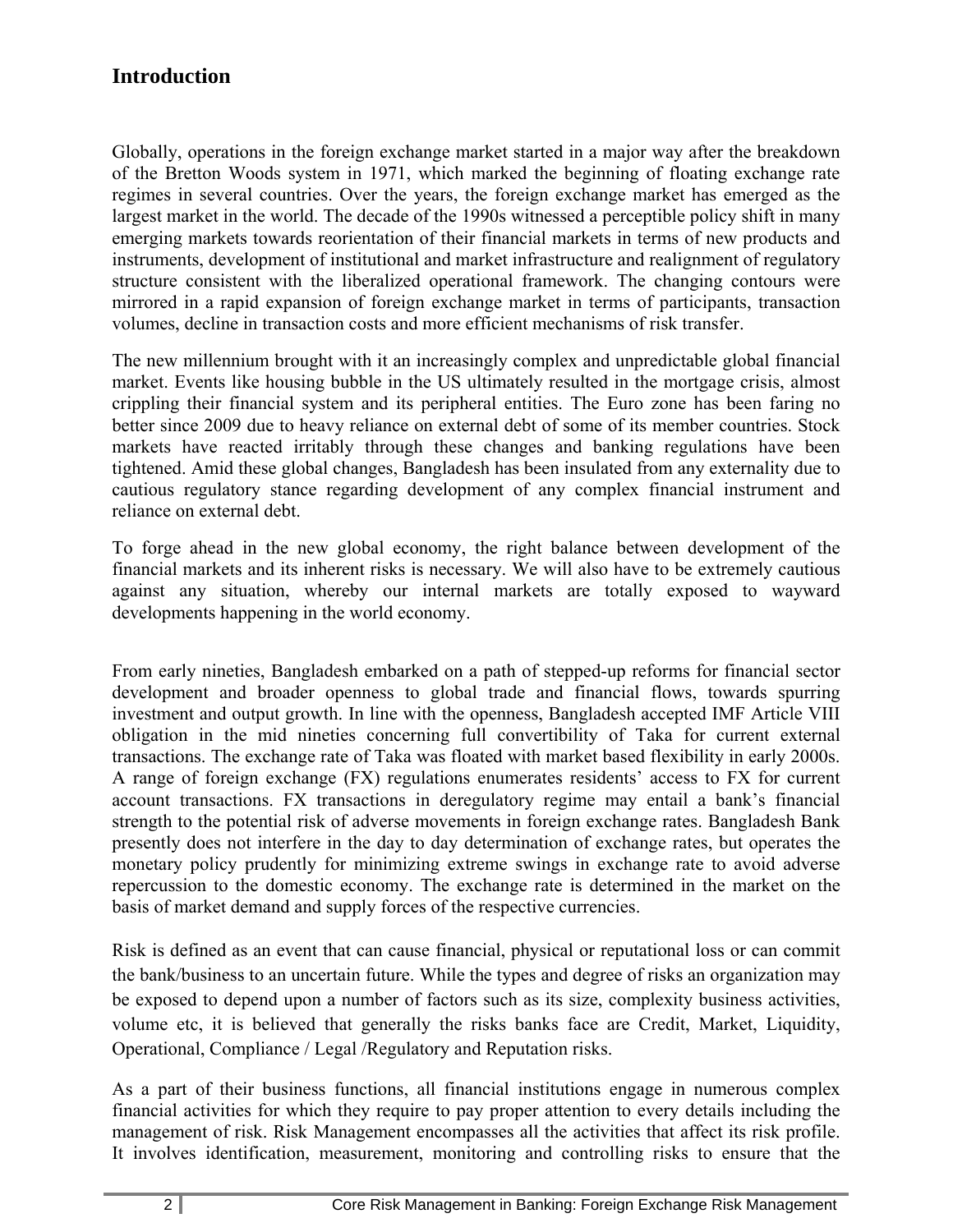## Introduction

Globally, operations in the foreign exchange market started in a major way after the breakdown of the Bretton Woods system in 1971, which marked the beginning of floating exchange rate regimes in several countries. Over the years, the foreign exchange market has emerged as the largest market in the world. The decade of the 1990s witnessed a perceptible policy shift in many emerging markets towards reorientation of their financial markets in terms of new products and instruments, development of institutional and market infrastructure and realignment of regulatory structure consistent with the liberalized operational framework. The changing contours were mirrored in a rapid expansion of foreign exchange market in terms of participants, transaction volumes, decline in transaction costs and more efficient mechanisms of risk transfer.

The new millennium brought with it an increasingly complex and unpredictable global financial market. Events like housing bubble in the US ultimately resulted in the mortgage crisis, almost crippling their financial system and its peripheral entities. The Euro zone has been faring no better since 2009 due to heavy reliance on external debt of some of its member countries. Stock markets have reacted irritably through these changes and banking regulations have been tightened. Amid these global changes, Bangladesh has been insulated from any externality due to cautious regulatory stance regarding development of any complex financial instrument and reliance on external debt.

To forge ahead in the new global economy, the right balance between development of the financial markets and its inherent risks is necessary. We will also have to be extremely cautious against any situation, whereby our internal markets are totally exposed to wayward developments happening in the world economy.

From early nineties, Bangladesh embarked on a path of stepped-up reforms for financial sector development and broader openness to global trade and financial flows, towards spurring investment and output growth. In line with the openness, Bangladesh accepted IMF Article VIII obligation in the mid nineties concerning full convertibility of Taka for current external transactions. The exchange rate of Taka was floated with market based flexibility in early 2000s. A range of foreign exchange (FX) regulations enumerates residents' access to FX for current account transactions. FX transactions in deregulatory regime may entail a bank's financial strength to the potential risk of adverse movements in foreign exchange rates. Bangladesh Bank presently does not interfere in the day to day determination of exchange rates, but operates the monetary policy prudently for minimizing extreme swings in exchange rate to avoid adverse repercussion to the domestic economy. The exchange rate is determined in the market on the basis of market demand and supply forces of the respective currencies.

Risk is defined as an event that can cause financial, physical or reputational loss or can commit the bank/business to an uncertain future. While the types and degree of risks an organization may be exposed to depend upon a number of factors such as its size, complexity business activities, volume etc, it is believed that generally the risks banks face are Credit, Market, Liquidity, Operational, Compliance / Legal /Regulatory and Reputation risks.

As a part of their business functions, all financial institutions engage in numerous complex financial activities for which they require to pay proper attention to every details including the management of risk. Risk Management encompasses all the activities that affect its risk profile. It involves identification, measurement, monitoring and controlling risks to ensure that the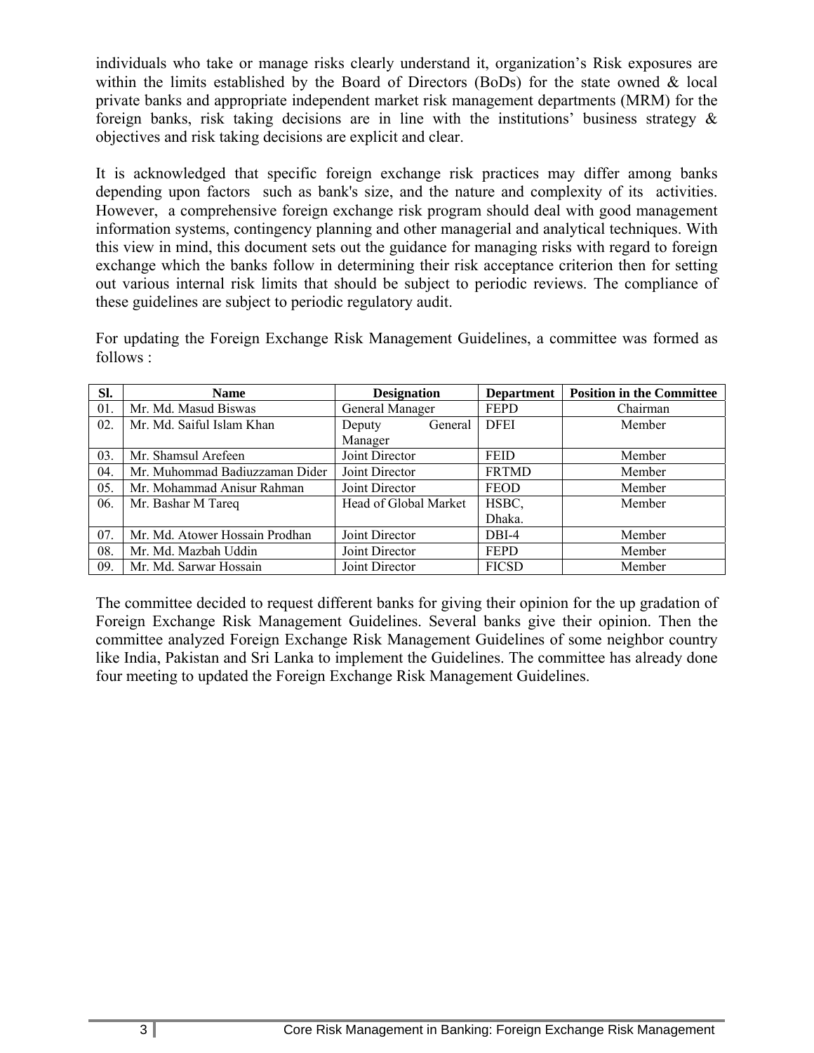individuals who take or manage risks clearly understand it, organization's Risk exposures are within the limits established by the Board of Directors (BoDs) for the state owned & local private banks and appropriate independent market risk management departments (MRM) for the foreign banks, risk taking decisions are in line with the institutions' business strategy & objectives and risk taking decisions are explicit and clear.

It is acknowledged that specific foreign exchange risk practices may differ among banks depending upon factors such as bank's size, and the nature and complexity of its activities. However, a comprehensive foreign exchange risk program should deal with good management information systems, contingency planning and other managerial and analytical techniques. With this view in mind, this document sets out the guidance for managing risks with regard to foreign exchange which the banks follow in determining their risk acceptance criterion then for setting out various internal risk limits that should be subject to periodic reviews. The compliance of these guidelines are subject to periodic regulatory audit.

For updating the Foreign Exchange Risk Management Guidelines, a committee was formed as follows :

| Sl. | Name | Designation | Department | Position in the Committee |
|---|---|---|---|---|
| 01. | Mr. Md. Masud Biswas | General Manager | FEPD | Chairman |
| 02. | Mr. Md. Saiful Islam Khan | Deputy General Manager | DFEI | Member |
| 03. | Mr. Shamsul Arefeen | Joint Director | FEID | Member |
| 04. | Mr. Muhommad Badiuzzaman Dider | Joint Director | FRTMD | Member |
| 05. | Mr. Mohammad Anisur Rahman | Joint Director | FEOD | Member |
| 06. | Mr. Bashar M Tareq | Head of Global Market | HSBC, Dhaka. | Member |
| 07. | Mr. Md. Atower Hossain Prodhan | Joint Director | DBI-4 | Member |
| 08. | Mr. Md. Mazbah Uddin | Joint Director | FEPD | Member |
| 09. | Mr. Md. Sarwar Hossain | Joint Director | FICSD | Member |

The committee decided to request different banks for giving their opinion for the up gradation of Foreign Exchange Risk Management Guidelines. Several banks give their opinion. Then the committee analyzed Foreign Exchange Risk Management Guidelines of some neighbor country like India, Pakistan and Sri Lanka to implement the Guidelines. The committee has already done four meeting to updated the Foreign Exchange Risk Management Guidelines.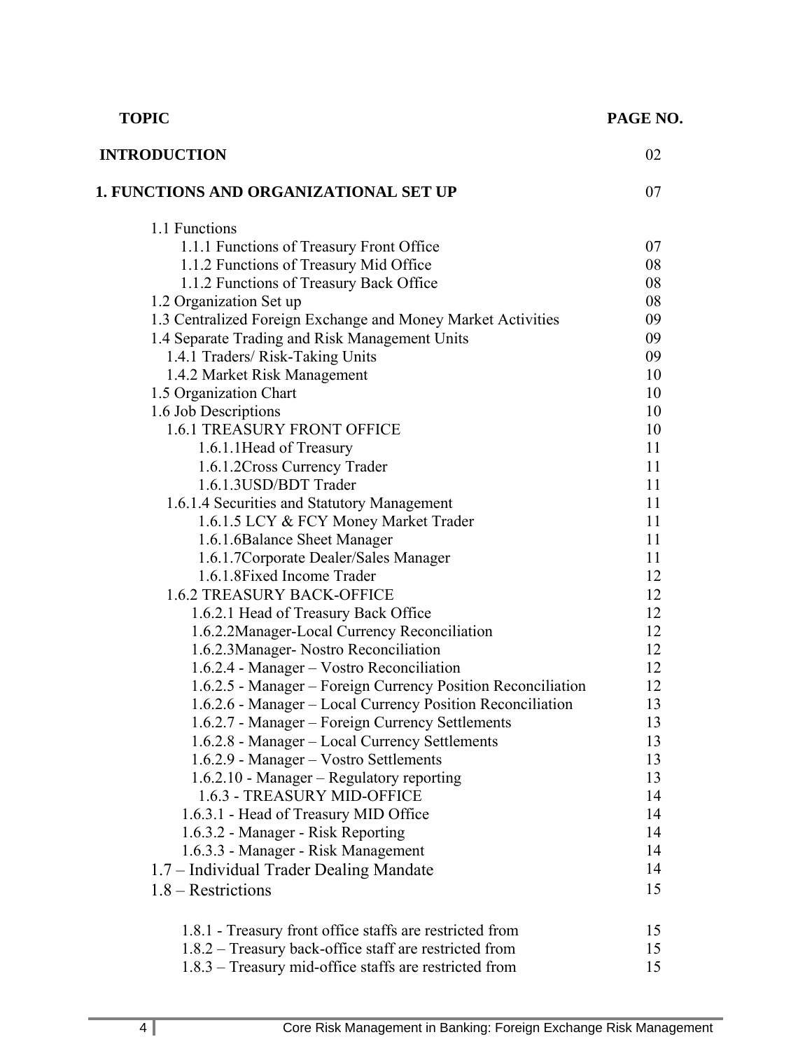| TOPIC | PAGE NO. |
|---|---|
| **INTRODUCTION** | 02 |
| **1. FUNCTIONS AND ORGANIZATIONAL SET UP** | 07 |
| 1.1 Functions | |
| 1.1.1 Functions of Treasury Front Office | 07 |
| 1.1.2 Functions of Treasury Mid Office | 08 |
| 1.1.2 Functions of Treasury Back Office | 08 |
| 1.2 Organization Set up | 08 |
| 1.3 Centralized Foreign Exchange and Money Market Activities | 09 |
| 1.4 Separate Trading and Risk Management Units | 09 |
| 1.4.1 Traders/ Risk-Taking Units | 09 |
| 1.4.2 Market Risk Management | 10 |
| 1.5 Organization Chart | 10 |
| 1.6 Job Descriptions | 10 |
| 1.6.1 TREASURY FRONT OFFICE | 10 |
| 1.6.1.1Head of Treasury | 11 |
| 1.6.1.2Cross Currency Trader | 11 |
| 1.6.1.3USD/BDT Trader | 11 |
| 1.6.1.4 Securities and Statutory Management | 11 |
| 1.6.1.5 LCY & FCY Money Market Trader | 11 |
| 1.6.1.6Balance Sheet Manager | 11 |
| 1.6.1.7Corporate Dealer/Sales Manager | 11 |
| 1.6.1.8Fixed Income Trader | 12 |
| 1.6.2 TREASURY BACK-OFFICE | 12 |
| 1.6.2.1 Head of Treasury Back Office | 12 |
| 1.6.2.2Manager-Local Currency Reconciliation | 12 |
| 1.6.2.3Manager- Nostro Reconciliation | 12 |
| 1.6.2.4 - Manager – Vostro Reconciliation | 12 |
| 1.6.2.5 - Manager – Foreign Currency Position Reconciliation | 12 |
| 1.6.2.6 - Manager – Local Currency Position Reconciliation | 13 |
| 1.6.2.7 - Manager – Foreign Currency Settlements | 13 |
| 1.6.2.8 - Manager – Local Currency Settlements | 13 |
| 1.6.2.9 - Manager – Vostro Settlements | 13 |
| 1.6.2.10 - Manager – Regulatory reporting | 13 |
| 1.6.3 - TREASURY MID-OFFICE | 14 |
| 1.6.3.1 - Head of Treasury MID Office | 14 |
| 1.6.3.2 - Manager - Risk Reporting | 14 |
| 1.6.3.3 - Manager - Risk Management | 14 |
| 1.7 – Individual Trader Dealing Mandate | 14 |
| 1.8 – Restrictions | 15 |
| 1.8.1 - Treasury front office staffs are restricted from | 15 |
| 1.8.2 – Treasury back-office staff are restricted from | 15 |
| 1.8.3 – Treasury mid-office staffs are restricted from | 15 |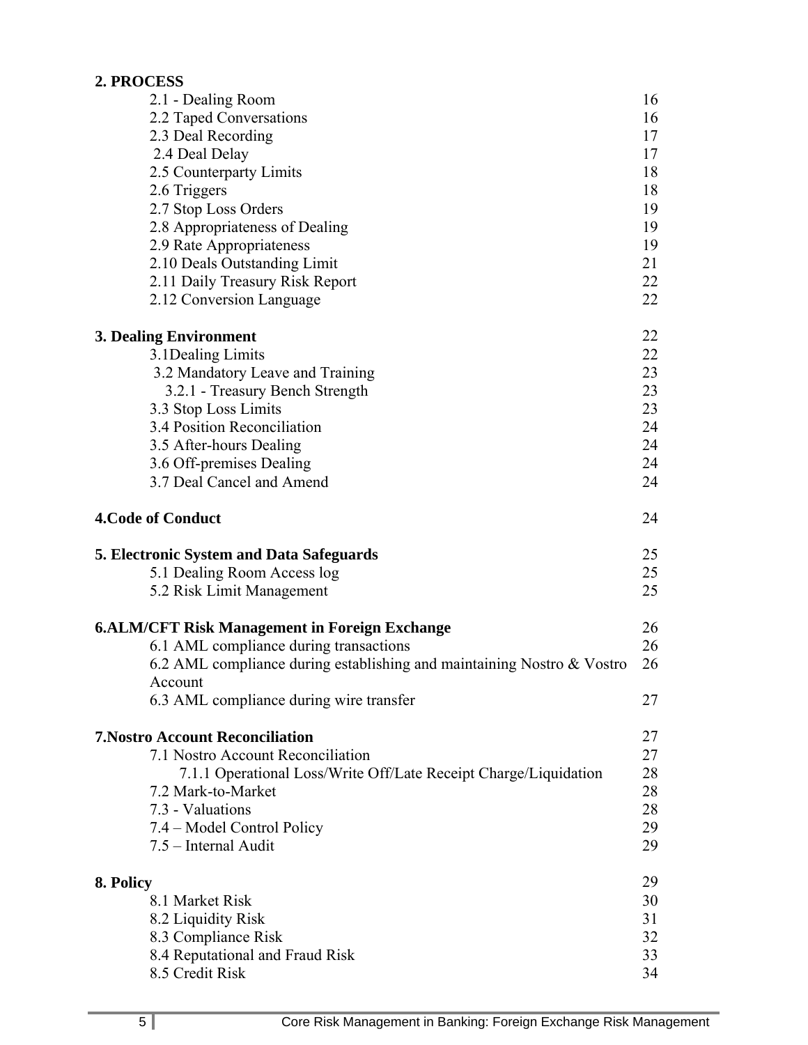**2. PROCESS**

| | |
|---|---|
| 2.1 - Dealing Room | 16 |
| 2.2 Taped Conversations | 16 |
| 2.3 Deal Recording | 17 |
| 2.4 Deal Delay | 17 |
| 2.5 Counterparty Limits | 18 |
| 2.6 Triggers | 18 |
| 2.7 Stop Loss Orders | 19 |
| 2.8 Appropriateness of Dealing | 19 |
| 2.9 Rate Appropriateness | 19 |
| 2.10 Deals Outstanding Limit | 21 |
| 2.11 Daily Treasury Risk Report | 22 |
| 2.12 Conversion Language | 22 |
| **3. Dealing Environment** | 22 |
| 3.1Dealing Limits | 22 |
| 3.2 Mandatory Leave and Training | 23 |
| 3.2.1 - Treasury Bench Strength | 23 |
| 3.3 Stop Loss Limits | 23 |
| 3.4 Position Reconciliation | 24 |
| 3.5 After-hours Dealing | 24 |
| 3.6 Off-premises Dealing | 24 |
| 3.7 Deal Cancel and Amend | 24 |
| **4.Code of Conduct** | 24 |
| **5. Electronic System and Data Safeguards** | 25 |
| 5.1 Dealing Room Access log | 25 |
| 5.2 Risk Limit Management | 25 |
| **6.ALM/CFT Risk Management in Foreign Exchange** | 26 |
| 6.1 AML compliance during transactions | 26 |
| 6.2 AML compliance during establishing and maintaining Nostro & Vostro Account | 26 |
| 6.3 AML compliance during wire transfer | 27 |
| **7.Nostro Account Reconciliation** | 27 |
| 7.1 Nostro Account Reconciliation | 27 |
| 7.1.1 Operational Loss/Write Off/Late Receipt Charge/Liquidation | 28 |
| 7.2 Mark-to-Market | 28 |
| 7.3 - Valuations | 28 |
| 7.4 – Model Control Policy | 29 |
| 7.5 – Internal Audit | 29 |
| **8. Policy** | 29 |
| 8.1 Market Risk | 30 |
| 8.2 Liquidity Risk | 31 |
| 8.3 Compliance Risk | 32 |
| 8.4 Reputational and Fraud Risk | 33 |
| 8.5 Credit Risk | 34 |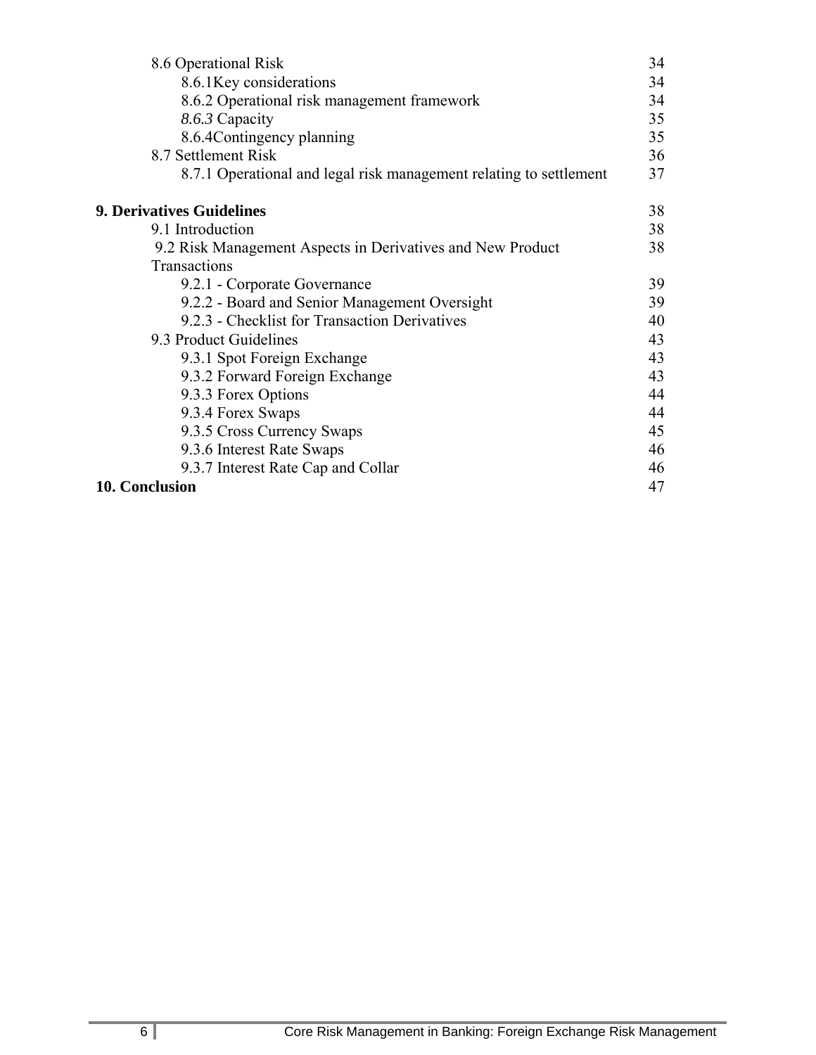| | |
|---|---|
| 8.6 Operational Risk | 34 |
| 8.6.1Key considerations | 34 |
| 8.6.2 Operational risk management framework | 34 |
| *8.6.3* Capacity | 35 |
| 8.6.4Contingency planning | 35 |
| 8.7 Settlement Risk | 36 |
| 8.7.1 Operational and legal risk management relating to settlement | 37 |
| **9. Derivatives Guidelines** | 38 |
| 9.1 Introduction | 38 |
| 9.2 Risk Management Aspects in Derivatives and New Product Transactions | 38 |
| 9.2.1 - Corporate Governance | 39 |
| 9.2.2 - Board and Senior Management Oversight | 39 |
| 9.2.3 - Checklist for Transaction Derivatives | 40 |
| 9.3 Product Guidelines | 43 |
| 9.3.1 Spot Foreign Exchange | 43 |
| 9.3.2 Forward Foreign Exchange | 43 |
| 9.3.3 Forex Options | 44 |
| 9.3.4 Forex Swaps | 44 |
| 9.3.5 Cross Currency Swaps | 45 |
| 9.3.6 Interest Rate Swaps | 46 |
| 9.3.7 Interest Rate Cap and Collar | 46 |
| **10. Conclusion** | 47 |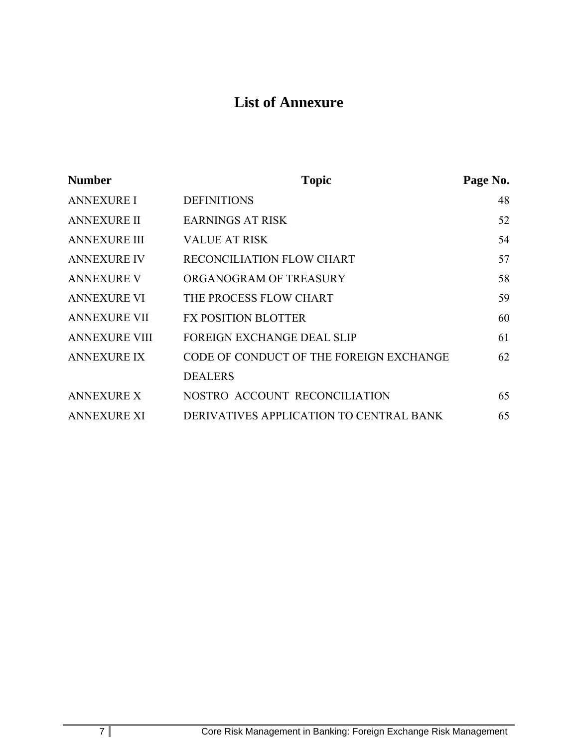# List of Annexure

| Number | Topic | Page No. |
|---|---|---|
| ANNEXURE I | DEFINITIONS | 48 |
| ANNEXURE II | EARNINGS AT RISK | 52 |
| ANNEXURE III | VALUE AT RISK | 54 |
| ANNEXURE IV | RECONCILIATION FLOW CHART | 57 |
| ANNEXURE V | ORGANOGRAM OF TREASURY | 58 |
| ANNEXURE VI | THE PROCESS FLOW CHART | 59 |
| ANNEXURE VII | FX POSITION BLOTTER | 60 |
| ANNEXURE VIII | FOREIGN EXCHANGE DEAL SLIP | 61 |
| ANNEXURE IX | CODE OF CONDUCT OF THE FOREIGN EXCHANGE DEALERS | 62 |
| ANNEXURE X | NOSTRO ACCOUNT RECONCILIATION | 65 |
| ANNEXURE XI | DERIVATIVES APPLICATION TO CENTRAL BANK | 65 |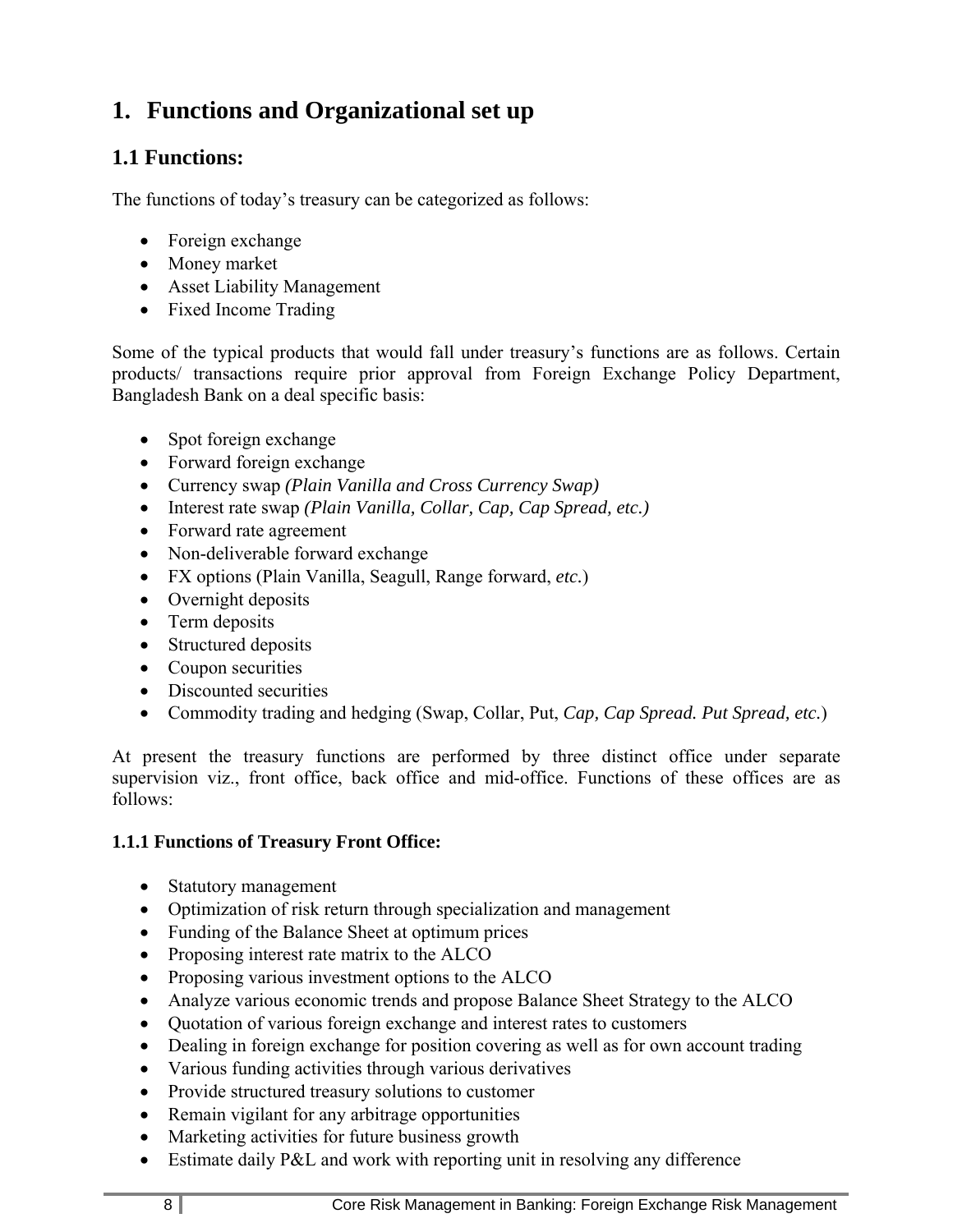# 1. Functions and Organizational set up

## 1.1 Functions:

The functions of today's treasury can be categorized as follows:

- Foreign exchange
- Money market
- Asset Liability Management
- Fixed Income Trading

Some of the typical products that would fall under treasury's functions are as follows. Certain products/ transactions require prior approval from Foreign Exchange Policy Department, Bangladesh Bank on a deal specific basis:

- Spot foreign exchange
- Forward foreign exchange
- Currency swap *(Plain Vanilla and Cross Currency Swap)*
- Interest rate swap *(Plain Vanilla, Collar, Cap, Cap Spread, etc.)*
- Forward rate agreement
- Non-deliverable forward exchange
- FX options (Plain Vanilla, Seagull, Range forward, *etc.*)
- Overnight deposits
- Term deposits
- Structured deposits
- Coupon securities
- Discounted securities
- Commodity trading and hedging (Swap, Collar, Put, *Cap, Cap Spread. Put Spread, etc.*)

At present the treasury functions are performed by three distinct office under separate supervision viz., front office, back office and mid-office. Functions of these offices are as follows:

### 1.1.1 Functions of Treasury Front Office:

- Statutory management
- Optimization of risk return through specialization and management
- Funding of the Balance Sheet at optimum prices
- Proposing interest rate matrix to the ALCO
- Proposing various investment options to the ALCO
- Analyze various economic trends and propose Balance Sheet Strategy to the ALCO
- Quotation of various foreign exchange and interest rates to customers
- Dealing in foreign exchange for position covering as well as for own account trading
- Various funding activities through various derivatives
- Provide structured treasury solutions to customer
- Remain vigilant for any arbitrage opportunities
- Marketing activities for future business growth
- Estimate daily P&L and work with reporting unit in resolving any difference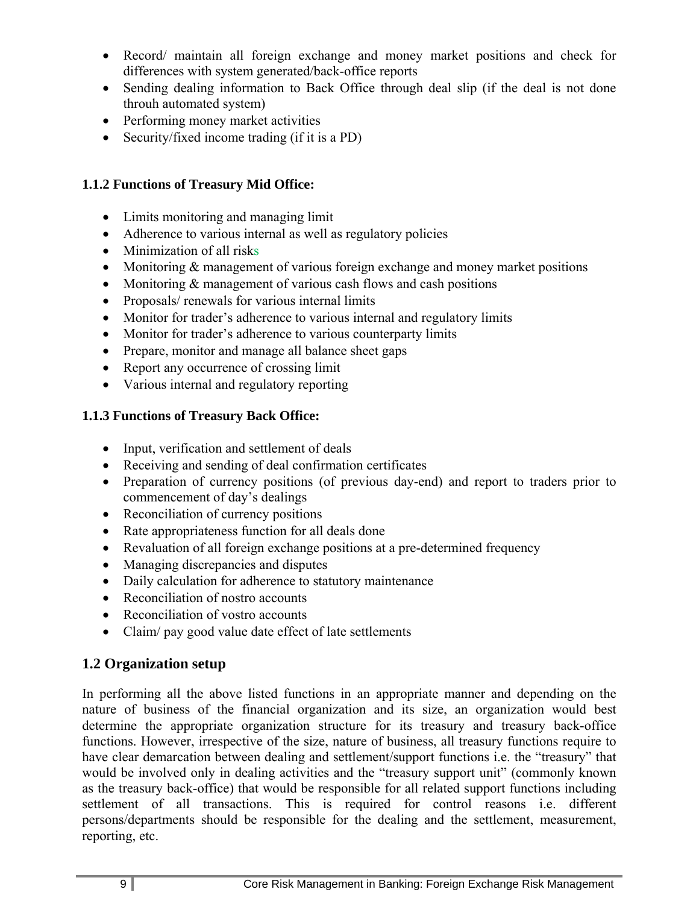- Record/ maintain all foreign exchange and money market positions and check for differences with system generated/back-office reports
- Sending dealing information to Back Office through deal slip (if the deal is not done throuh automated system)
- Performing money market activities
- Security/fixed income trading (if it is a PD)

### 1.1.2 Functions of Treasury Mid Office:

- Limits monitoring and managing limit
- Adherence to various internal as well as regulatory policies
- Minimization of all risks
- Monitoring & management of various foreign exchange and money market positions
- Monitoring & management of various cash flows and cash positions
- Proposals/ renewals for various internal limits
- Monitor for trader's adherence to various internal and regulatory limits
- Monitor for trader's adherence to various counterparty limits
- Prepare, monitor and manage all balance sheet gaps
- Report any occurrence of crossing limit
- Various internal and regulatory reporting

### 1.1.3 Functions of Treasury Back Office:

- Input, verification and settlement of deals
- Receiving and sending of deal confirmation certificates
- Preparation of currency positions (of previous day-end) and report to traders prior to commencement of day's dealings
- Reconciliation of currency positions
- Rate appropriateness function for all deals done
- Revaluation of all foreign exchange positions at a pre-determined frequency
- Managing discrepancies and disputes
- Daily calculation for adherence to statutory maintenance
- Reconciliation of nostro accounts
- Reconciliation of vostro accounts
- Claim/ pay good value date effect of late settlements

## 1.2 Organization setup

In performing all the above listed functions in an appropriate manner and depending on the nature of business of the financial organization and its size, an organization would best determine the appropriate organization structure for its treasury and treasury back-office functions. However, irrespective of the size, nature of business, all treasury functions require to have clear demarcation between dealing and settlement/support functions i.e. the "treasury" that would be involved only in dealing activities and the "treasury support unit" (commonly known as the treasury back-office) that would be responsible for all related support functions including settlement of all transactions. This is required for control reasons i.e. different persons/departments should be responsible for the dealing and the settlement, measurement, reporting, etc.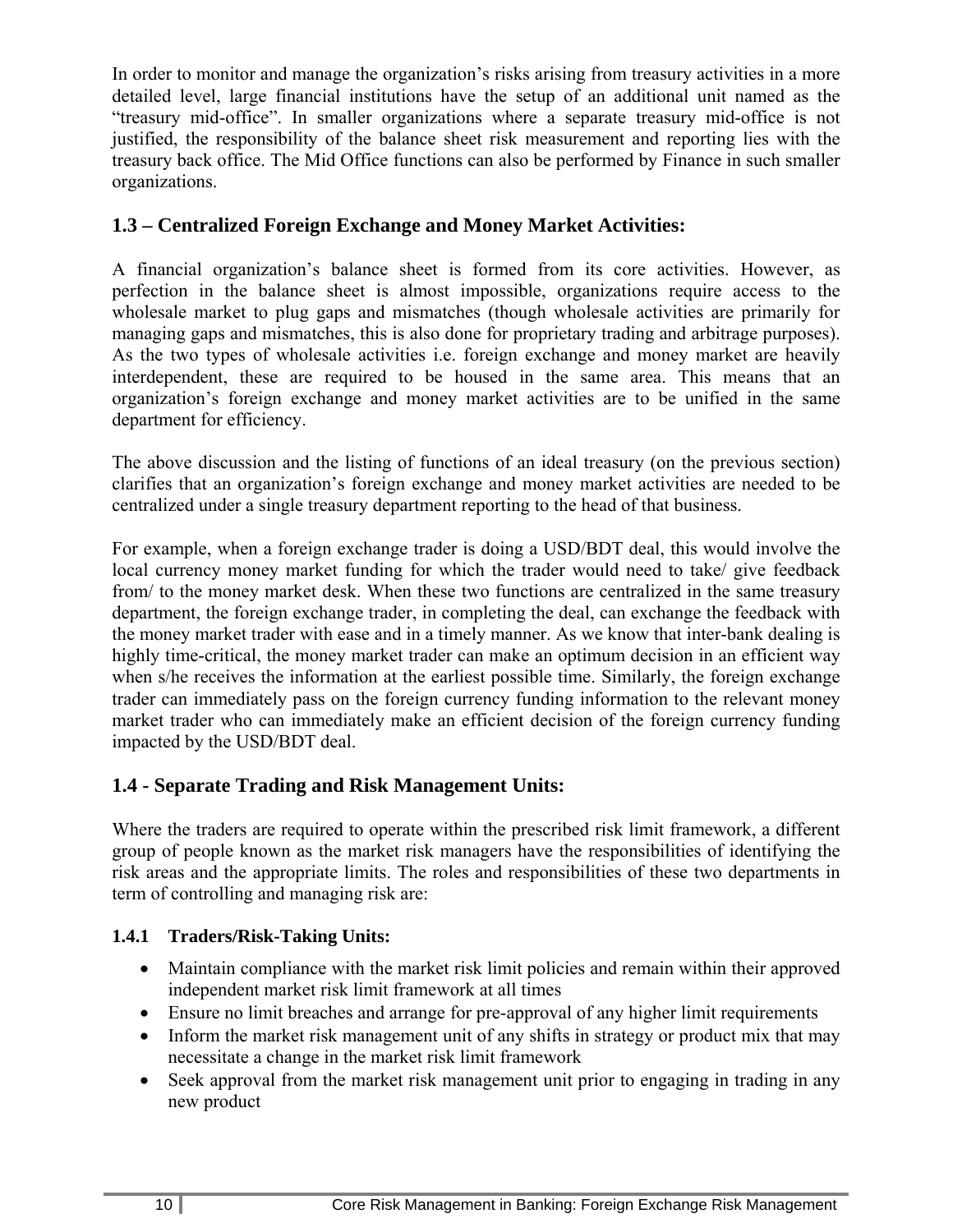In order to monitor and manage the organization's risks arising from treasury activities in a more detailed level, large financial institutions have the setup of an additional unit named as the "treasury mid-office". In smaller organizations where a separate treasury mid-office is not justified, the responsibility of the balance sheet risk measurement and reporting lies with the treasury back office. The Mid Office functions can also be performed by Finance in such smaller organizations.

## 1.3 – Centralized Foreign Exchange and Money Market Activities:

A financial organization's balance sheet is formed from its core activities. However, as perfection in the balance sheet is almost impossible, organizations require access to the wholesale market to plug gaps and mismatches (though wholesale activities are primarily for managing gaps and mismatches, this is also done for proprietary trading and arbitrage purposes). As the two types of wholesale activities i.e. foreign exchange and money market are heavily interdependent, these are required to be housed in the same area. This means that an organization's foreign exchange and money market activities are to be unified in the same department for efficiency.

The above discussion and the listing of functions of an ideal treasury (on the previous section) clarifies that an organization's foreign exchange and money market activities are needed to be centralized under a single treasury department reporting to the head of that business.

For example, when a foreign exchange trader is doing a USD/BDT deal, this would involve the local currency money market funding for which the trader would need to take/ give feedback from/ to the money market desk. When these two functions are centralized in the same treasury department, the foreign exchange trader, in completing the deal, can exchange the feedback with the money market trader with ease and in a timely manner. As we know that inter-bank dealing is highly time-critical, the money market trader can make an optimum decision in an efficient way when s/he receives the information at the earliest possible time. Similarly, the foreign exchange trader can immediately pass on the foreign currency funding information to the relevant money market trader who can immediately make an efficient decision of the foreign currency funding impacted by the USD/BDT deal.

## 1.4 - Separate Trading and Risk Management Units:

Where the traders are required to operate within the prescribed risk limit framework, a different group of people known as the market risk managers have the responsibilities of identifying the risk areas and the appropriate limits. The roles and responsibilities of these two departments in term of controlling and managing risk are:

### 1.4.1 Traders/Risk-Taking Units:

- Maintain compliance with the market risk limit policies and remain within their approved independent market risk limit framework at all times
- Ensure no limit breaches and arrange for pre-approval of any higher limit requirements
- Inform the market risk management unit of any shifts in strategy or product mix that may necessitate a change in the market risk limit framework
- Seek approval from the market risk management unit prior to engaging in trading in any new product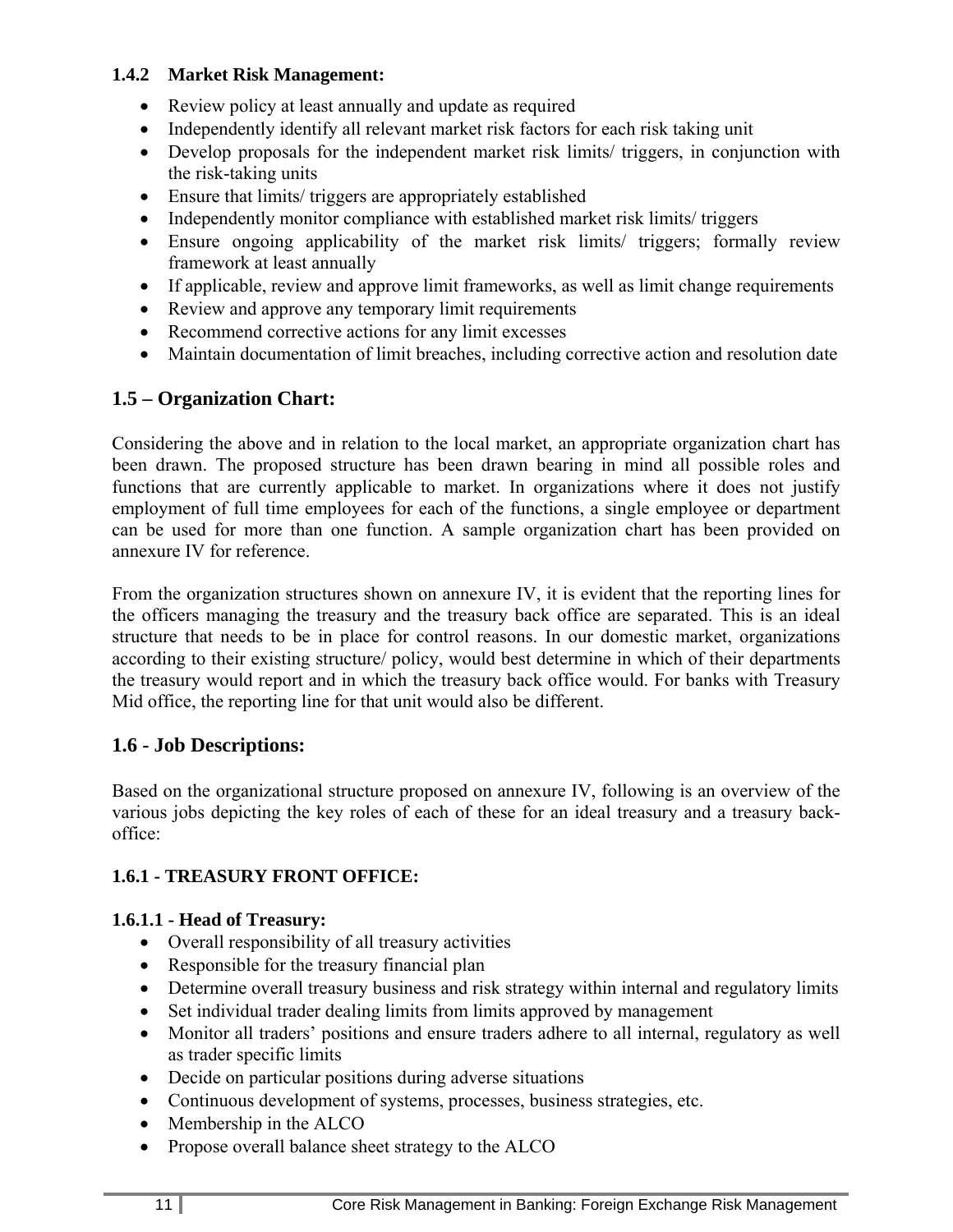#### 1.4.2 Market Risk Management:

- Review policy at least annually and update as required
- Independently identify all relevant market risk factors for each risk taking unit
- Develop proposals for the independent market risk limits/ triggers, in conjunction with the risk-taking units
- Ensure that limits/ triggers are appropriately established
- Independently monitor compliance with established market risk limits/ triggers
- Ensure ongoing applicability of the market risk limits/ triggers; formally review framework at least annually
- If applicable, review and approve limit frameworks, as well as limit change requirements
- Review and approve any temporary limit requirements
- Recommend corrective actions for any limit excesses
- Maintain documentation of limit breaches, including corrective action and resolution date

## 1.5 – Organization Chart:

Considering the above and in relation to the local market, an appropriate organization chart has been drawn. The proposed structure has been drawn bearing in mind all possible roles and functions that are currently applicable to market. In organizations where it does not justify employment of full time employees for each of the functions, a single employee or department can be used for more than one function. A sample organization chart has been provided on annexure IV for reference.

From the organization structures shown on annexure IV, it is evident that the reporting lines for the officers managing the treasury and the treasury back office are separated. This is an ideal structure that needs to be in place for control reasons. In our domestic market, organizations according to their existing structure/ policy, would best determine in which of their departments the treasury would report and in which the treasury back office would. For banks with Treasury Mid office, the reporting line for that unit would also be different.

## 1.6 - Job Descriptions:

Based on the organizational structure proposed on annexure IV, following is an overview of the various jobs depicting the key roles of each of these for an ideal treasury and a treasury back-office:

### 1.6.1 - TREASURY FRONT OFFICE:

#### 1.6.1.1 - Head of Treasury:

- Overall responsibility of all treasury activities
- Responsible for the treasury financial plan
- Determine overall treasury business and risk strategy within internal and regulatory limits
- Set individual trader dealing limits from limits approved by management
- Monitor all traders' positions and ensure traders adhere to all internal, regulatory as well as trader specific limits
- Decide on particular positions during adverse situations
- Continuous development of systems, processes, business strategies, etc.
- Membership in the ALCO
- Propose overall balance sheet strategy to the ALCO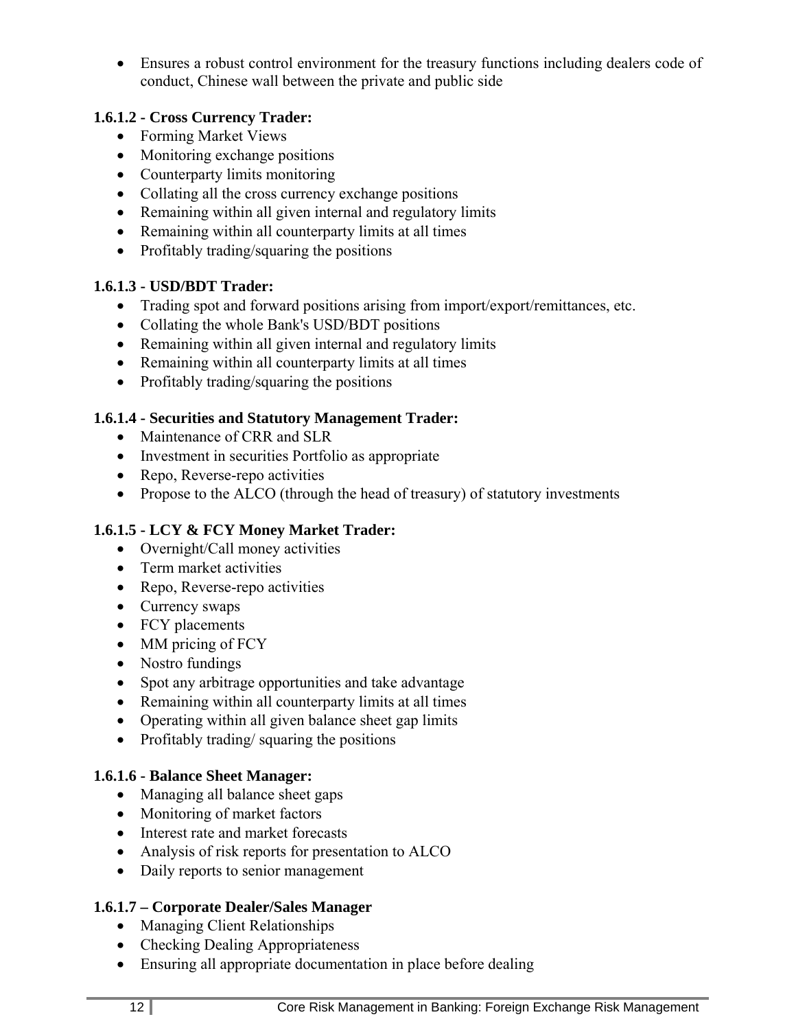- Ensures a robust control environment for the treasury functions including dealers code of conduct, Chinese wall between the private and public side

#### 1.6.1.2 - Cross Currency Trader:

- Forming Market Views
- Monitoring exchange positions
- Counterparty limits monitoring
- Collating all the cross currency exchange positions
- Remaining within all given internal and regulatory limits
- Remaining within all counterparty limits at all times
- Profitably trading/squaring the positions

#### 1.6.1.3 - USD/BDT Trader:

- Trading spot and forward positions arising from import/export/remittances, etc.
- Collating the whole Bank's USD/BDT positions
- Remaining within all given internal and regulatory limits
- Remaining within all counterparty limits at all times
- Profitably trading/squaring the positions

#### 1.6.1.4 - Securities and Statutory Management Trader:

- Maintenance of CRR and SLR
- Investment in securities Portfolio as appropriate
- Repo, Reverse-repo activities
- Propose to the ALCO (through the head of treasury) of statutory investments

#### 1.6.1.5 - LCY & FCY Money Market Trader:

- Overnight/Call money activities
- Term market activities
- Repo, Reverse-repo activities
- Currency swaps
- FCY placements
- MM pricing of FCY
- Nostro fundings
- Spot any arbitrage opportunities and take advantage
- Remaining within all counterparty limits at all times
- Operating within all given balance sheet gap limits
- Profitably trading/ squaring the positions

#### 1.6.1.6 - Balance Sheet Manager:

- Managing all balance sheet gaps
- Monitoring of market factors
- Interest rate and market forecasts
- Analysis of risk reports for presentation to ALCO
- Daily reports to senior management

#### 1.6.1.7 – Corporate Dealer/Sales Manager

- Managing Client Relationships
- Checking Dealing Appropriateness
- Ensuring all appropriate documentation in place before dealing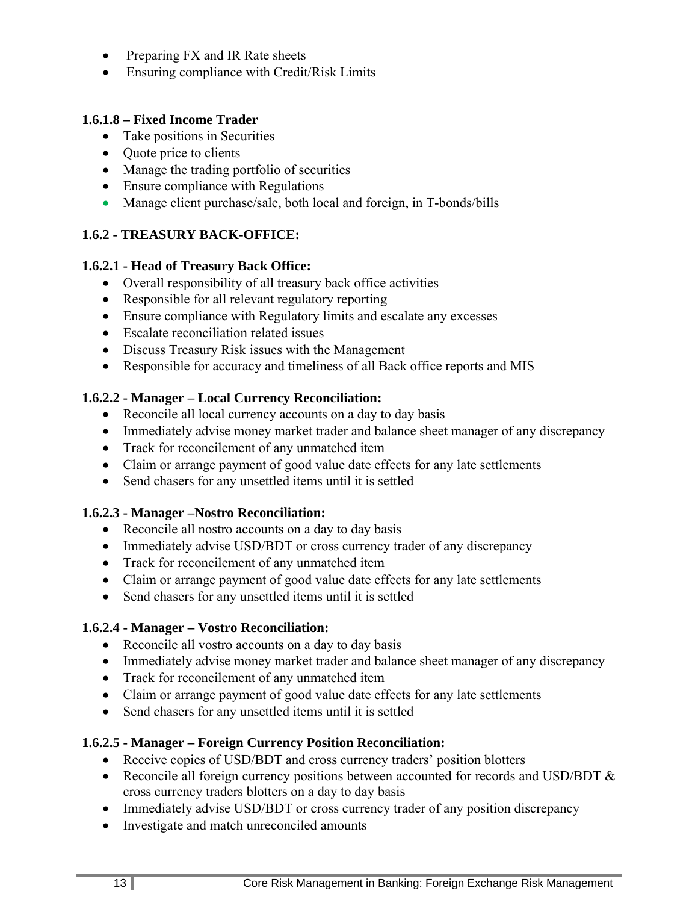- Preparing FX and IR Rate sheets
- Ensuring compliance with Credit/Risk Limits

#### 1.6.1.8 – Fixed Income Trader

- Take positions in Securities
- Quote price to clients
- Manage the trading portfolio of securities
- Ensure compliance with Regulations
- Manage client purchase/sale, both local and foreign, in T-bonds/bills

### 1.6.2 - TREASURY BACK-OFFICE:

#### 1.6.2.1 - Head of Treasury Back Office:

- Overall responsibility of all treasury back office activities
- Responsible for all relevant regulatory reporting
- Ensure compliance with Regulatory limits and escalate any excesses
- Escalate reconciliation related issues
- Discuss Treasury Risk issues with the Management
- Responsible for accuracy and timeliness of all Back office reports and MIS

#### 1.6.2.2 - Manager – Local Currency Reconciliation:

- Reconcile all local currency accounts on a day to day basis
- Immediately advise money market trader and balance sheet manager of any discrepancy
- Track for reconcilement of any unmatched item
- Claim or arrange payment of good value date effects for any late settlements
- Send chasers for any unsettled items until it is settled

#### 1.6.2.3 - Manager –Nostro Reconciliation:

- Reconcile all nostro accounts on a day to day basis
- Immediately advise USD/BDT or cross currency trader of any discrepancy
- Track for reconcilement of any unmatched item
- Claim or arrange payment of good value date effects for any late settlements
- Send chasers for any unsettled items until it is settled

#### 1.6.2.4 - Manager – Vostro Reconciliation:

- Reconcile all vostro accounts on a day to day basis
- Immediately advise money market trader and balance sheet manager of any discrepancy
- Track for reconcilement of any unmatched item
- Claim or arrange payment of good value date effects for any late settlements
- Send chasers for any unsettled items until it is settled

#### 1.6.2.5 - Manager – Foreign Currency Position Reconciliation:

- Receive copies of USD/BDT and cross currency traders' position blotters
- Reconcile all foreign currency positions between accounted for records and USD/BDT & cross currency traders blotters on a day to day basis
- Immediately advise USD/BDT or cross currency trader of any position discrepancy
- Investigate and match unreconciled amounts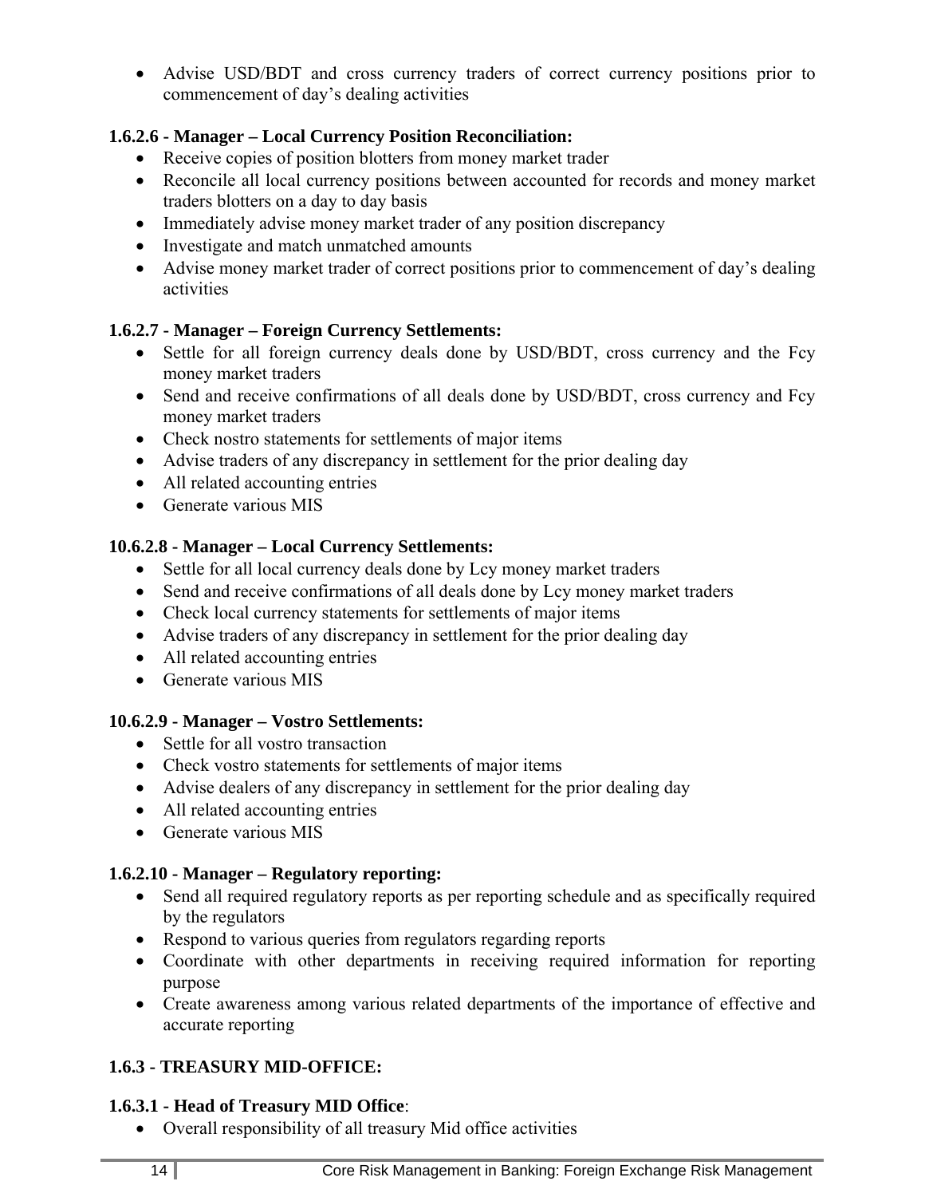- Advise USD/BDT and cross currency traders of correct currency positions prior to commencement of day's dealing activities

**1.6.2.6 - Manager – Local Currency Position Reconciliation:**

- Receive copies of position blotters from money market trader
- Reconcile all local currency positions between accounted for records and money market traders blotters on a day to day basis
- Immediately advise money market trader of any position discrepancy
- Investigate and match unmatched amounts
- Advise money market trader of correct positions prior to commencement of day's dealing activities

**1.6.2.7 - Manager – Foreign Currency Settlements:**

- Settle for all foreign currency deals done by USD/BDT, cross currency and the Fcy money market traders
- Send and receive confirmations of all deals done by USD/BDT, cross currency and Fcy money market traders
- Check nostro statements for settlements of major items
- Advise traders of any discrepancy in settlement for the prior dealing day
- All related accounting entries
- Generate various MIS

**10.6.2.8 - Manager – Local Currency Settlements:**

- Settle for all local currency deals done by Lcy money market traders
- Send and receive confirmations of all deals done by Lcy money market traders
- Check local currency statements for settlements of major items
- Advise traders of any discrepancy in settlement for the prior dealing day
- All related accounting entries
- Generate various MIS

**10.6.2.9 - Manager – Vostro Settlements:**

- Settle for all vostro transaction
- Check vostro statements for settlements of major items
- Advise dealers of any discrepancy in settlement for the prior dealing day
- All related accounting entries
- Generate various MIS

**1.6.2.10 - Manager – Regulatory reporting:**

- Send all required regulatory reports as per reporting schedule and as specifically required by the regulators
- Respond to various queries from regulators regarding reports
- Coordinate with other departments in receiving required information for reporting purpose
- Create awareness among various related departments of the importance of effective and accurate reporting

**1.6.3 - TREASURY MID-OFFICE:**

**1.6.3.1 - Head of Treasury MID Office**:

- Overall responsibility of all treasury Mid office activities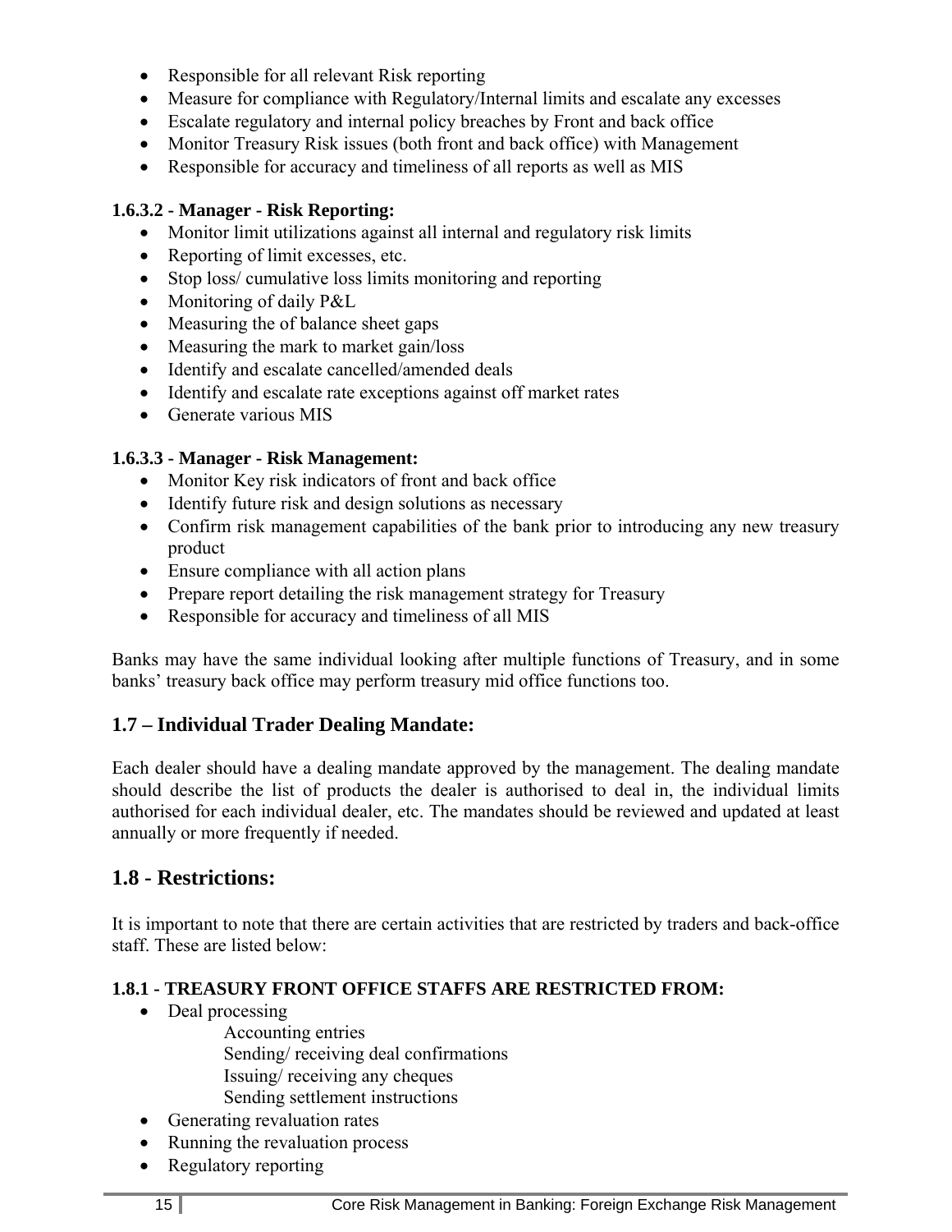- Responsible for all relevant Risk reporting
- Measure for compliance with Regulatory/Internal limits and escalate any excesses
- Escalate regulatory and internal policy breaches by Front and back office
- Monitor Treasury Risk issues (both front and back office) with Management
- Responsible for accuracy and timeliness of all reports as well as MIS

**1.6.3.2 - Manager - Risk Reporting:**

- Monitor limit utilizations against all internal and regulatory risk limits
- Reporting of limit excesses, etc.
- Stop loss/ cumulative loss limits monitoring and reporting
- Monitoring of daily P&L
- Measuring the of balance sheet gaps
- Measuring the mark to market gain/loss
- Identify and escalate cancelled/amended deals
- Identify and escalate rate exceptions against off market rates
- Generate various MIS

**1.6.3.3 - Manager - Risk Management:**

- Monitor Key risk indicators of front and back office
- Identify future risk and design solutions as necessary
- Confirm risk management capabilities of the bank prior to introducing any new treasury product
- Ensure compliance with all action plans
- Prepare report detailing the risk management strategy for Treasury
- Responsible for accuracy and timeliness of all MIS

Banks may have the same individual looking after multiple functions of Treasury, and in some banks' treasury back office may perform treasury mid office functions too.

## 1.7 – Individual Trader Dealing Mandate:

Each dealer should have a dealing mandate approved by the management. The dealing mandate should describe the list of products the dealer is authorised to deal in, the individual limits authorised for each individual dealer, etc. The mandates should be reviewed and updated at least annually or more frequently if needed.

## 1.8 - Restrictions:

It is important to note that there are certain activities that are restricted by traders and back-office staff. These are listed below:

**1.8.1 - TREASURY FRONT OFFICE STAFFS ARE RESTRICTED FROM:**

- Deal processing
    - Accounting entries
    - Sending/ receiving deal confirmations
    - Issuing/ receiving any cheques
    - Sending settlement instructions
- Generating revaluation rates
- Running the revaluation process
- Regulatory reporting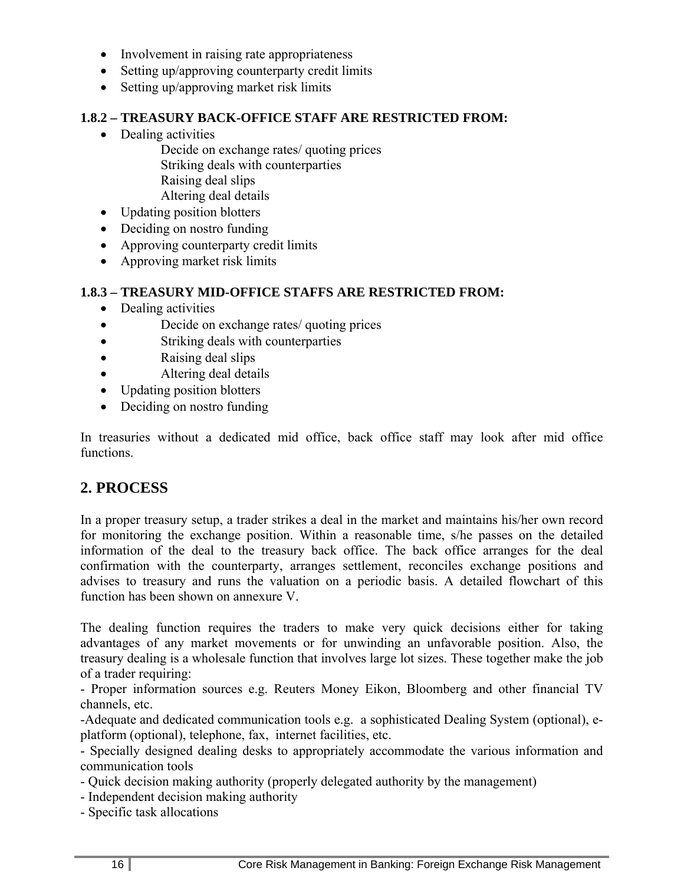- Involvement in raising rate appropriateness
- Setting up/approving counterparty credit limits
- Setting up/approving market risk limits

### 1.8.2 – TREASURY BACK-OFFICE STAFF ARE RESTRICTED FROM:

- Dealing activities
  - Decide on exchange rates/ quoting prices
  - Striking deals with counterparties
  - Raising deal slips
  - Altering deal details
- Updating position blotters
- Deciding on nostro funding
- Approving counterparty credit limits
- Approving market risk limits

### 1.8.3 – TREASURY MID-OFFICE STAFFS ARE RESTRICTED FROM:

- Dealing activities
- Decide on exchange rates/ quoting prices
- Striking deals with counterparties
- Raising deal slips
- Altering deal details
- Updating position blotters
- Deciding on nostro funding

In treasuries without a dedicated mid office, back office staff may look after mid office functions.

## 2. PROCESS

In a proper treasury setup, a trader strikes a deal in the market and maintains his/her own record for monitoring the exchange position. Within a reasonable time, s/he passes on the detailed information of the deal to the treasury back office. The back office arranges for the deal confirmation with the counterparty, arranges settlement, reconciles exchange positions and advises to treasury and runs the valuation on a periodic basis. A detailed flowchart of this function has been shown on annexure V.

The dealing function requires the traders to make very quick decisions either for taking advantages of any market movements or for unwinding an unfavorable position. Also, the treasury dealing is a wholesale function that involves large lot sizes. These together make the job of a trader requiring:

- Proper information sources e.g. Reuters Money Eikon, Bloomberg and other financial TV channels, etc.

-Adequate and dedicated communication tools e.g. a sophisticated Dealing System (optional), e-platform (optional), telephone, fax, internet facilities, etc.

- Specially designed dealing desks to appropriately accommodate the various information and communication tools

- Quick decision making authority (properly delegated authority by the management)

- Independent decision making authority

- Specific task allocations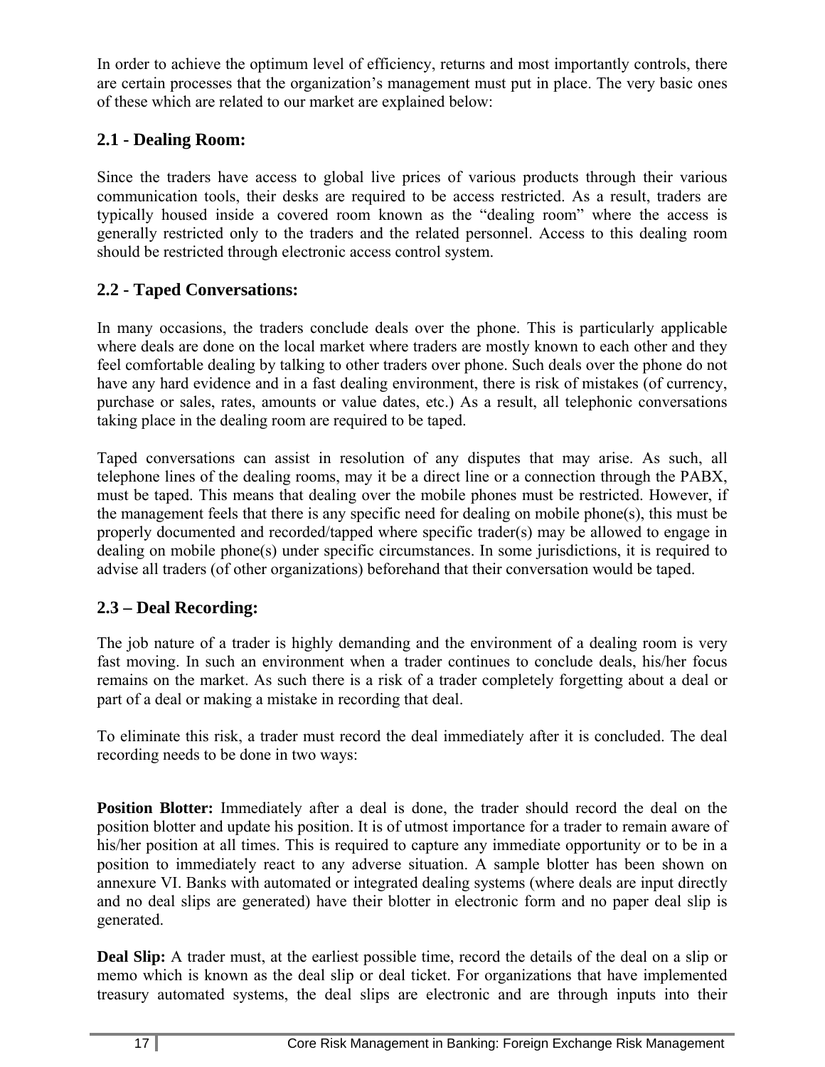In order to achieve the optimum level of efficiency, returns and most importantly controls, there are certain processes that the organization's management must put in place. The very basic ones of these which are related to our market are explained below:

## 2.1 - Dealing Room:

Since the traders have access to global live prices of various products through their various communication tools, their desks are required to be access restricted. As a result, traders are typically housed inside a covered room known as the "dealing room" where the access is generally restricted only to the traders and the related personnel. Access to this dealing room should be restricted through electronic access control system.

## 2.2 - Taped Conversations:

In many occasions, the traders conclude deals over the phone. This is particularly applicable where deals are done on the local market where traders are mostly known to each other and they feel comfortable dealing by talking to other traders over phone. Such deals over the phone do not have any hard evidence and in a fast dealing environment, there is risk of mistakes (of currency, purchase or sales, rates, amounts or value dates, etc.) As a result, all telephonic conversations taking place in the dealing room are required to be taped.

Taped conversations can assist in resolution of any disputes that may arise. As such, all telephone lines of the dealing rooms, may it be a direct line or a connection through the PABX, must be taped. This means that dealing over the mobile phones must be restricted. However, if the management feels that there is any specific need for dealing on mobile phone(s), this must be properly documented and recorded/tapped where specific trader(s) may be allowed to engage in dealing on mobile phone(s) under specific circumstances. In some jurisdictions, it is required to advise all traders (of other organizations) beforehand that their conversation would be taped.

## 2.3 – Deal Recording:

The job nature of a trader is highly demanding and the environment of a dealing room is very fast moving. In such an environment when a trader continues to conclude deals, his/her focus remains on the market. As such there is a risk of a trader completely forgetting about a deal or part of a deal or making a mistake in recording that deal.

To eliminate this risk, a trader must record the deal immediately after it is concluded. The deal recording needs to be done in two ways:

**Position Blotter:** Immediately after a deal is done, the trader should record the deal on the position blotter and update his position. It is of utmost importance for a trader to remain aware of his/her position at all times. This is required to capture any immediate opportunity or to be in a position to immediately react to any adverse situation. A sample blotter has been shown on annexure VI. Banks with automated or integrated dealing systems (where deals are input directly and no deal slips are generated) have their blotter in electronic form and no paper deal slip is generated.

**Deal Slip:** A trader must, at the earliest possible time, record the details of the deal on a slip or memo which is known as the deal slip or deal ticket. For organizations that have implemented treasury automated systems, the deal slips are electronic and are through inputs into their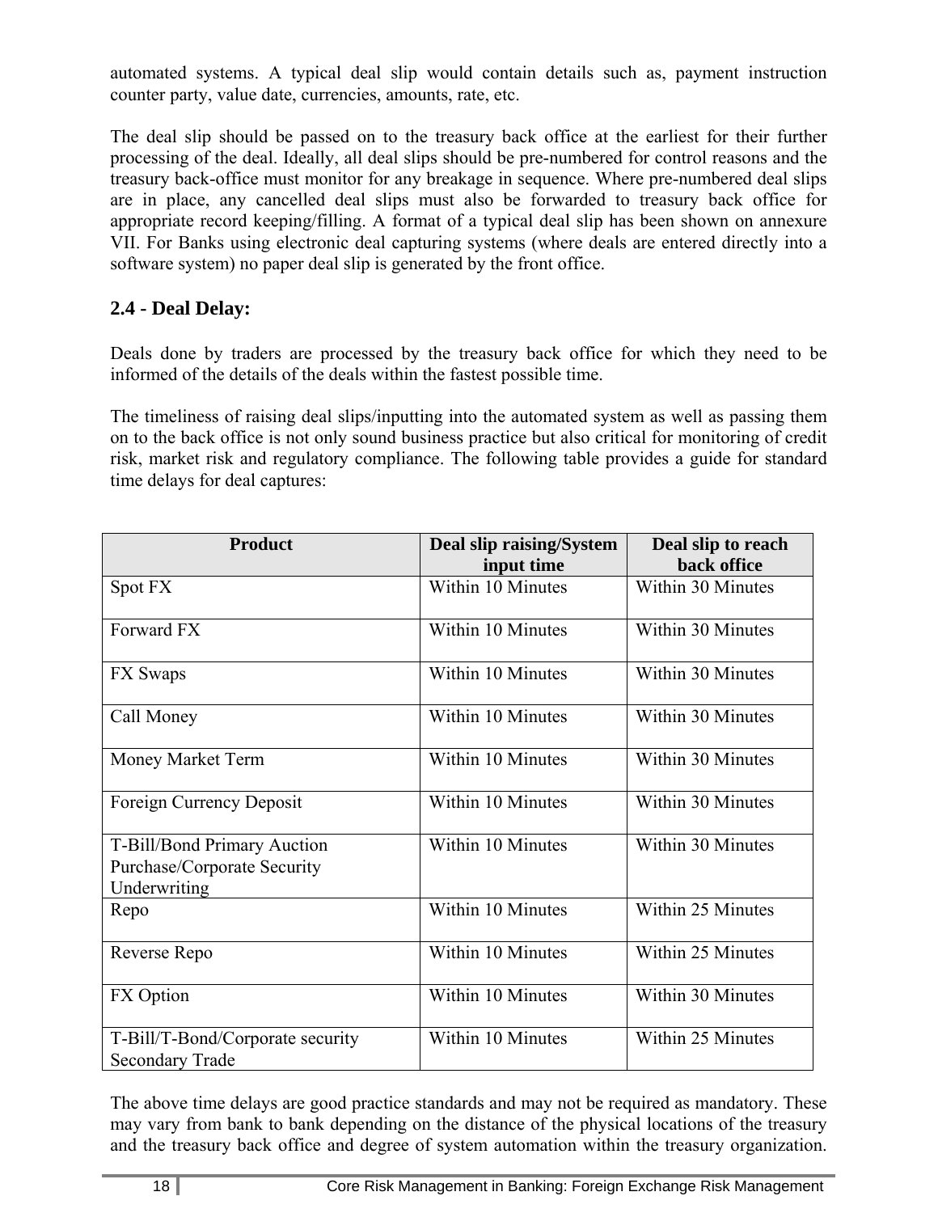automated systems. A typical deal slip would contain details such as, payment instruction counter party, value date, currencies, amounts, rate, etc.

The deal slip should be passed on to the treasury back office at the earliest for their further processing of the deal. Ideally, all deal slips should be pre-numbered for control reasons and the treasury back-office must monitor for any breakage in sequence. Where pre-numbered deal slips are in place, any cancelled deal slips must also be forwarded to treasury back office for appropriate record keeping/filling. A format of a typical deal slip has been shown on annexure VII. For Banks using electronic deal capturing systems (where deals are entered directly into a software system) no paper deal slip is generated by the front office.

## 2.4 - Deal Delay:

Deals done by traders are processed by the treasury back office for which they need to be informed of the details of the deals within the fastest possible time.

The timeliness of raising deal slips/inputting into the automated system as well as passing them on to the back office is not only sound business practice but also critical for monitoring of credit risk, market risk and regulatory compliance. The following table provides a guide for standard time delays for deal captures:

| Product | Deal slip raising/System input time | Deal slip to reach back office |
|---|---|---|
| Spot FX | Within 10 Minutes | Within 30 Minutes |
| Forward FX | Within 10 Minutes | Within 30 Minutes |
| FX Swaps | Within 10 Minutes | Within 30 Minutes |
| Call Money | Within 10 Minutes | Within 30 Minutes |
| Money Market Term | Within 10 Minutes | Within 30 Minutes |
| Foreign Currency Deposit | Within 10 Minutes | Within 30 Minutes |
| T-Bill/Bond Primary Auction Purchase/Corporate Security Underwriting | Within 10 Minutes | Within 30 Minutes |
| Repo | Within 10 Minutes | Within 25 Minutes |
| Reverse Repo | Within 10 Minutes | Within 25 Minutes |
| FX Option | Within 10 Minutes | Within 30 Minutes |
| T-Bill/T-Bond/Corporate security Secondary Trade | Within 10 Minutes | Within 25 Minutes |

The above time delays are good practice standards and may not be required as mandatory. These may vary from bank to bank depending on the distance of the physical locations of the treasury and the treasury back office and degree of system automation within the treasury organization.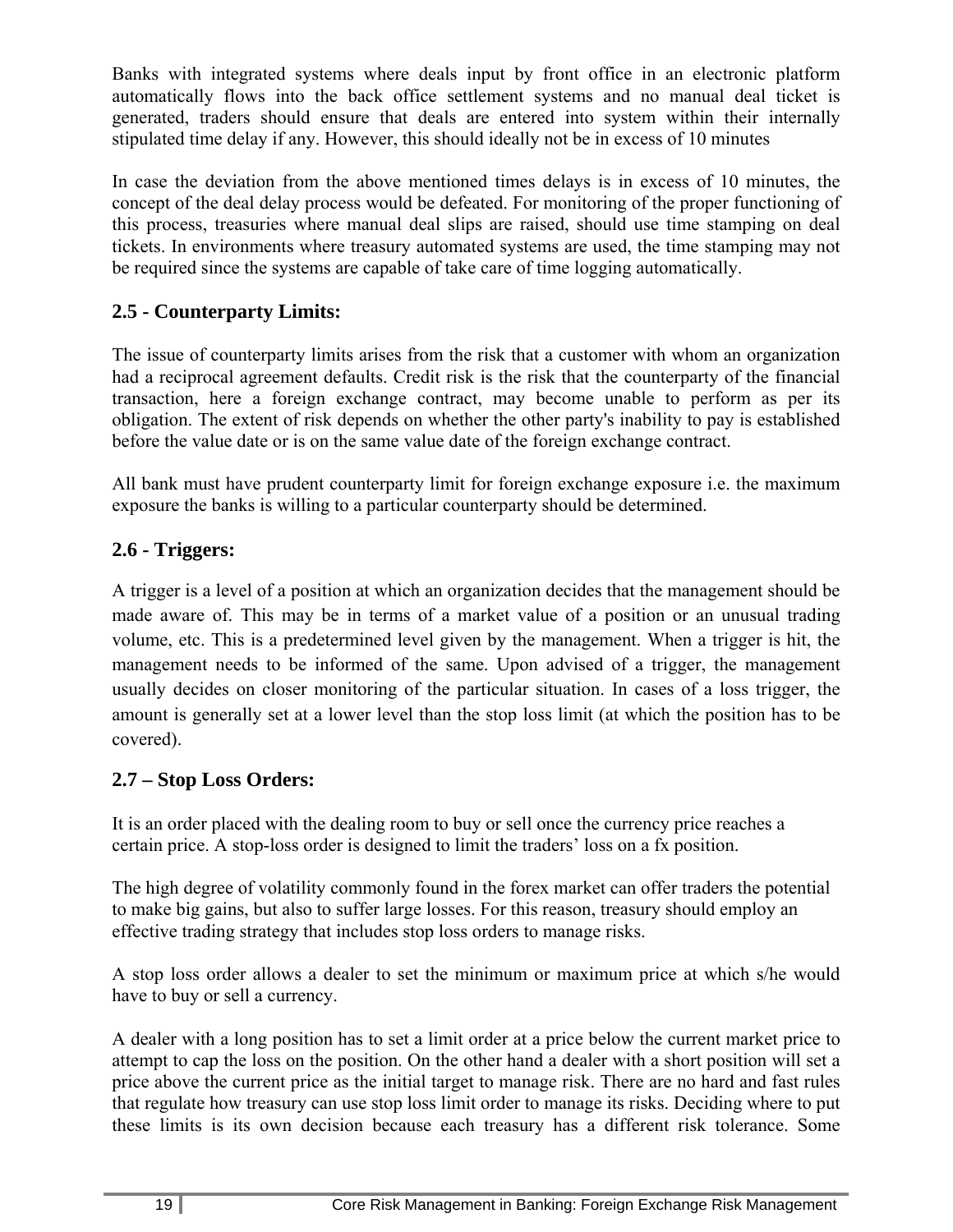Banks with integrated systems where deals input by front office in an electronic platform automatically flows into the back office settlement systems and no manual deal ticket is generated, traders should ensure that deals are entered into system within their internally stipulated time delay if any. However, this should ideally not be in excess of 10 minutes

In case the deviation from the above mentioned times delays is in excess of 10 minutes, the concept of the deal delay process would be defeated. For monitoring of the proper functioning of this process, treasuries where manual deal slips are raised, should use time stamping on deal tickets. In environments where treasury automated systems are used, the time stamping may not be required since the systems are capable of take care of time logging automatically.

## 2.5 - Counterparty Limits:

The issue of counterparty limits arises from the risk that a customer with whom an organization had a reciprocal agreement defaults. Credit risk is the risk that the counterparty of the financial transaction, here a foreign exchange contract, may become unable to perform as per its obligation. The extent of risk depends on whether the other party's inability to pay is established before the value date or is on the same value date of the foreign exchange contract.

All bank must have prudent counterparty limit for foreign exchange exposure i.e. the maximum exposure the banks is willing to a particular counterparty should be determined.

## 2.6 - Triggers:

A trigger is a level of a position at which an organization decides that the management should be made aware of. This may be in terms of a market value of a position or an unusual trading volume, etc. This is a predetermined level given by the management. When a trigger is hit, the management needs to be informed of the same. Upon advised of a trigger, the management usually decides on closer monitoring of the particular situation. In cases of a loss trigger, the amount is generally set at a lower level than the stop loss limit (at which the position has to be covered).

## 2.7 – Stop Loss Orders:

It is an order placed with the dealing room to buy or sell once the currency price reaches a certain price. A stop-loss order is designed to limit the traders' loss on a fx position.

The high degree of volatility commonly found in the forex market can offer traders the potential to make big gains, but also to suffer large losses. For this reason, treasury should employ an effective trading strategy that includes stop loss orders to manage risks.

A stop loss order allows a dealer to set the minimum or maximum price at which s/he would have to buy or sell a currency.

A dealer with a long position has to set a limit order at a price below the current market price to attempt to cap the loss on the position. On the other hand a dealer with a short position will set a price above the current price as the initial target to manage risk. There are no hard and fast rules that regulate how treasury can use stop loss limit order to manage its risks. Deciding where to put these limits is its own decision because each treasury has a different risk tolerance. Some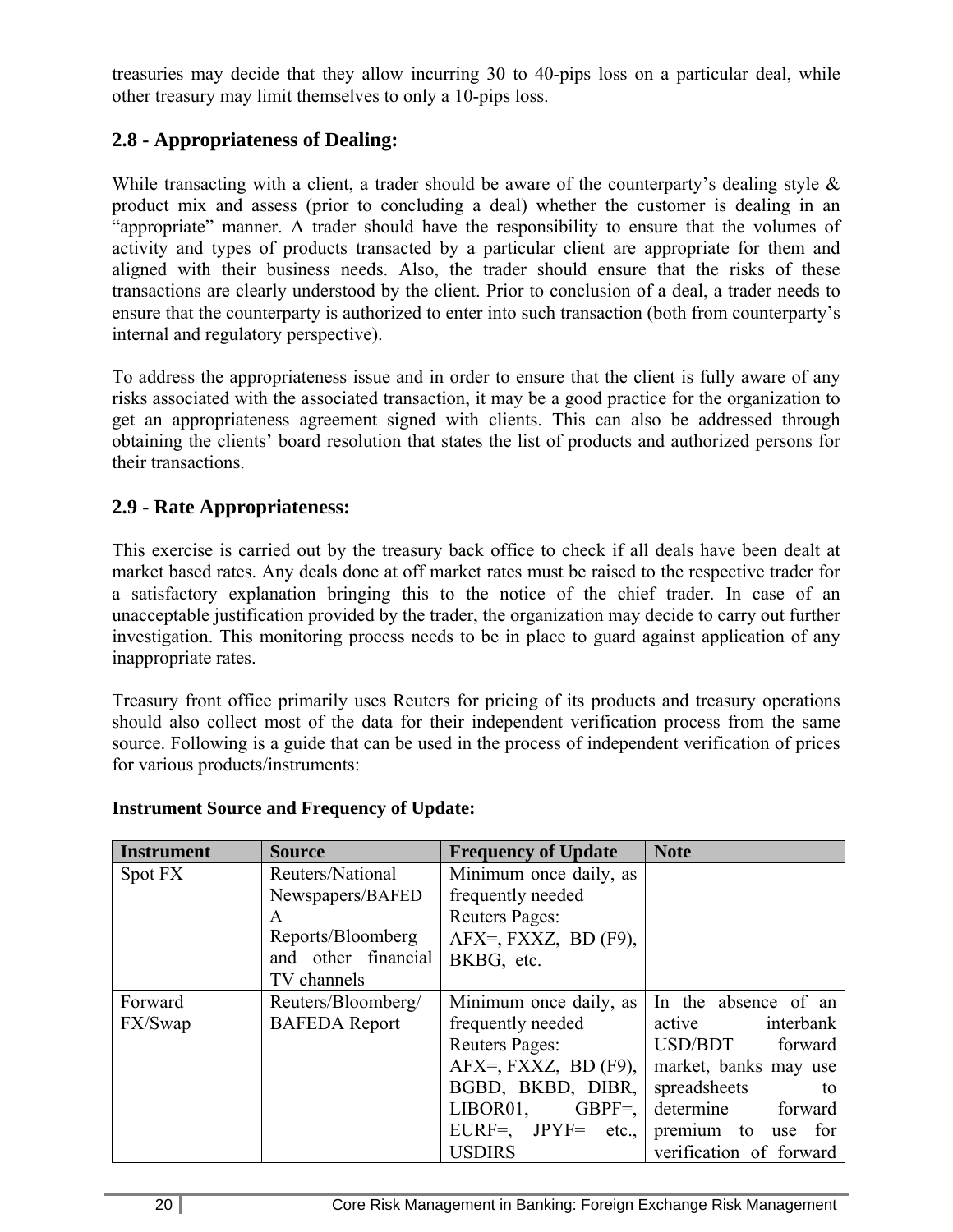treasuries may decide that they allow incurring 30 to 40-pips loss on a particular deal, while other treasury may limit themselves to only a 10-pips loss.

## 2.8 - Appropriateness of Dealing:

While transacting with a client, a trader should be aware of the counterparty's dealing style & product mix and assess (prior to concluding a deal) whether the customer is dealing in an "appropriate" manner. A trader should have the responsibility to ensure that the volumes of activity and types of products transacted by a particular client are appropriate for them and aligned with their business needs. Also, the trader should ensure that the risks of these transactions are clearly understood by the client. Prior to conclusion of a deal, a trader needs to ensure that the counterparty is authorized to enter into such transaction (both from counterparty's internal and regulatory perspective).

To address the appropriateness issue and in order to ensure that the client is fully aware of any risks associated with the associated transaction, it may be a good practice for the organization to get an appropriateness agreement signed with clients. This can also be addressed through obtaining the clients' board resolution that states the list of products and authorized persons for their transactions.

## 2.9 - Rate Appropriateness:

This exercise is carried out by the treasury back office to check if all deals have been dealt at market based rates. Any deals done at off market rates must be raised to the respective trader for a satisfactory explanation bringing this to the notice of the chief trader. In case of an unacceptable justification provided by the trader, the organization may decide to carry out further investigation. This monitoring process needs to be in place to guard against application of any inappropriate rates.

Treasury front office primarily uses Reuters for pricing of its products and treasury operations should also collect most of the data for their independent verification process from the same source. Following is a guide that can be used in the process of independent verification of prices for various products/instruments:

**Instrument Source and Frequency of Update:**

| Instrument | Source | Frequency of Update | Note |
|---|---|---|---|
| Spot FX | Reuters/National Newspapers/BAFEDA Reports/Bloomberg and other financial TV channels | Minimum once daily, as frequently needed<br>Reuters Pages:<br>AFX=, FXXZ, BD (F9), BKBG, etc. | |
| Forward FX/Swap | Reuters/Bloomberg/ BAFEDA Report | Minimum once daily, as frequently needed<br>Reuters Pages:<br>AFX=, FXXZ, BD (F9), BGBD, BKBD, DIBR, LIBOR01, GBPF=, EURF=, JPYF= etc., USDIRS | In the absence of an active interbank USD/BDT forward market, banks may use spreadsheets to determine forward premium to use for verification of forward |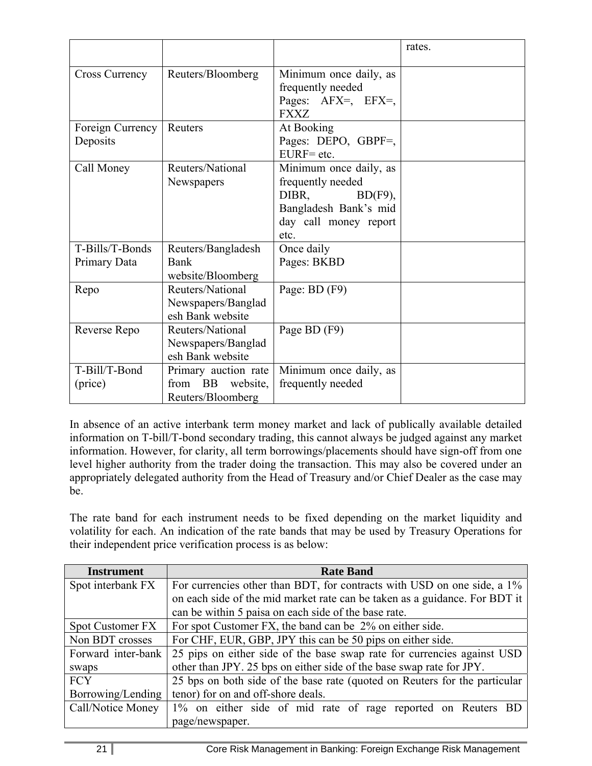| | | | rates. |
|---|---|---|---|
| Cross Currency | Reuters/Bloomberg | Minimum once daily, as frequently needed<br>Pages: AFX=, EFX=, FXXZ | |
| Foreign Currency Deposits | Reuters | At Booking<br>Pages: DEPO, GBPF=, EURF= etc. | |
| Call Money | Reuters/National Newspapers | Minimum once daily, as frequently needed<br>DIBR, BD(F9), Bangladesh Bank's mid day call money report etc. | |
| T-Bills/T-Bonds Primary Data | Reuters/Bangladesh Bank website/Bloomberg | Once daily<br>Pages: BKBD | |
| Repo | Reuters/National Newspapers/Bangladesh Bank website | Page: BD (F9) | |
| Reverse Repo | Reuters/National Newspapers/Bangladesh Bank website | Page BD (F9) | |
| T-Bill/T-Bond (price) | Primary auction rate from BB website, Reuters/Bloomberg | Minimum once daily, as frequently needed | |

In absence of an active interbank term money market and lack of publically available detailed information on T-bill/T-bond secondary trading, this cannot always be judged against any market information. However, for clarity, all term borrowings/placements should have sign-off from one level higher authority from the trader doing the transaction. This may also be covered under an appropriately delegated authority from the Head of Treasury and/or Chief Dealer as the case may be.

The rate band for each instrument needs to be fixed depending on the market liquidity and volatility for each. An indication of the rate bands that may be used by Treasury Operations for their independent price verification process is as below:

| Instrument | Rate Band |
|---|---|
| Spot interbank FX | For currencies other than BDT, for contracts with USD on one side, a 1% on each side of the mid market rate can be taken as a guidance. For BDT it can be within 5 paisa on each side of the base rate. |
| Spot Customer FX | For spot Customer FX, the band can be 2% on either side. |
| Non BDT crosses | For CHF, EUR, GBP, JPY this can be 50 pips on either side. |
| Forward inter-bank swaps | 25 pips on either side of the base swap rate for currencies against USD other than JPY. 25 bps on either side of the base swap rate for JPY. |
| FCY Borrowing/Lending | 25 bps on both side of the base rate (quoted on Reuters for the particular tenor) for on and off-shore deals. |
| Call/Notice Money | 1% on either side of mid rate of rage reported on Reuters BD page/newspaper. |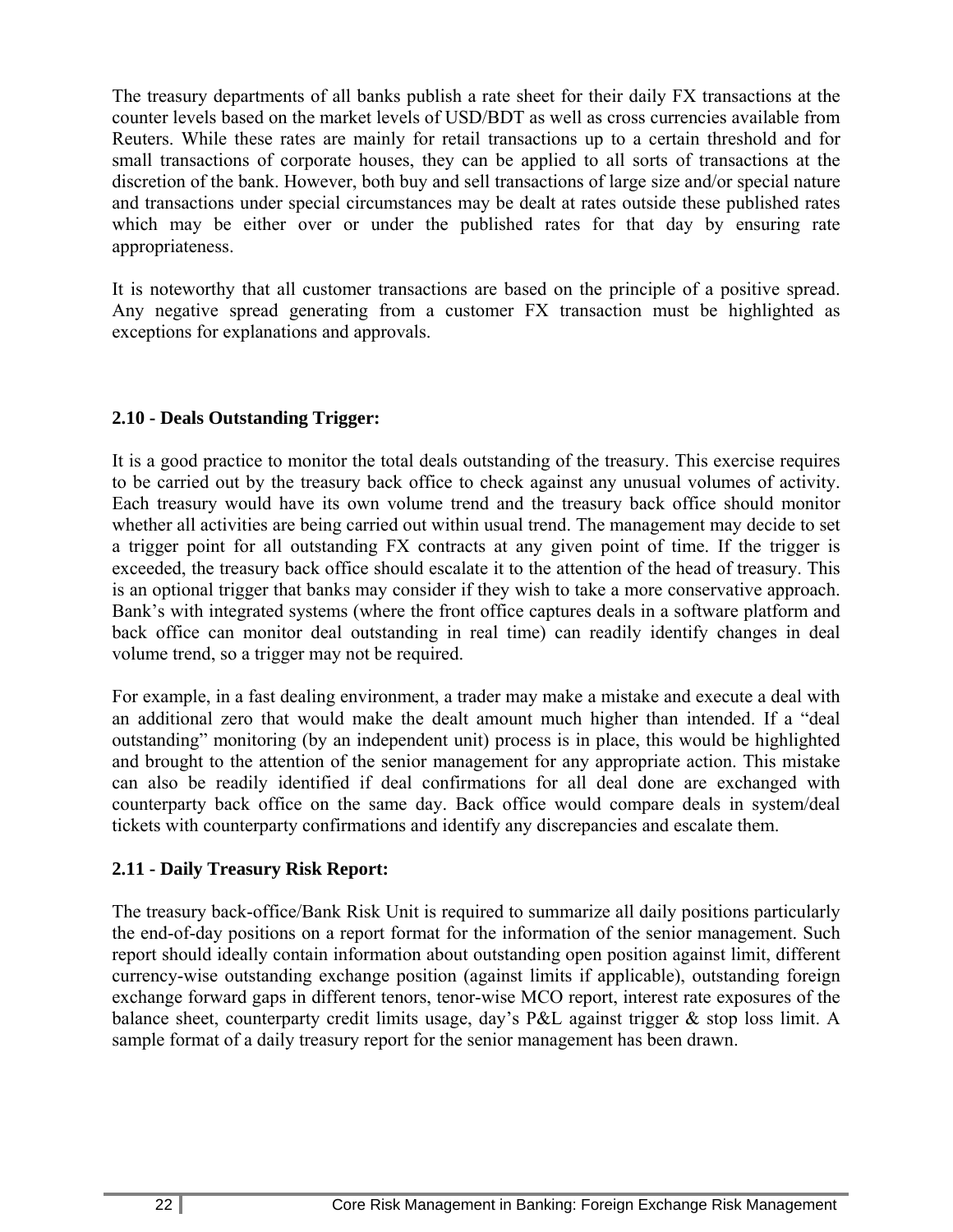The treasury departments of all banks publish a rate sheet for their daily FX transactions at the counter levels based on the market levels of USD/BDT as well as cross currencies available from Reuters. While these rates are mainly for retail transactions up to a certain threshold and for small transactions of corporate houses, they can be applied to all sorts of transactions at the discretion of the bank. However, both buy and sell transactions of large size and/or special nature and transactions under special circumstances may be dealt at rates outside these published rates which may be either over or under the published rates for that day by ensuring rate appropriateness.

It is noteworthy that all customer transactions are based on the principle of a positive spread. Any negative spread generating from a customer FX transaction must be highlighted as exceptions for explanations and approvals.

### 2.10 - Deals Outstanding Trigger:

It is a good practice to monitor the total deals outstanding of the treasury. This exercise requires to be carried out by the treasury back office to check against any unusual volumes of activity. Each treasury would have its own volume trend and the treasury back office should monitor whether all activities are being carried out within usual trend. The management may decide to set a trigger point for all outstanding FX contracts at any given point of time. If the trigger is exceeded, the treasury back office should escalate it to the attention of the head of treasury. This is an optional trigger that banks may consider if they wish to take a more conservative approach. Bank's with integrated systems (where the front office captures deals in a software platform and back office can monitor deal outstanding in real time) can readily identify changes in deal volume trend, so a trigger may not be required.

For example, in a fast dealing environment, a trader may make a mistake and execute a deal with an additional zero that would make the dealt amount much higher than intended. If a "deal outstanding" monitoring (by an independent unit) process is in place, this would be highlighted and brought to the attention of the senior management for any appropriate action. This mistake can also be readily identified if deal confirmations for all deal done are exchanged with counterparty back office on the same day. Back office would compare deals in system/deal tickets with counterparty confirmations and identify any discrepancies and escalate them.

### 2.11 - Daily Treasury Risk Report:

The treasury back-office/Bank Risk Unit is required to summarize all daily positions particularly the end-of-day positions on a report format for the information of the senior management. Such report should ideally contain information about outstanding open position against limit, different currency-wise outstanding exchange position (against limits if applicable), outstanding foreign exchange forward gaps in different tenors, tenor-wise MCO report, interest rate exposures of the balance sheet, counterparty credit limits usage, day's P&L against trigger & stop loss limit. A sample format of a daily treasury report for the senior management has been drawn.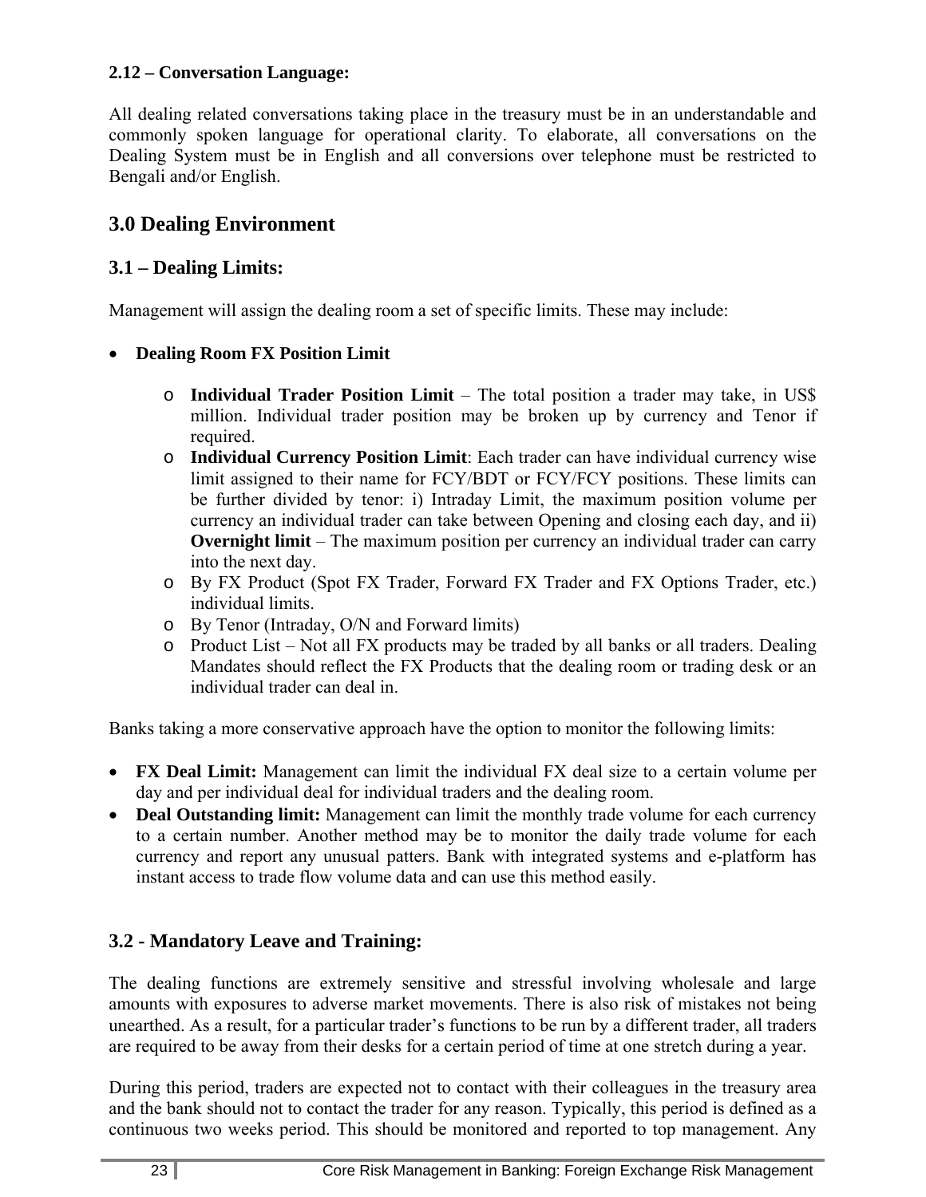**2.12 – Conversation Language:**

All dealing related conversations taking place in the treasury must be in an understandable and commonly spoken language for operational clarity. To elaborate, all conversations on the Dealing System must be in English and all conversions over telephone must be restricted to Bengali and/or English.

## 3.0 Dealing Environment

### 3.1 – Dealing Limits:

Management will assign the dealing room a set of specific limits. These may include:

- **Dealing Room FX Position Limit**
  - **Individual Trader Position Limit** – The total position a trader may take, in US$ million. Individual trader position may be broken up by currency and Tenor if required.
  - **Individual Currency Position Limit**: Each trader can have individual currency wise limit assigned to their name for FCY/BDT or FCY/FCY positions. These limits can be further divided by tenor: i) Intraday Limit, the maximum position volume per currency an individual trader can take between Opening and closing each day, and ii) **Overnight limit** – The maximum position per currency an individual trader can carry into the next day.
  - By FX Product (Spot FX Trader, Forward FX Trader and FX Options Trader, etc.) individual limits.
  - By Tenor (Intraday, O/N and Forward limits)
  - Product List – Not all FX products may be traded by all banks or all traders. Dealing Mandates should reflect the FX Products that the dealing room or trading desk or an individual trader can deal in.

Banks taking a more conservative approach have the option to monitor the following limits:

- **FX Deal Limit:** Management can limit the individual FX deal size to a certain volume per day and per individual deal for individual traders and the dealing room.
- **Deal Outstanding limit:** Management can limit the monthly trade volume for each currency to a certain number. Another method may be to monitor the daily trade volume for each currency and report any unusual patters. Bank with integrated systems and e-platform has instant access to trade flow volume data and can use this method easily.

### 3.2 - Mandatory Leave and Training:

The dealing functions are extremely sensitive and stressful involving wholesale and large amounts with exposures to adverse market movements. There is also risk of mistakes not being unearthed. As a result, for a particular trader's functions to be run by a different trader, all traders are required to be away from their desks for a certain period of time at one stretch during a year.

During this period, traders are expected not to contact with their colleagues in the treasury area and the bank should not to contact the trader for any reason. Typically, this period is defined as a continuous two weeks period. This should be monitored and reported to top management. Any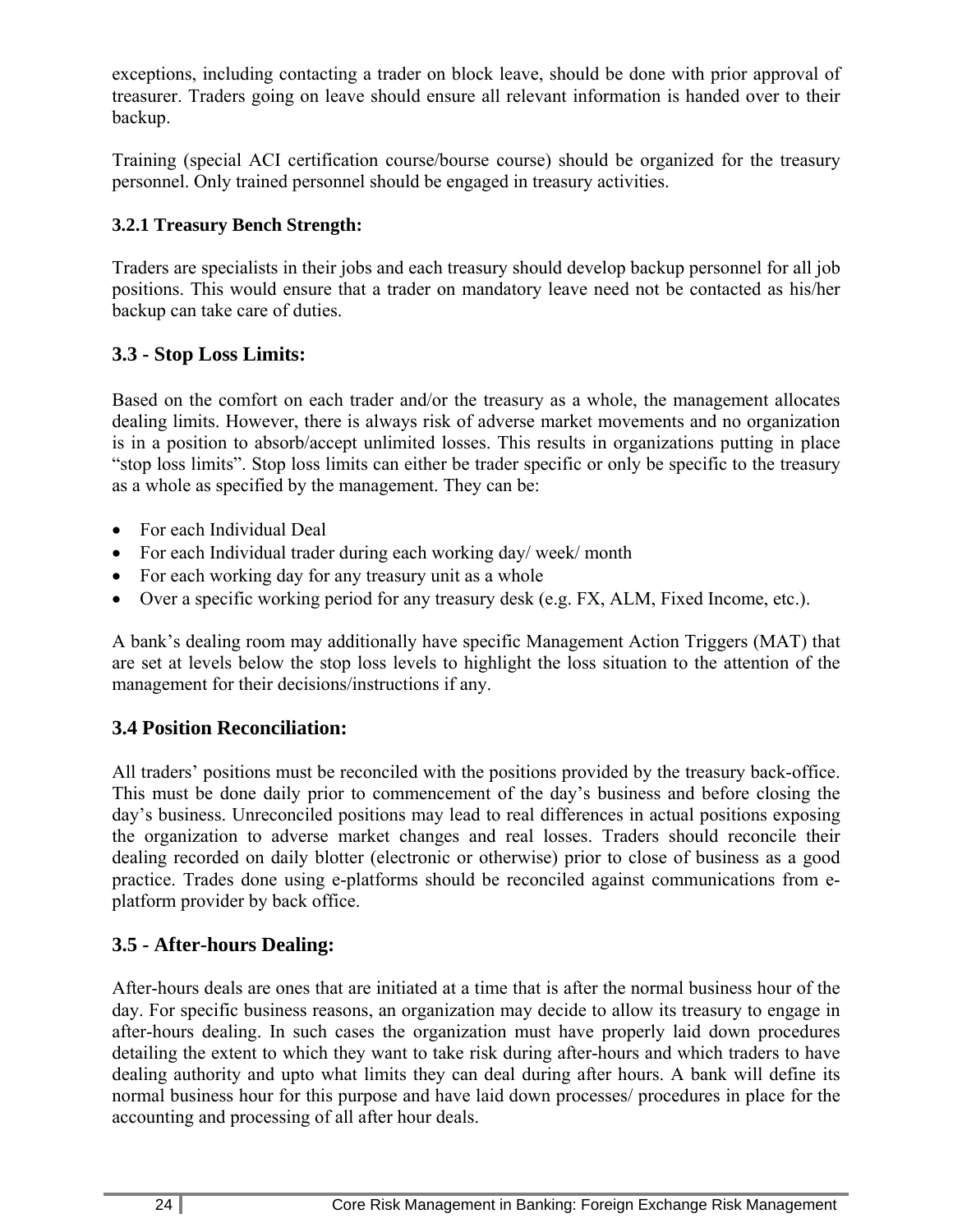exceptions, including contacting a trader on block leave, should be done with prior approval of treasurer. Traders going on leave should ensure all relevant information is handed over to their backup.

Training (special ACI certification course/bourse course) should be organized for the treasury personnel. Only trained personnel should be engaged in treasury activities.

### 3.2.1 Treasury Bench Strength:

Traders are specialists in their jobs and each treasury should develop backup personnel for all job positions. This would ensure that a trader on mandatory leave need not be contacted as his/her backup can take care of duties.

## 3.3 - Stop Loss Limits:

Based on the comfort on each trader and/or the treasury as a whole, the management allocates dealing limits. However, there is always risk of adverse market movements and no organization is in a position to absorb/accept unlimited losses. This results in organizations putting in place "stop loss limits". Stop loss limits can either be trader specific or only be specific to the treasury as a whole as specified by the management. They can be:

- For each Individual Deal
- For each Individual trader during each working day/ week/ month
- For each working day for any treasury unit as a whole
- Over a specific working period for any treasury desk (e.g. FX, ALM, Fixed Income, etc.).

A bank's dealing room may additionally have specific Management Action Triggers (MAT) that are set at levels below the stop loss levels to highlight the loss situation to the attention of the management for their decisions/instructions if any.

## 3.4 Position Reconciliation:

All traders' positions must be reconciled with the positions provided by the treasury back-office. This must be done daily prior to commencement of the day's business and before closing the day's business. Unreconciled positions may lead to real differences in actual positions exposing the organization to adverse market changes and real losses. Traders should reconcile their dealing recorded on daily blotter (electronic or otherwise) prior to close of business as a good practice. Trades done using e-platforms should be reconciled against communications from e-platform provider by back office.

## 3.5 - After-hours Dealing:

After-hours deals are ones that are initiated at a time that is after the normal business hour of the day. For specific business reasons, an organization may decide to allow its treasury to engage in after-hours dealing. In such cases the organization must have properly laid down procedures detailing the extent to which they want to take risk during after-hours and which traders to have dealing authority and upto what limits they can deal during after hours. A bank will define its normal business hour for this purpose and have laid down processes/ procedures in place for the accounting and processing of all after hour deals.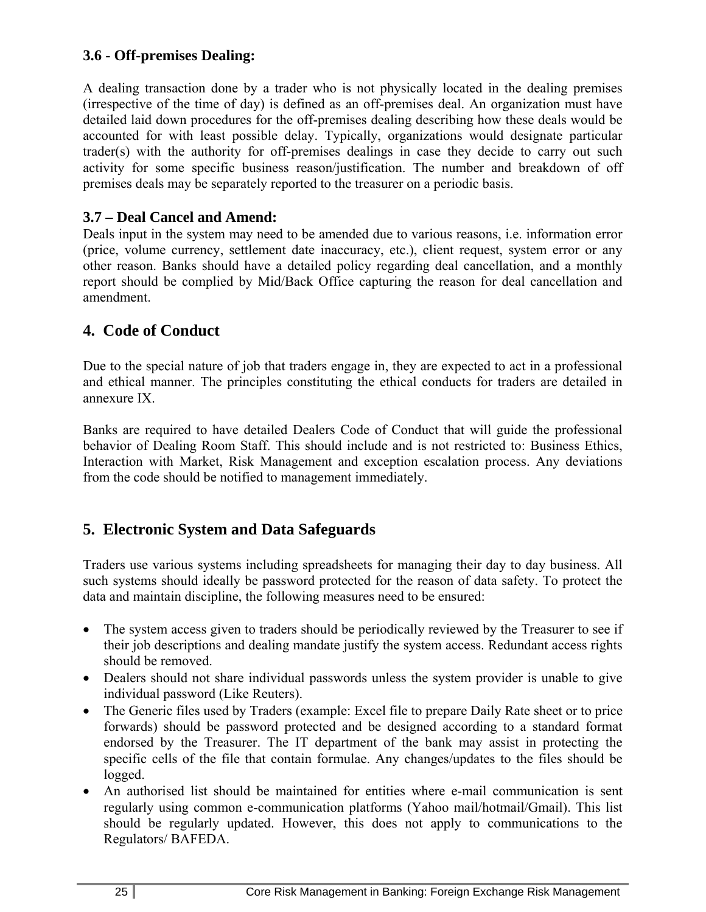### 3.6 - Off-premises Dealing:

A dealing transaction done by a trader who is not physically located in the dealing premises (irrespective of the time of day) is defined as an off-premises deal. An organization must have detailed laid down procedures for the off-premises dealing describing how these deals would be accounted for with least possible delay. Typically, organizations would designate particular trader(s) with the authority for off-premises dealings in case they decide to carry out such activity for some specific business reason/justification. The number and breakdown of off premises deals may be separately reported to the treasurer on a periodic basis.

### 3.7 – Deal Cancel and Amend:

Deals input in the system may need to be amended due to various reasons, i.e. information error (price, volume currency, settlement date inaccuracy, etc.), client request, system error or any other reason. Banks should have a detailed policy regarding deal cancellation, and a monthly report should be complied by Mid/Back Office capturing the reason for deal cancellation and amendment.

## 4. Code of Conduct

Due to the special nature of job that traders engage in, they are expected to act in a professional and ethical manner. The principles constituting the ethical conducts for traders are detailed in annexure IX.

Banks are required to have detailed Dealers Code of Conduct that will guide the professional behavior of Dealing Room Staff. This should include and is not restricted to: Business Ethics, Interaction with Market, Risk Management and exception escalation process. Any deviations from the code should be notified to management immediately.

## 5. Electronic System and Data Safeguards

Traders use various systems including spreadsheets for managing their day to day business. All such systems should ideally be password protected for the reason of data safety. To protect the data and maintain discipline, the following measures need to be ensured:

- The system access given to traders should be periodically reviewed by the Treasurer to see if their job descriptions and dealing mandate justify the system access. Redundant access rights should be removed.
- Dealers should not share individual passwords unless the system provider is unable to give individual password (Like Reuters).
- The Generic files used by Traders (example: Excel file to prepare Daily Rate sheet or to price forwards) should be password protected and be designed according to a standard format endorsed by the Treasurer. The IT department of the bank may assist in protecting the specific cells of the file that contain formulae. Any changes/updates to the files should be logged.
- An authorised list should be maintained for entities where e-mail communication is sent regularly using common e-communication platforms (Yahoo mail/hotmail/Gmail). This list should be regularly updated. However, this does not apply to communications to the Regulators/ BAFEDA.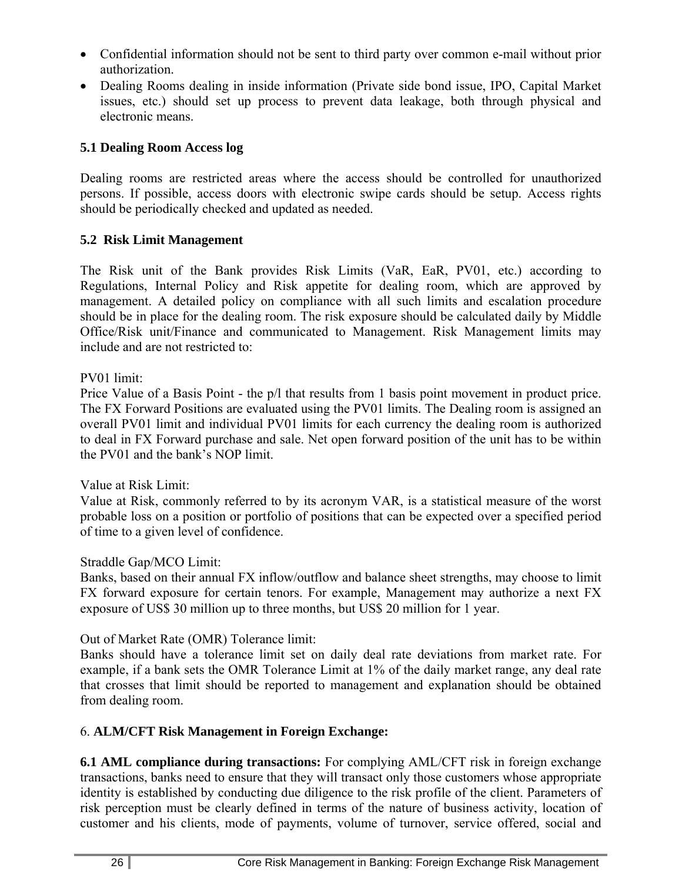- Confidential information should not be sent to third party over common e-mail without prior authorization.
- Dealing Rooms dealing in inside information (Private side bond issue, IPO, Capital Market issues, etc.) should set up process to prevent data leakage, both through physical and electronic means.

### 5.1 Dealing Room Access log

Dealing rooms are restricted areas where the access should be controlled for unauthorized persons. If possible, access doors with electronic swipe cards should be setup. Access rights should be periodically checked and updated as needed.

### 5.2 Risk Limit Management

The Risk unit of the Bank provides Risk Limits (VaR, EaR, PV01, etc.) according to Regulations, Internal Policy and Risk appetite for dealing room, which are approved by management. A detailed policy on compliance with all such limits and escalation procedure should be in place for the dealing room. The risk exposure should be calculated daily by Middle Office/Risk unit/Finance and communicated to Management. Risk Management limits may include and are not restricted to:

PV01 limit:
Price Value of a Basis Point - the p/l that results from 1 basis point movement in product price. The FX Forward Positions are evaluated using the PV01 limits. The Dealing room is assigned an overall PV01 limit and individual PV01 limits for each currency the dealing room is authorized to deal in FX Forward purchase and sale. Net open forward position of the unit has to be within the PV01 and the bank's NOP limit.

Value at Risk Limit:
Value at Risk, commonly referred to by its acronym VAR, is a statistical measure of the worst probable loss on a position or portfolio of positions that can be expected over a specified period of time to a given level of confidence.

Straddle Gap/MCO Limit:
Banks, based on their annual FX inflow/outflow and balance sheet strengths, may choose to limit FX forward exposure for certain tenors. For example, Management may authorize a next FX exposure of US$ 30 million up to three months, but US$ 20 million for 1 year.

Out of Market Rate (OMR) Tolerance limit:
Banks should have a tolerance limit set on daily deal rate deviations from market rate. For example, if a bank sets the OMR Tolerance Limit at 1% of the daily market range, any deal rate that crosses that limit should be reported to management and explanation should be obtained from dealing room.

## 6. ALM/CFT Risk Management in Foreign Exchange:

**6.1 AML compliance during transactions:** For complying AML/CFT risk in foreign exchange transactions, banks need to ensure that they will transact only those customers whose appropriate identity is established by conducting due diligence to the risk profile of the client. Parameters of risk perception must be clearly defined in terms of the nature of business activity, location of customer and his clients, mode of payments, volume of turnover, service offered, social and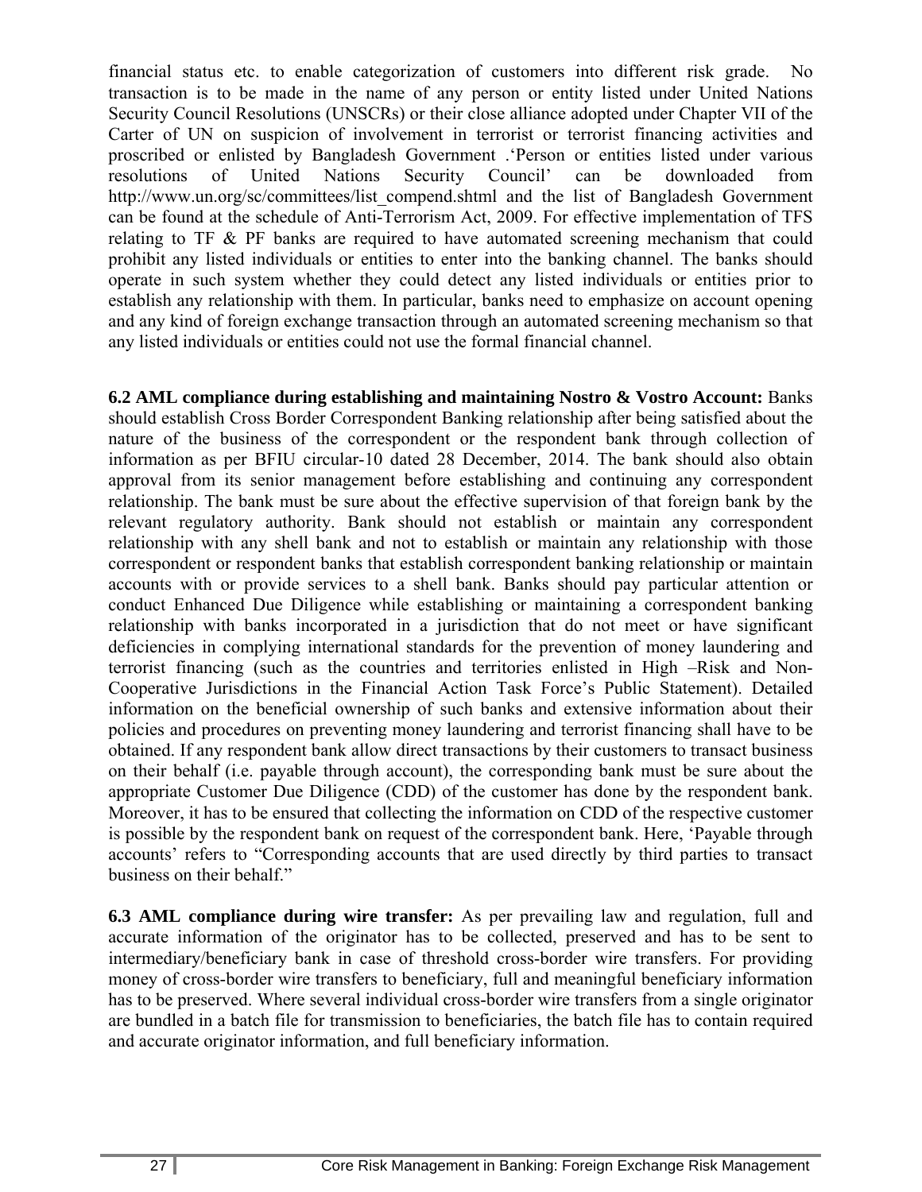financial status etc. to enable categorization of customers into different risk grade. No transaction is to be made in the name of any person or entity listed under United Nations Security Council Resolutions (UNSCRs) or their close alliance adopted under Chapter VII of the Carter of UN on suspicion of involvement in terrorist or terrorist financing activities and proscribed or enlisted by Bangladesh Government .'Person or entities listed under various resolutions of United Nations Security Council' can be downloaded from http://www.un.org/sc/committees/list_compend.shtml and the list of Bangladesh Government can be found at the schedule of Anti-Terrorism Act, 2009. For effective implementation of TFS relating to TF & PF banks are required to have automated screening mechanism that could prohibit any listed individuals or entities to enter into the banking channel. The banks should operate in such system whether they could detect any listed individuals or entities prior to establish any relationship with them. In particular, banks need to emphasize on account opening and any kind of foreign exchange transaction through an automated screening mechanism so that any listed individuals or entities could not use the formal financial channel.

**6.2 AML compliance during establishing and maintaining Nostro & Vostro Account:** Banks should establish Cross Border Correspondent Banking relationship after being satisfied about the nature of the business of the correspondent or the respondent bank through collection of information as per BFIU circular-10 dated 28 December, 2014. The bank should also obtain approval from its senior management before establishing and continuing any correspondent relationship. The bank must be sure about the effective supervision of that foreign bank by the relevant regulatory authority. Bank should not establish or maintain any correspondent relationship with any shell bank and not to establish or maintain any relationship with those correspondent or respondent banks that establish correspondent banking relationship or maintain accounts with or provide services to a shell bank. Banks should pay particular attention or conduct Enhanced Due Diligence while establishing or maintaining a correspondent banking relationship with banks incorporated in a jurisdiction that do not meet or have significant deficiencies in complying international standards for the prevention of money laundering and terrorist financing (such as the countries and territories enlisted in High –Risk and Non-Cooperative Jurisdictions in the Financial Action Task Force's Public Statement). Detailed information on the beneficial ownership of such banks and extensive information about their policies and procedures on preventing money laundering and terrorist financing shall have to be obtained. If any respondent bank allow direct transactions by their customers to transact business on their behalf (i.e. payable through account), the corresponding bank must be sure about the appropriate Customer Due Diligence (CDD) of the customer has done by the respondent bank. Moreover, it has to be ensured that collecting the information on CDD of the respective customer is possible by the respondent bank on request of the correspondent bank. Here, 'Payable through accounts' refers to "Corresponding accounts that are used directly by third parties to transact business on their behalf."

**6.3 AML compliance during wire transfer:** As per prevailing law and regulation, full and accurate information of the originator has to be collected, preserved and has to be sent to intermediary/beneficiary bank in case of threshold cross-border wire transfers. For providing money of cross-border wire transfers to beneficiary, full and meaningful beneficiary information has to be preserved. Where several individual cross-border wire transfers from a single originator are bundled in a batch file for transmission to beneficiaries, the batch file has to contain required and accurate originator information, and full beneficiary information.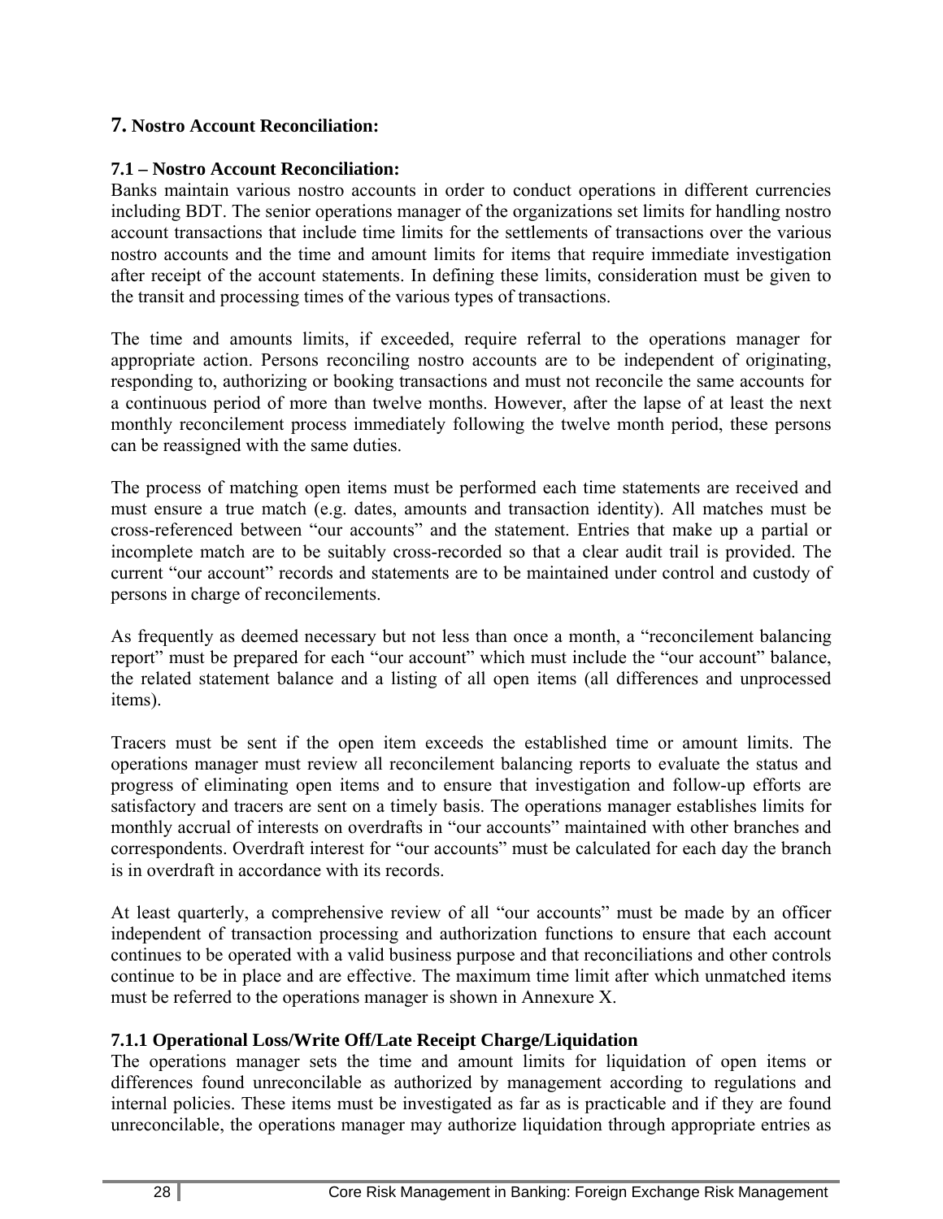## 7. Nostro Account Reconciliation:

### 7.1 – Nostro Account Reconciliation:

Banks maintain various nostro accounts in order to conduct operations in different currencies including BDT. The senior operations manager of the organizations set limits for handling nostro account transactions that include time limits for the settlements of transactions over the various nostro accounts and the time and amount limits for items that require immediate investigation after receipt of the account statements. In defining these limits, consideration must be given to the transit and processing times of the various types of transactions.

The time and amounts limits, if exceeded, require referral to the operations manager for appropriate action. Persons reconciling nostro accounts are to be independent of originating, responding to, authorizing or booking transactions and must not reconcile the same accounts for a continuous period of more than twelve months. However, after the lapse of at least the next monthly reconcilement process immediately following the twelve month period, these persons can be reassigned with the same duties.

The process of matching open items must be performed each time statements are received and must ensure a true match (e.g. dates, amounts and transaction identity). All matches must be cross-referenced between "our accounts" and the statement. Entries that make up a partial or incomplete match are to be suitably cross-recorded so that a clear audit trail is provided. The current "our account" records and statements are to be maintained under control and custody of persons in charge of reconcilements.

As frequently as deemed necessary but not less than once a month, a "reconcilement balancing report" must be prepared for each "our account" which must include the "our account" balance, the related statement balance and a listing of all open items (all differences and unprocessed items).

Tracers must be sent if the open item exceeds the established time or amount limits. The operations manager must review all reconcilement balancing reports to evaluate the status and progress of eliminating open items and to ensure that investigation and follow-up efforts are satisfactory and tracers are sent on a timely basis. The operations manager establishes limits for monthly accrual of interests on overdrafts in "our accounts" maintained with other branches and correspondents. Overdraft interest for "our accounts" must be calculated for each day the branch is in overdraft in accordance with its records.

At least quarterly, a comprehensive review of all "our accounts" must be made by an officer independent of transaction processing and authorization functions to ensure that each account continues to be operated with a valid business purpose and that reconciliations and other controls continue to be in place and are effective. The maximum time limit after which unmatched items must be referred to the operations manager is shown in Annexure X.

#### 7.1.1 Operational Loss/Write Off/Late Receipt Charge/Liquidation

The operations manager sets the time and amount limits for liquidation of open items or differences found unreconcilable as authorized by management according to regulations and internal policies. These items must be investigated as far as is practicable and if they are found unreconcilable, the operations manager may authorize liquidation through appropriate entries as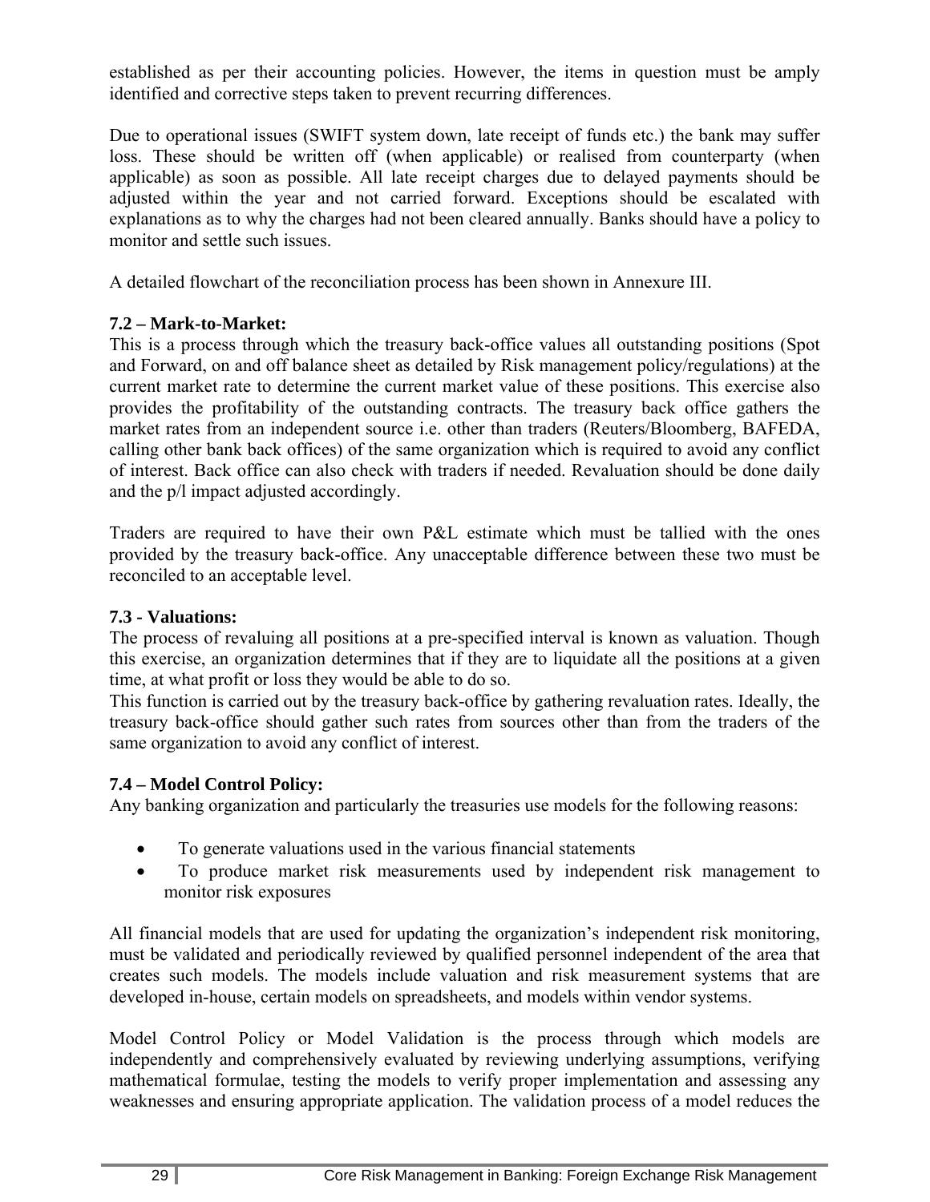established as per their accounting policies. However, the items in question must be amply identified and corrective steps taken to prevent recurring differences.

Due to operational issues (SWIFT system down, late receipt of funds etc.) the bank may suffer loss. These should be written off (when applicable) or realised from counterparty (when applicable) as soon as possible. All late receipt charges due to delayed payments should be adjusted within the year and not carried forward. Exceptions should be escalated with explanations as to why the charges had not been cleared annually. Banks should have a policy to monitor and settle such issues.

A detailed flowchart of the reconciliation process has been shown in Annexure III.

### 7.2 – Mark-to-Market:

This is a process through which the treasury back-office values all outstanding positions (Spot and Forward, on and off balance sheet as detailed by Risk management policy/regulations) at the current market rate to determine the current market value of these positions. This exercise also provides the profitability of the outstanding contracts. The treasury back office gathers the market rates from an independent source i.e. other than traders (Reuters/Bloomberg, BAFEDA, calling other bank back offices) of the same organization which is required to avoid any conflict of interest. Back office can also check with traders if needed. Revaluation should be done daily and the p/l impact adjusted accordingly.

Traders are required to have their own P&L estimate which must be tallied with the ones provided by the treasury back-office. Any unacceptable difference between these two must be reconciled to an acceptable level.

### 7.3 - Valuations:

The process of revaluing all positions at a pre-specified interval is known as valuation. Though this exercise, an organization determines that if they are to liquidate all the positions at a given time, at what profit or loss they would be able to do so.

This function is carried out by the treasury back-office by gathering revaluation rates. Ideally, the treasury back-office should gather such rates from sources other than from the traders of the same organization to avoid any conflict of interest.

### 7.4 – Model Control Policy:

Any banking organization and particularly the treasuries use models for the following reasons:

- To generate valuations used in the various financial statements
- To produce market risk measurements used by independent risk management to monitor risk exposures

All financial models that are used for updating the organization's independent risk monitoring, must be validated and periodically reviewed by qualified personnel independent of the area that creates such models. The models include valuation and risk measurement systems that are developed in-house, certain models on spreadsheets, and models within vendor systems.

Model Control Policy or Model Validation is the process through which models are independently and comprehensively evaluated by reviewing underlying assumptions, verifying mathematical formulae, testing the models to verify proper implementation and assessing any weaknesses and ensuring appropriate application. The validation process of a model reduces the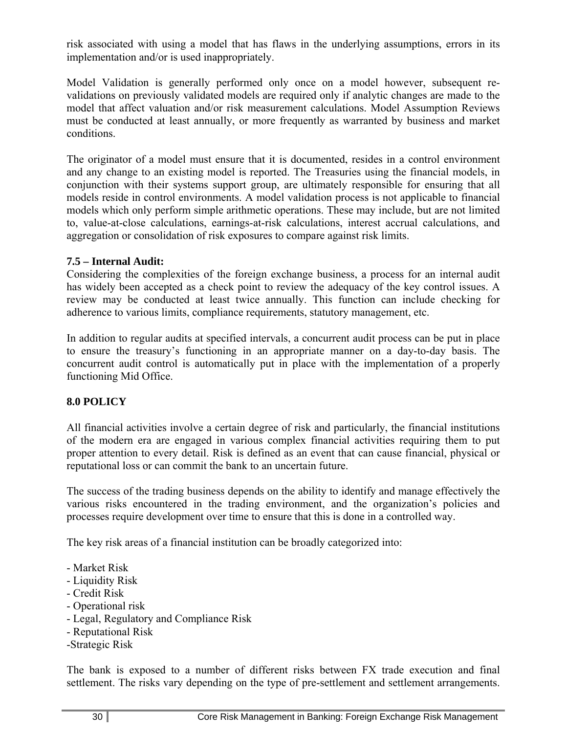risk associated with using a model that has flaws in the underlying assumptions, errors in its implementation and/or is used inappropriately.

Model Validation is generally performed only once on a model however, subsequent re-validations on previously validated models are required only if analytic changes are made to the model that affect valuation and/or risk measurement calculations. Model Assumption Reviews must be conducted at least annually, or more frequently as warranted by business and market conditions.

The originator of a model must ensure that it is documented, resides in a control environment and any change to an existing model is reported. The Treasuries using the financial models, in conjunction with their systems support group, are ultimately responsible for ensuring that all models reside in control environments. A model validation process is not applicable to financial models which only perform simple arithmetic operations. These may include, but are not limited to, value-at-close calculations, earnings-at-risk calculations, interest accrual calculations, and aggregation or consolidation of risk exposures to compare against risk limits.

**7.5 – Internal Audit:**

Considering the complexities of the foreign exchange business, a process for an internal audit has widely been accepted as a check point to review the adequacy of the key control issues. A review may be conducted at least twice annually. This function can include checking for adherence to various limits, compliance requirements, statutory management, etc.

In addition to regular audits at specified intervals, a concurrent audit process can be put in place to ensure the treasury's functioning in an appropriate manner on a day-to-day basis. The concurrent audit control is automatically put in place with the implementation of a properly functioning Mid Office.

## 8.0 POLICY

All financial activities involve a certain degree of risk and particularly, the financial institutions of the modern era are engaged in various complex financial activities requiring them to put proper attention to every detail. Risk is defined as an event that can cause financial, physical or reputational loss or can commit the bank to an uncertain future.

The success of the trading business depends on the ability to identify and manage effectively the various risks encountered in the trading environment, and the organization's policies and processes require development over time to ensure that this is done in a controlled way.

The key risk areas of a financial institution can be broadly categorized into:

- Market Risk
- Liquidity Risk
- Credit Risk
- Operational risk
- Legal, Regulatory and Compliance Risk
- Reputational Risk
- Strategic Risk

The bank is exposed to a number of different risks between FX trade execution and final settlement. The risks vary depending on the type of pre-settlement and settlement arrangements.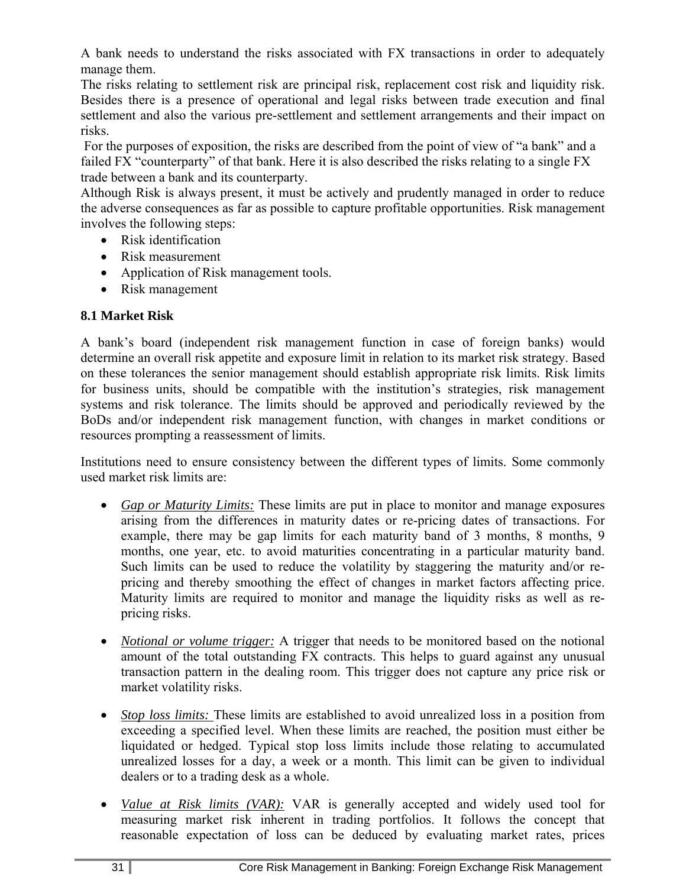A bank needs to understand the risks associated with FX transactions in order to adequately manage them.
The risks relating to settlement risk are principal risk, replacement cost risk and liquidity risk. Besides there is a presence of operational and legal risks between trade execution and final settlement and also the various pre-settlement and settlement arrangements and their impact on risks.
For the purposes of exposition, the risks are described from the point of view of "a bank" and a failed FX "counterparty" of that bank. Here it is also described the risks relating to a single FX trade between a bank and its counterparty.
Although Risk is always present, it must be actively and prudently managed in order to reduce the adverse consequences as far as possible to capture profitable opportunities. Risk management involves the following steps:

- Risk identification
- Risk measurement
- Application of Risk management tools.
- Risk management

### 8.1 Market Risk

A bank's board (independent risk management function in case of foreign banks) would determine an overall risk appetite and exposure limit in relation to its market risk strategy. Based on these tolerances the senior management should establish appropriate risk limits. Risk limits for business units, should be compatible with the institution's strategies, risk management systems and risk tolerance. The limits should be approved and periodically reviewed by the BoDs and/or independent risk management function, with changes in market conditions or resources prompting a reassessment of limits.

Institutions need to ensure consistency between the different types of limits. Some commonly used market risk limits are:

- *Gap or Maturity Limits:* These limits are put in place to monitor and manage exposures arising from the differences in maturity dates or re-pricing dates of transactions. For example, there may be gap limits for each maturity band of 3 months, 8 months, 9 months, one year, etc. to avoid maturities concentrating in a particular maturity band. Such limits can be used to reduce the volatility by staggering the maturity and/or re-pricing and thereby smoothing the effect of changes in market factors affecting price. Maturity limits are required to monitor and manage the liquidity risks as well as re-pricing risks.

- *Notional or volume trigger:* A trigger that needs to be monitored based on the notional amount of the total outstanding FX contracts. This helps to guard against any unusual transaction pattern in the dealing room. This trigger does not capture any price risk or market volatility risks.

- *Stop loss limits:* These limits are established to avoid unrealized loss in a position from exceeding a specified level. When these limits are reached, the position must either be liquidated or hedged. Typical stop loss limits include those relating to accumulated unrealized losses for a day, a week or a month. This limit can be given to individual dealers or to a trading desk as a whole.

- *Value at Risk limits (VAR):* VAR is generally accepted and widely used tool for measuring market risk inherent in trading portfolios. It follows the concept that reasonable expectation of loss can be deduced by evaluating market rates, prices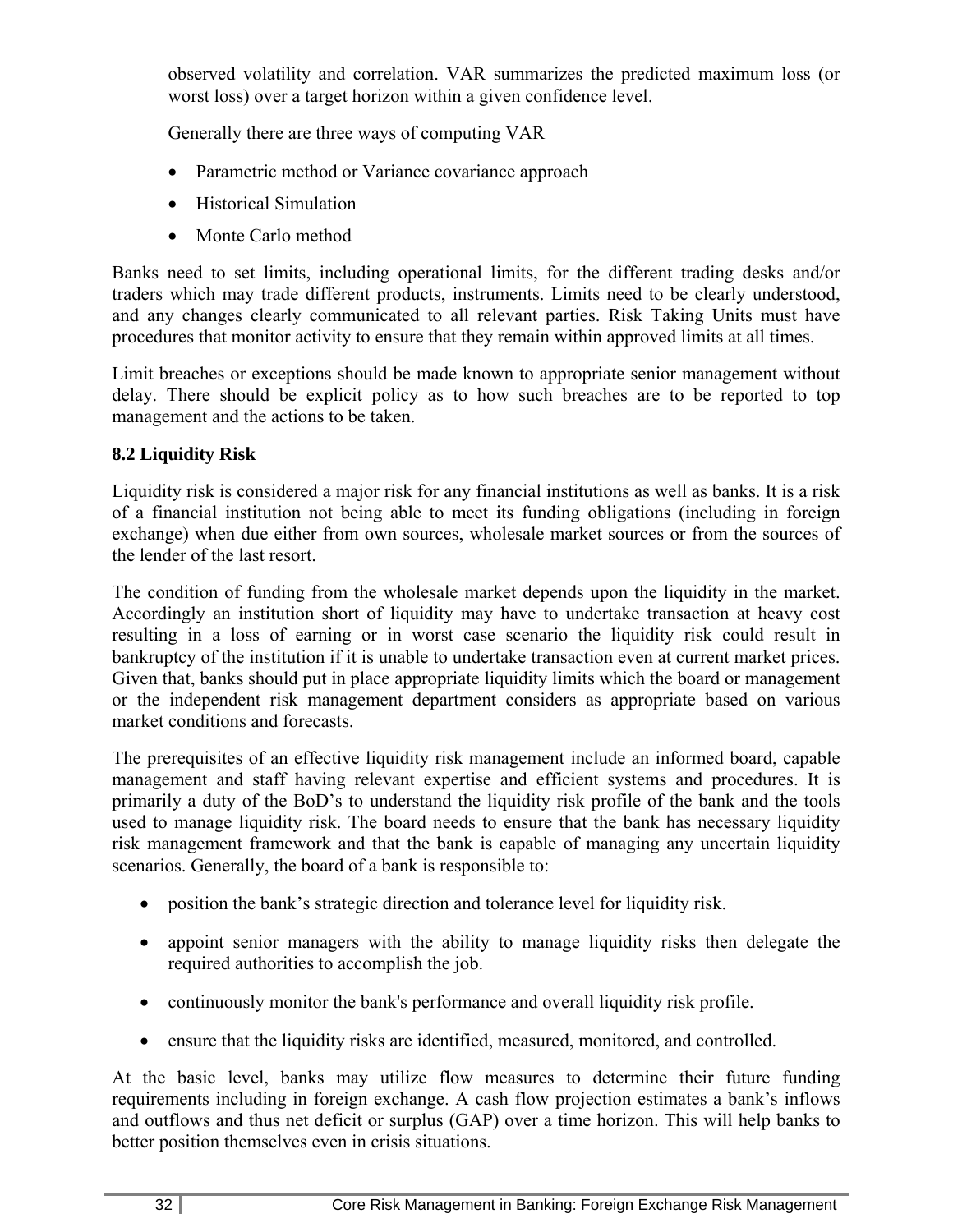observed volatility and correlation. VAR summarizes the predicted maximum loss (or worst loss) over a target horizon within a given confidence level.

Generally there are three ways of computing VAR

- Parametric method or Variance covariance approach
- Historical Simulation
- Monte Carlo method

Banks need to set limits, including operational limits, for the different trading desks and/or traders which may trade different products, instruments. Limits need to be clearly understood, and any changes clearly communicated to all relevant parties. Risk Taking Units must have procedures that monitor activity to ensure that they remain within approved limits at all times.

Limit breaches or exceptions should be made known to appropriate senior management without delay. There should be explicit policy as to how such breaches are to be reported to top management and the actions to be taken.

### 8.2 Liquidity Risk

Liquidity risk is considered a major risk for any financial institutions as well as banks. It is a risk of a financial institution not being able to meet its funding obligations (including in foreign exchange) when due either from own sources, wholesale market sources or from the sources of the lender of the last resort.

The condition of funding from the wholesale market depends upon the liquidity in the market. Accordingly an institution short of liquidity may have to undertake transaction at heavy cost resulting in a loss of earning or in worst case scenario the liquidity risk could result in bankruptcy of the institution if it is unable to undertake transaction even at current market prices. Given that, banks should put in place appropriate liquidity limits which the board or management or the independent risk management department considers as appropriate based on various market conditions and forecasts.

The prerequisites of an effective liquidity risk management include an informed board, capable management and staff having relevant expertise and efficient systems and procedures. It is primarily a duty of the BoD's to understand the liquidity risk profile of the bank and the tools used to manage liquidity risk. The board needs to ensure that the bank has necessary liquidity risk management framework and that the bank is capable of managing any uncertain liquidity scenarios. Generally, the board of a bank is responsible to:

- position the bank's strategic direction and tolerance level for liquidity risk.
- appoint senior managers with the ability to manage liquidity risks then delegate the required authorities to accomplish the job.
- continuously monitor the bank's performance and overall liquidity risk profile.
- ensure that the liquidity risks are identified, measured, monitored, and controlled.

At the basic level, banks may utilize flow measures to determine their future funding requirements including in foreign exchange. A cash flow projection estimates a bank's inflows and outflows and thus net deficit or surplus (GAP) over a time horizon. This will help banks to better position themselves even in crisis situations.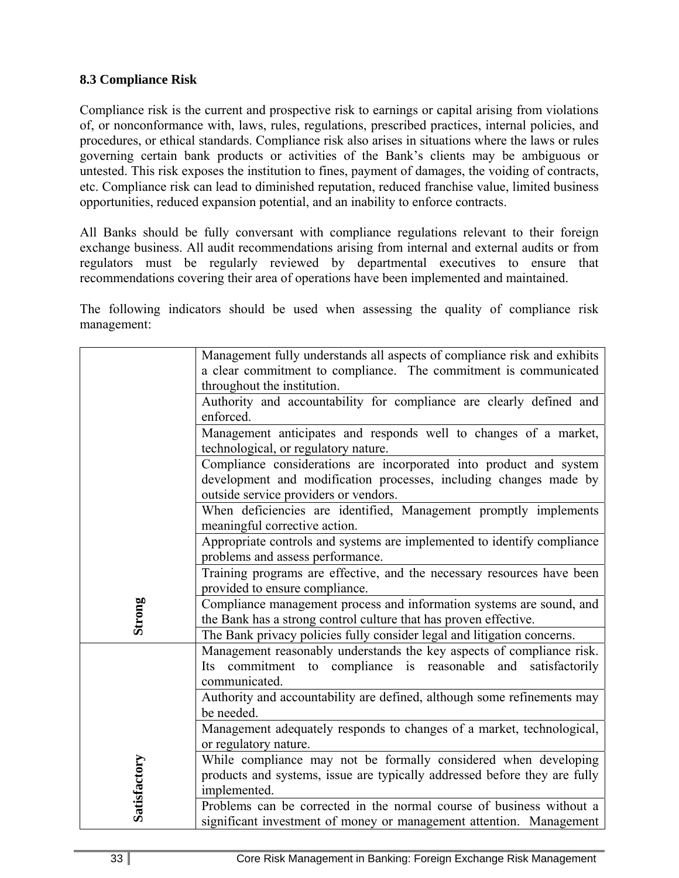### 8.3 Compliance Risk

Compliance risk is the current and prospective risk to earnings or capital arising from violations of, or nonconformance with, laws, rules, regulations, prescribed practices, internal policies, and procedures, or ethical standards. Compliance risk also arises in situations where the laws or rules governing certain bank products or activities of the Bank's clients may be ambiguous or untested. This risk exposes the institution to fines, payment of damages, the voiding of contracts, etc. Compliance risk can lead to diminished reputation, reduced franchise value, limited business opportunities, reduced expansion potential, and an inability to enforce contracts.

All Banks should be fully conversant with compliance regulations relevant to their foreign exchange business. All audit recommendations arising from internal and external audits or from regulators must be regularly reviewed by departmental executives to ensure that recommendations covering their area of operations have been implemented and maintained.

The following indicators should be used when assessing the quality of compliance risk management:

| | |
|---|---|
| **Strong** | Management fully understands all aspects of compliance risk and exhibits a clear commitment to compliance. The commitment is communicated throughout the institution. |
| | Authority and accountability for compliance are clearly defined and enforced. |
| | Management anticipates and responds well to changes of a market, technological, or regulatory nature. |
| | Compliance considerations are incorporated into product and system development and modification processes, including changes made by outside service providers or vendors. |
| | When deficiencies are identified, Management promptly implements meaningful corrective action. |
| | Appropriate controls and systems are implemented to identify compliance problems and assess performance. |
| | Training programs are effective, and the necessary resources have been provided to ensure compliance. |
| | Compliance management process and information systems are sound, and the Bank has a strong control culture that has proven effective. |
| | The Bank privacy policies fully consider legal and litigation concerns. |
| **Satisfactory** | Management reasonably understands the key aspects of compliance risk. Its commitment to compliance is reasonable and satisfactorily communicated. |
| | Authority and accountability are defined, although some refinements may be needed. |
| | Management adequately responds to changes of a market, technological, or regulatory nature. |
| | While compliance may not be formally considered when developing products and systems, issue are typically addressed before they are fully implemented. |
| | Problems can be corrected in the normal course of business without a significant investment of money or management attention. Management |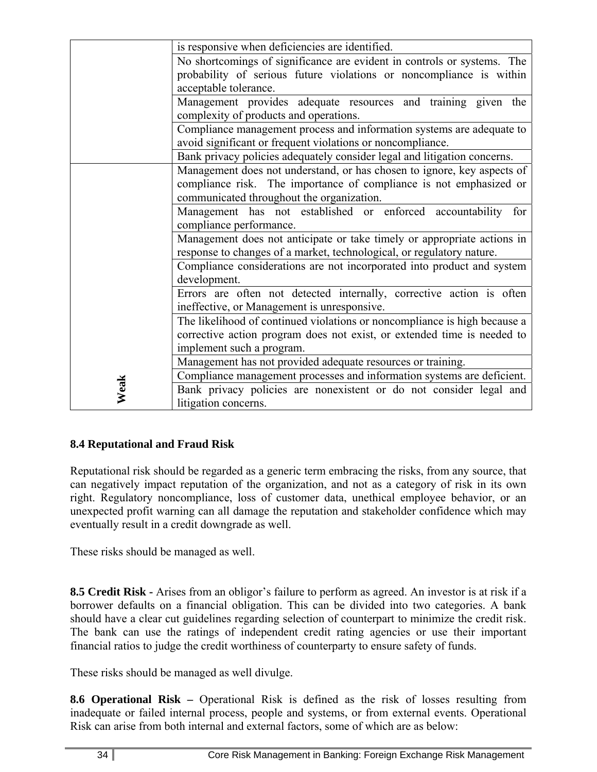| | |
|---|---|
| | is responsive when deficiencies are identified. |
| | No shortcomings of significance are evident in controls or systems. The probability of serious future violations or noncompliance is within acceptable tolerance. |
| | Management provides adequate resources and training given the complexity of products and operations. |
| | Compliance management process and information systems are adequate to avoid significant or frequent violations or noncompliance. |
| | Bank privacy policies adequately consider legal and litigation concerns. |
| Weak | Management does not understand, or has chosen to ignore, key aspects of compliance risk. The importance of compliance is not emphasized or communicated throughout the organization. |
| | Management has not established or enforced accountability for compliance performance. |
| | Management does not anticipate or take timely or appropriate actions in response to changes of a market, technological, or regulatory nature. |
| | Compliance considerations are not incorporated into product and system development. |
| | Errors are often not detected internally, corrective action is often ineffective, or Management is unresponsive. |
| | The likelihood of continued violations or noncompliance is high because a corrective action program does not exist, or extended time is needed to implement such a program. |
| | Management has not provided adequate resources or training. |
| | Compliance management processes and information systems are deficient. |
| | Bank privacy policies are nonexistent or do not consider legal and litigation concerns. |

**8.4 Reputational and Fraud Risk**

Reputational risk should be regarded as a generic term embracing the risks, from any source, that can negatively impact reputation of the organization, and not as a category of risk in its own right. Regulatory noncompliance, loss of customer data, unethical employee behavior, or an unexpected profit warning can all damage the reputation and stakeholder confidence which may eventually result in a credit downgrade as well.

These risks should be managed as well.

**8.5 Credit Risk -** Arises from an obligor's failure to perform as agreed. An investor is at risk if a borrower defaults on a financial obligation. This can be divided into two categories. A bank should have a clear cut guidelines regarding selection of counterpart to minimize the credit risk. The bank can use the ratings of independent credit rating agencies or use their important financial ratios to judge the credit worthiness of counterparty to ensure safety of funds.

These risks should be managed as well divulge.

**8.6 Operational Risk –** Operational Risk is defined as the risk of losses resulting from inadequate or failed internal process, people and systems, or from external events. Operational Risk can arise from both internal and external factors, some of which are as below: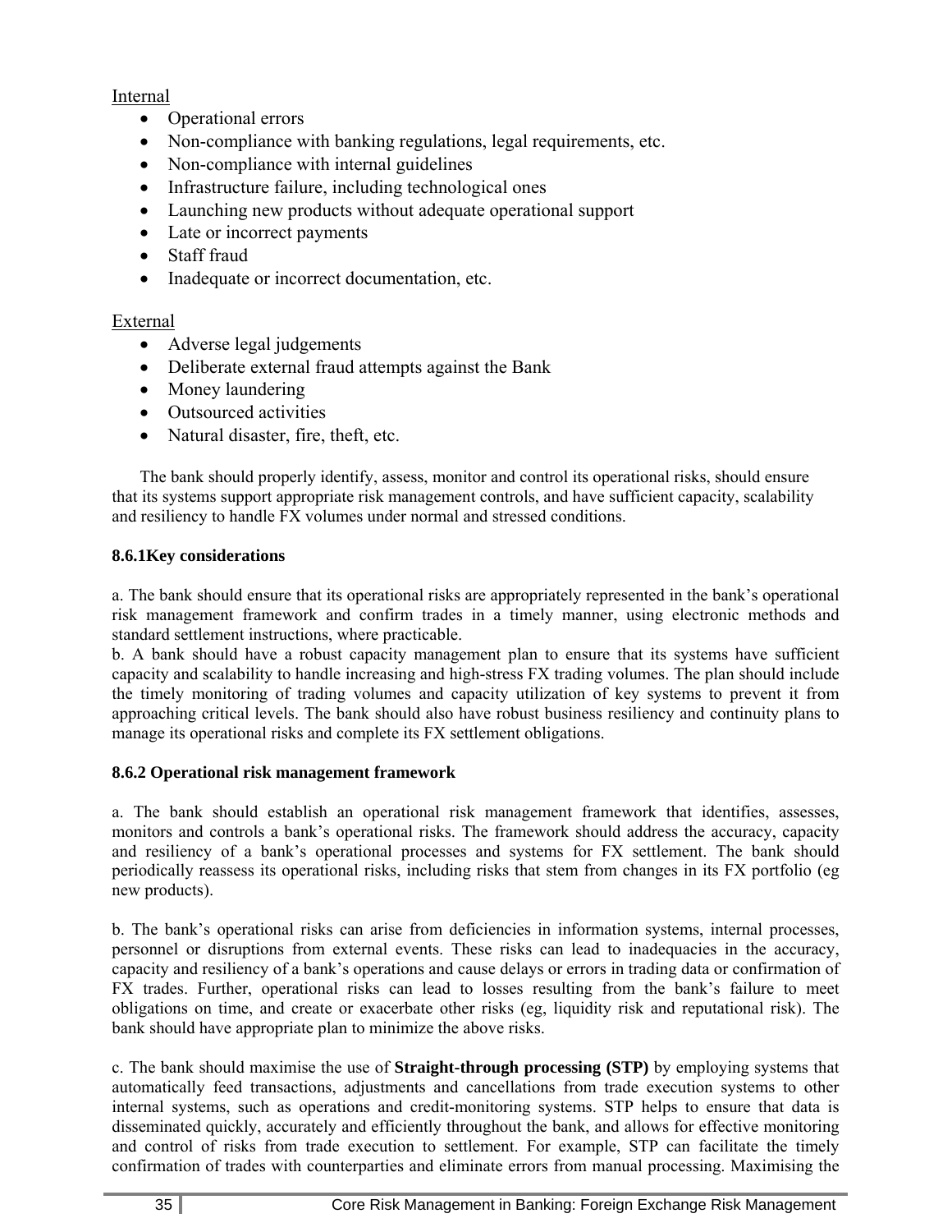Internal

- Operational errors
- Non-compliance with banking regulations, legal requirements, etc.
- Non-compliance with internal guidelines
- Infrastructure failure, including technological ones
- Launching new products without adequate operational support
- Late or incorrect payments
- Staff fraud
- Inadequate or incorrect documentation, etc.

External

- Adverse legal judgements
- Deliberate external fraud attempts against the Bank
- Money laundering
- Outsourced activities
- Natural disaster, fire, theft, etc.

The bank should properly identify, assess, monitor and control its operational risks, should ensure that its systems support appropriate risk management controls, and have sufficient capacity, scalability and resiliency to handle FX volumes under normal and stressed conditions.

**8.6.1Key considerations**

a. The bank should ensure that its operational risks are appropriately represented in the bank's operational risk management framework and confirm trades in a timely manner, using electronic methods and standard settlement instructions, where practicable.
b. A bank should have a robust capacity management plan to ensure that its systems have sufficient capacity and scalability to handle increasing and high-stress FX trading volumes. The plan should include the timely monitoring of trading volumes and capacity utilization of key systems to prevent it from approaching critical levels. The bank should also have robust business resiliency and continuity plans to manage its operational risks and complete its FX settlement obligations.

**8.6.2 Operational risk management framework**

a. The bank should establish an operational risk management framework that identifies, assesses, monitors and controls a bank's operational risks. The framework should address the accuracy, capacity and resiliency of a bank's operational processes and systems for FX settlement. The bank should periodically reassess its operational risks, including risks that stem from changes in its FX portfolio (eg new products).

b. The bank's operational risks can arise from deficiencies in information systems, internal processes, personnel or disruptions from external events. These risks can lead to inadequacies in the accuracy, capacity and resiliency of a bank's operations and cause delays or errors in trading data or confirmation of FX trades. Further, operational risks can lead to losses resulting from the bank's failure to meet obligations on time, and create or exacerbate other risks (eg, liquidity risk and reputational risk). The bank should have appropriate plan to minimize the above risks.

c. The bank should maximise the use of **Straight-through processing (STP)** by employing systems that automatically feed transactions, adjustments and cancellations from trade execution systems to other internal systems, such as operations and credit-monitoring systems. STP helps to ensure that data is disseminated quickly, accurately and efficiently throughout the bank, and allows for effective monitoring and control of risks from trade execution to settlement. For example, STP can facilitate the timely confirmation of trades with counterparties and eliminate errors from manual processing. Maximising the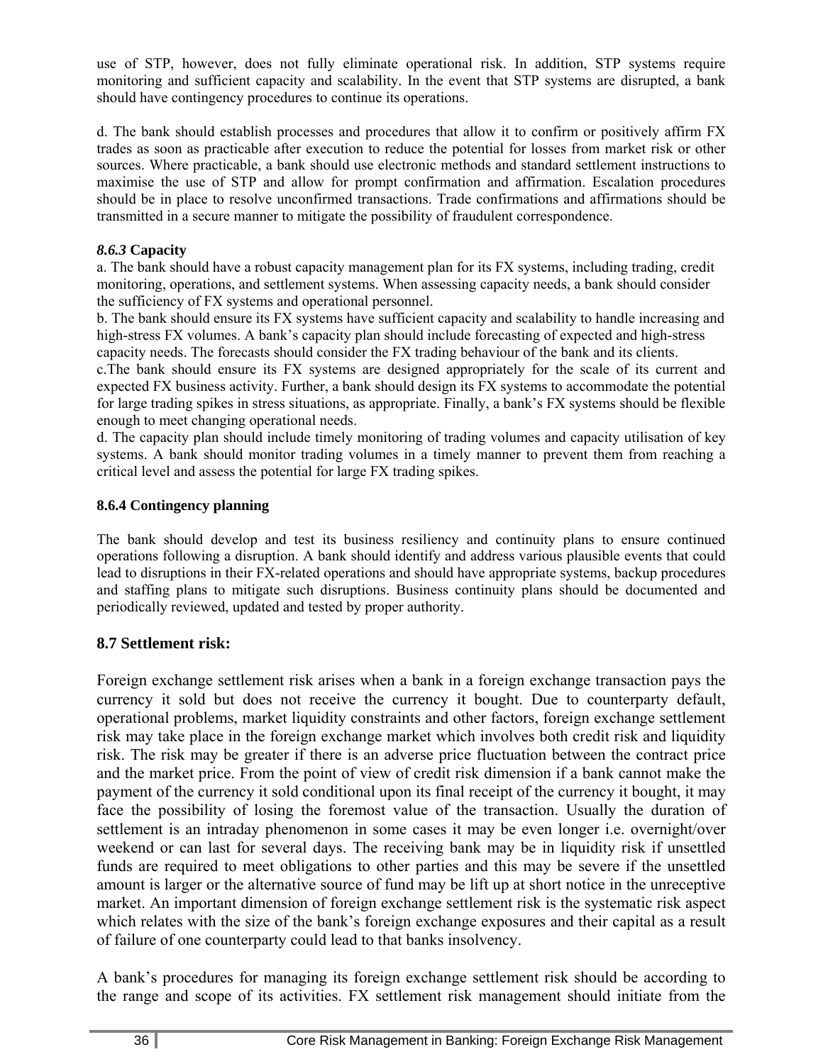use of STP, however, does not fully eliminate operational risk. In addition, STP systems require monitoring and sufficient capacity and scalability. In the event that STP systems are disrupted, a bank should have contingency procedures to continue its operations.

d. The bank should establish processes and procedures that allow it to confirm or positively affirm FX trades as soon as practicable after execution to reduce the potential for losses from market risk or other sources. Where practicable, a bank should use electronic methods and standard settlement instructions to maximise the use of STP and allow for prompt confirmation and affirmation. Escalation procedures should be in place to resolve unconfirmed transactions. Trade confirmations and affirmations should be transmitted in a secure manner to mitigate the possibility of fraudulent correspondence.

#### *8.6.3* Capacity

a. The bank should have a robust capacity management plan for its FX systems, including trading, credit monitoring, operations, and settlement systems. When assessing capacity needs, a bank should consider the sufficiency of FX systems and operational personnel.
b. The bank should ensure its FX systems have sufficient capacity and scalability to handle increasing and high-stress FX volumes. A bank's capacity plan should include forecasting of expected and high-stress capacity needs. The forecasts should consider the FX trading behaviour of the bank and its clients.
c.The bank should ensure its FX systems are designed appropriately for the scale of its current and expected FX business activity. Further, a bank should design its FX systems to accommodate the potential for large trading spikes in stress situations, as appropriate. Finally, a bank's FX systems should be flexible enough to meet changing operational needs.
d. The capacity plan should include timely monitoring of trading volumes and capacity utilisation of key systems. A bank should monitor trading volumes in a timely manner to prevent them from reaching a critical level and assess the potential for large FX trading spikes.

#### 8.6.4 Contingency planning

The bank should develop and test its business resiliency and continuity plans to ensure continued operations following a disruption. A bank should identify and address various plausible events that could lead to disruptions in their FX-related operations and should have appropriate systems, backup procedures and staffing plans to mitigate such disruptions. Business continuity plans should be documented and periodically reviewed, updated and tested by proper authority.

### 8.7 Settlement risk:

Foreign exchange settlement risk arises when a bank in a foreign exchange transaction pays the currency it sold but does not receive the currency it bought. Due to counterparty default, operational problems, market liquidity constraints and other factors, foreign exchange settlement risk may take place in the foreign exchange market which involves both credit risk and liquidity risk. The risk may be greater if there is an adverse price fluctuation between the contract price and the market price. From the point of view of credit risk dimension if a bank cannot make the payment of the currency it sold conditional upon its final receipt of the currency it bought, it may face the possibility of losing the foremost value of the transaction. Usually the duration of settlement is an intraday phenomenon in some cases it may be even longer i.e. overnight/over weekend or can last for several days. The receiving bank may be in liquidity risk if unsettled funds are required to meet obligations to other parties and this may be severe if the unsettled amount is larger or the alternative source of fund may be lift up at short notice in the unreceptive market. An important dimension of foreign exchange settlement risk is the systematic risk aspect which relates with the size of the bank's foreign exchange exposures and their capital as a result of failure of one counterparty could lead to that banks insolvency.

A bank's procedures for managing its foreign exchange settlement risk should be according to the range and scope of its activities. FX settlement risk management should initiate from the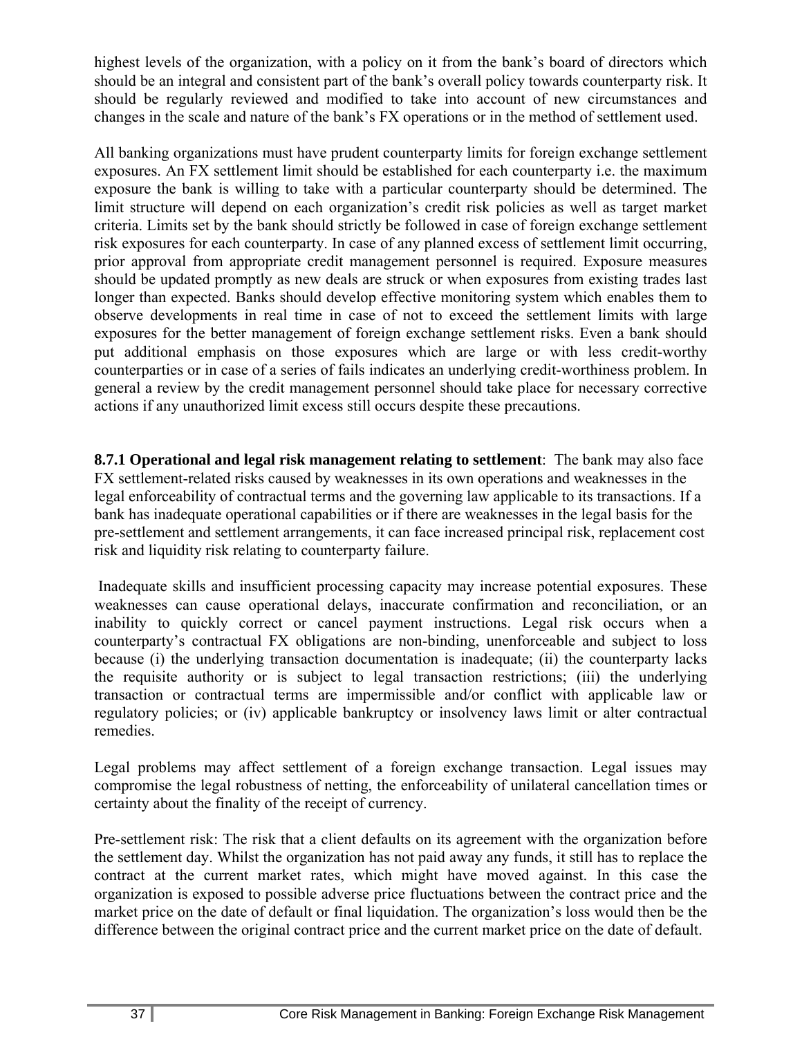highest levels of the organization, with a policy on it from the bank's board of directors which should be an integral and consistent part of the bank's overall policy towards counterparty risk. It should be regularly reviewed and modified to take into account of new circumstances and changes in the scale and nature of the bank's FX operations or in the method of settlement used.

All banking organizations must have prudent counterparty limits for foreign exchange settlement exposures. An FX settlement limit should be established for each counterparty i.e. the maximum exposure the bank is willing to take with a particular counterparty should be determined. The limit structure will depend on each organization's credit risk policies as well as target market criteria. Limits set by the bank should strictly be followed in case of foreign exchange settlement risk exposures for each counterparty. In case of any planned excess of settlement limit occurring, prior approval from appropriate credit management personnel is required. Exposure measures should be updated promptly as new deals are struck or when exposures from existing trades last longer than expected. Banks should develop effective monitoring system which enables them to observe developments in real time in case of not to exceed the settlement limits with large exposures for the better management of foreign exchange settlement risks. Even a bank should put additional emphasis on those exposures which are large or with less credit-worthy counterparties or in case of a series of fails indicates an underlying credit-worthiness problem. In general a review by the credit management personnel should take place for necessary corrective actions if any unauthorized limit excess still occurs despite these precautions.

**8.7.1 Operational and legal risk management relating to settlement**: The bank may also face FX settlement-related risks caused by weaknesses in its own operations and weaknesses in the legal enforceability of contractual terms and the governing law applicable to its transactions. If a bank has inadequate operational capabilities or if there are weaknesses in the legal basis for the pre-settlement and settlement arrangements, it can face increased principal risk, replacement cost risk and liquidity risk relating to counterparty failure.

Inadequate skills and insufficient processing capacity may increase potential exposures. These weaknesses can cause operational delays, inaccurate confirmation and reconciliation, or an inability to quickly correct or cancel payment instructions. Legal risk occurs when a counterparty's contractual FX obligations are non-binding, unenforceable and subject to loss because (i) the underlying transaction documentation is inadequate; (ii) the counterparty lacks the requisite authority or is subject to legal transaction restrictions; (iii) the underlying transaction or contractual terms are impermissible and/or conflict with applicable law or regulatory policies; or (iv) applicable bankruptcy or insolvency laws limit or alter contractual remedies.

Legal problems may affect settlement of a foreign exchange transaction. Legal issues may compromise the legal robustness of netting, the enforceability of unilateral cancellation times or certainty about the finality of the receipt of currency.

Pre-settlement risk: The risk that a client defaults on its agreement with the organization before the settlement day. Whilst the organization has not paid away any funds, it still has to replace the contract at the current market rates, which might have moved against. In this case the organization is exposed to possible adverse price fluctuations between the contract price and the market price on the date of default or final liquidation. The organization's loss would then be the difference between the original contract price and the current market price on the date of default.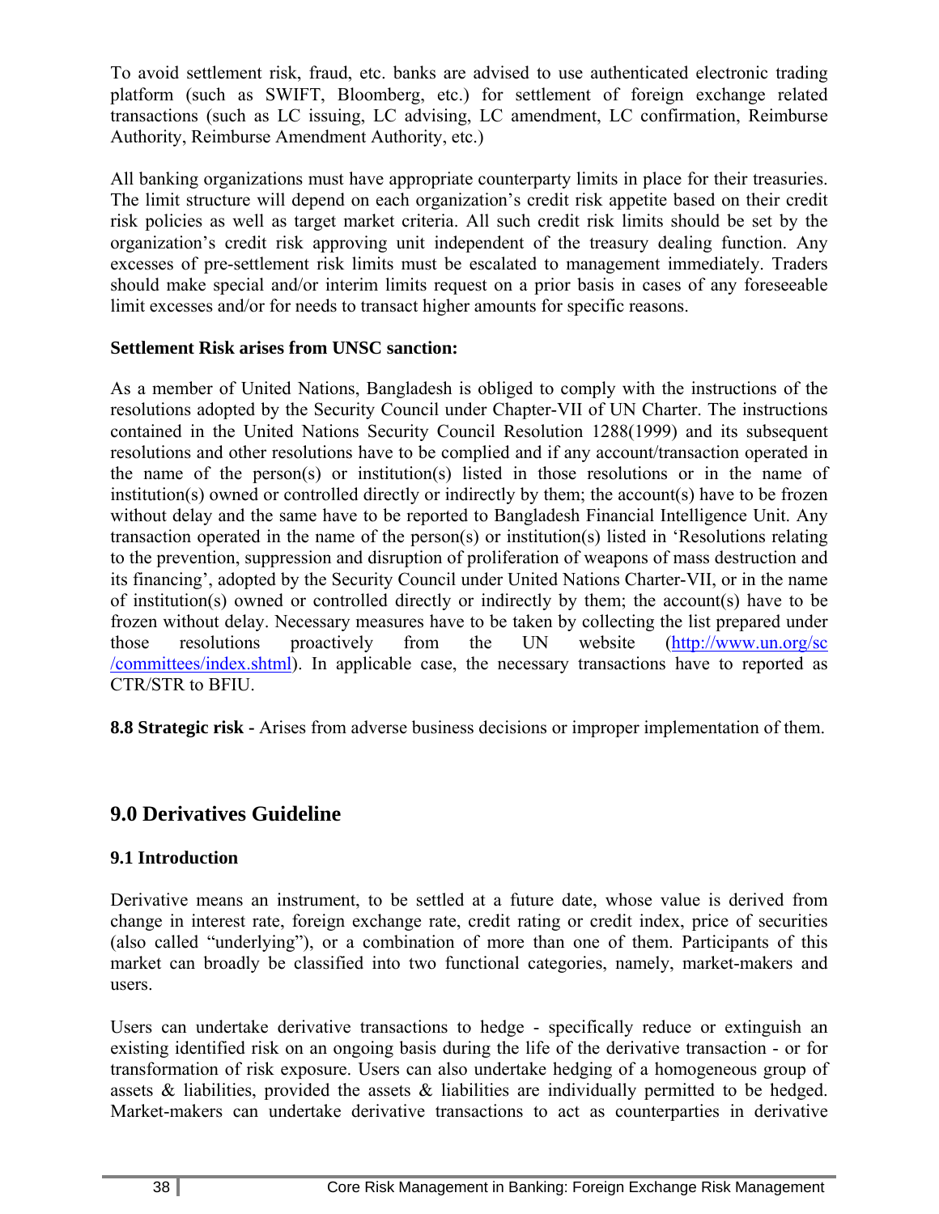To avoid settlement risk, fraud, etc. banks are advised to use authenticated electronic trading platform (such as SWIFT, Bloomberg, etc.) for settlement of foreign exchange related transactions (such as LC issuing, LC advising, LC amendment, LC confirmation, Reimburse Authority, Reimburse Amendment Authority, etc.)

All banking organizations must have appropriate counterparty limits in place for their treasuries. The limit structure will depend on each organization's credit risk appetite based on their credit risk policies as well as target market criteria. All such credit risk limits should be set by the organization's credit risk approving unit independent of the treasury dealing function. Any excesses of pre-settlement risk limits must be escalated to management immediately. Traders should make special and/or interim limits request on a prior basis in cases of any foreseeable limit excesses and/or for needs to transact higher amounts for specific reasons.

**Settlement Risk arises from UNSC sanction:**

As a member of United Nations, Bangladesh is obliged to comply with the instructions of the resolutions adopted by the Security Council under Chapter-VII of UN Charter. The instructions contained in the United Nations Security Council Resolution 1288(1999) and its subsequent resolutions and other resolutions have to be complied and if any account/transaction operated in the name of the person(s) or institution(s) listed in those resolutions or in the name of institution(s) owned or controlled directly or indirectly by them; the account(s) have to be frozen without delay and the same have to be reported to Bangladesh Financial Intelligence Unit. Any transaction operated in the name of the person(s) or institution(s) listed in 'Resolutions relating to the prevention, suppression and disruption of proliferation of weapons of mass destruction and its financing', adopted by the Security Council under United Nations Charter-VII, or in the name of institution(s) owned or controlled directly or indirectly by them; the account(s) have to be frozen without delay. Necessary measures have to be taken by collecting the list prepared under those resolutions proactively from the UN website (http://www.un.org/sc/committees/index.shtml). In applicable case, the necessary transactions have to reported as CTR/STR to BFIU.

**8.8 Strategic risk -** Arises from adverse business decisions or improper implementation of them.

## 9.0 Derivatives Guideline

### 9.1 Introduction

Derivative means an instrument, to be settled at a future date, whose value is derived from change in interest rate, foreign exchange rate, credit rating or credit index, price of securities (also called "underlying"), or a combination of more than one of them. Participants of this market can broadly be classified into two functional categories, namely, market-makers and users.

Users can undertake derivative transactions to hedge - specifically reduce or extinguish an existing identified risk on an ongoing basis during the life of the derivative transaction - or for transformation of risk exposure. Users can also undertake hedging of a homogeneous group of assets & liabilities, provided the assets & liabilities are individually permitted to be hedged. Market-makers can undertake derivative transactions to act as counterparties in derivative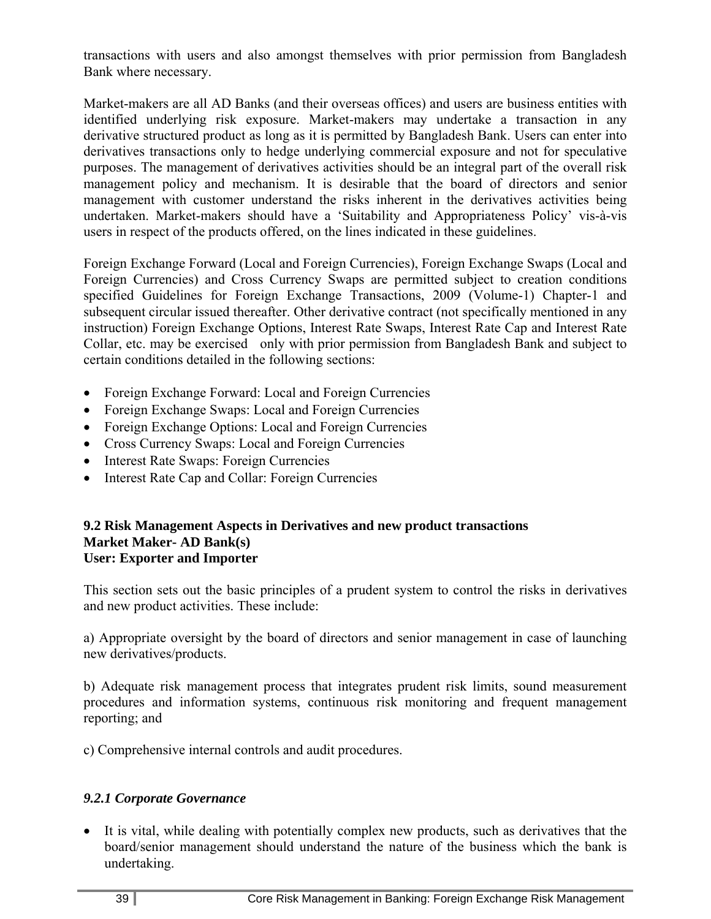transactions with users and also amongst themselves with prior permission from Bangladesh Bank where necessary.

Market-makers are all AD Banks (and their overseas offices) and users are business entities with identified underlying risk exposure. Market-makers may undertake a transaction in any derivative structured product as long as it is permitted by Bangladesh Bank. Users can enter into derivatives transactions only to hedge underlying commercial exposure and not for speculative purposes. The management of derivatives activities should be an integral part of the overall risk management policy and mechanism. It is desirable that the board of directors and senior management with customer understand the risks inherent in the derivatives activities being undertaken. Market-makers should have a 'Suitability and Appropriateness Policy' vis-à-vis users in respect of the products offered, on the lines indicated in these guidelines.

Foreign Exchange Forward (Local and Foreign Currencies), Foreign Exchange Swaps (Local and Foreign Currencies) and Cross Currency Swaps are permitted subject to creation conditions specified Guidelines for Foreign Exchange Transactions, 2009 (Volume-1) Chapter-1 and subsequent circular issued thereafter. Other derivative contract (not specifically mentioned in any instruction) Foreign Exchange Options, Interest Rate Swaps, Interest Rate Cap and Interest Rate Collar, etc. may be exercised only with prior permission from Bangladesh Bank and subject to certain conditions detailed in the following sections:

- Foreign Exchange Forward: Local and Foreign Currencies
- Foreign Exchange Swaps: Local and Foreign Currencies
- Foreign Exchange Options: Local and Foreign Currencies
- Cross Currency Swaps: Local and Foreign Currencies
- Interest Rate Swaps: Foreign Currencies
- Interest Rate Cap and Collar: Foreign Currencies

**9.2 Risk Management Aspects in Derivatives and new product transactions**
**Market Maker- AD Bank(s)**
**User: Exporter and Importer**

This section sets out the basic principles of a prudent system to control the risks in derivatives and new product activities. These include:

a) Appropriate oversight by the board of directors and senior management in case of launching new derivatives/products.

b) Adequate risk management process that integrates prudent risk limits, sound measurement procedures and information systems, continuous risk monitoring and frequent management reporting; and

c) Comprehensive internal controls and audit procedures.

***9.2.1 Corporate Governance***

- It is vital, while dealing with potentially complex new products, such as derivatives that the board/senior management should understand the nature of the business which the bank is undertaking.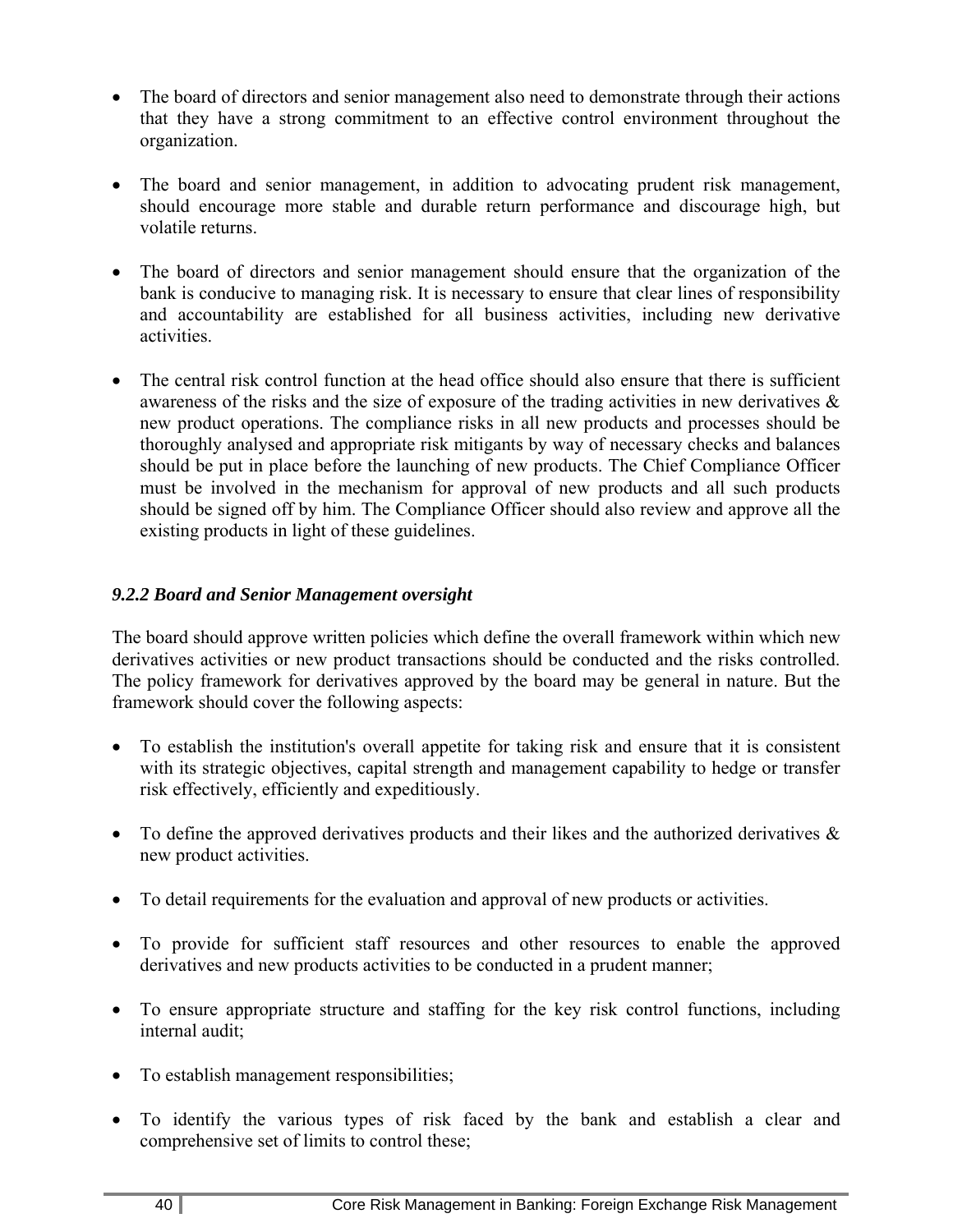- The board of directors and senior management also need to demonstrate through their actions that they have a strong commitment to an effective control environment throughout the organization.

- The board and senior management, in addition to advocating prudent risk management, should encourage more stable and durable return performance and discourage high, but volatile returns.

- The board of directors and senior management should ensure that the organization of the bank is conducive to managing risk. It is necessary to ensure that clear lines of responsibility and accountability are established for all business activities, including new derivative activities.

- The central risk control function at the head office should also ensure that there is sufficient awareness of the risks and the size of exposure of the trading activities in new derivatives & new product operations. The compliance risks in all new products and processes should be thoroughly analysed and appropriate risk mitigants by way of necessary checks and balances should be put in place before the launching of new products. The Chief Compliance Officer must be involved in the mechanism for approval of new products and all such products should be signed off by him. The Compliance Officer should also review and approve all the existing products in light of these guidelines.

#### *9.2.2 Board and Senior Management oversight*

The board should approve written policies which define the overall framework within which new derivatives activities or new product transactions should be conducted and the risks controlled. The policy framework for derivatives approved by the board may be general in nature. But the framework should cover the following aspects:

- To establish the institution's overall appetite for taking risk and ensure that it is consistent with its strategic objectives, capital strength and management capability to hedge or transfer risk effectively, efficiently and expeditiously.

- To define the approved derivatives products and their likes and the authorized derivatives & new product activities.

- To detail requirements for the evaluation and approval of new products or activities.

- To provide for sufficient staff resources and other resources to enable the approved derivatives and new products activities to be conducted in a prudent manner;

- To ensure appropriate structure and staffing for the key risk control functions, including internal audit;

- To establish management responsibilities;

- To identify the various types of risk faced by the bank and establish a clear and comprehensive set of limits to control these;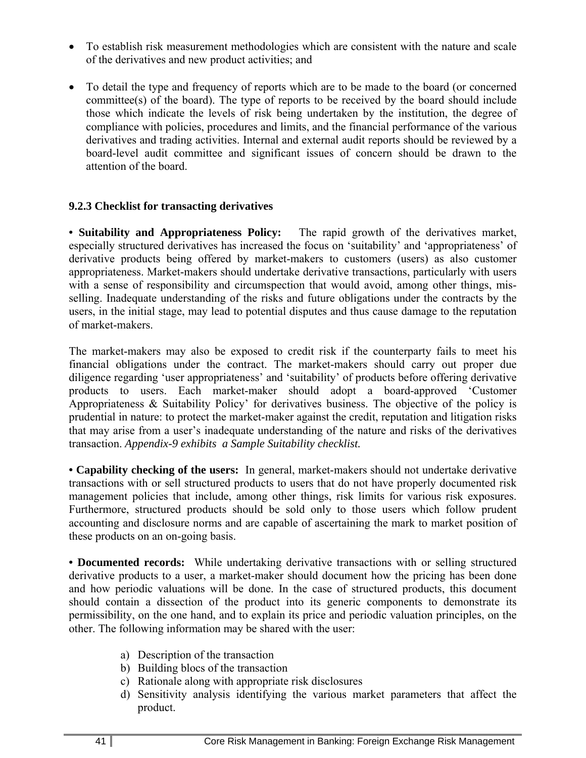- To establish risk measurement methodologies which are consistent with the nature and scale of the derivatives and new product activities; and

- To detail the type and frequency of reports which are to be made to the board (or concerned committee(s) of the board). The type of reports to be received by the board should include those which indicate the levels of risk being undertaken by the institution, the degree of compliance with policies, procedures and limits, and the financial performance of the various derivatives and trading activities. Internal and external audit reports should be reviewed by a board-level audit committee and significant issues of concern should be drawn to the attention of the board.

### 9.2.3 Checklist for transacting derivatives

**• Suitability and Appropriateness Policy:** The rapid growth of the derivatives market, especially structured derivatives has increased the focus on 'suitability' and 'appropriateness' of derivative products being offered by market-makers to customers (users) as also customer appropriateness. Market-makers should undertake derivative transactions, particularly with users with a sense of responsibility and circumspection that would avoid, among other things, mis-selling. Inadequate understanding of the risks and future obligations under the contracts by the users, in the initial stage, may lead to potential disputes and thus cause damage to the reputation of market-makers.

The market-makers may also be exposed to credit risk if the counterparty fails to meet his financial obligations under the contract. The market-makers should carry out proper due diligence regarding 'user appropriateness' and 'suitability' of products before offering derivative products to users. Each market-maker should adopt a board-approved 'Customer Appropriateness & Suitability Policy' for derivatives business. The objective of the policy is prudential in nature: to protect the market-maker against the credit, reputation and litigation risks that may arise from a user's inadequate understanding of the nature and risks of the derivatives transaction. *Appendix-9 exhibits a Sample Suitability checklist.*

**• Capability checking of the users:** In general, market-makers should not undertake derivative transactions with or sell structured products to users that do not have properly documented risk management policies that include, among other things, risk limits for various risk exposures. Furthermore, structured products should be sold only to those users which follow prudent accounting and disclosure norms and are capable of ascertaining the mark to market position of these products on an on-going basis.

**• Documented records:** While undertaking derivative transactions with or selling structured derivative products to a user, a market-maker should document how the pricing has been done and how periodic valuations will be done. In the case of structured products, this document should contain a dissection of the product into its generic components to demonstrate its permissibility, on the one hand, and to explain its price and periodic valuation principles, on the other. The following information may be shared with the user:

a) Description of the transaction
b) Building blocs of the transaction
c) Rationale along with appropriate risk disclosures
d) Sensitivity analysis identifying the various market parameters that affect the product.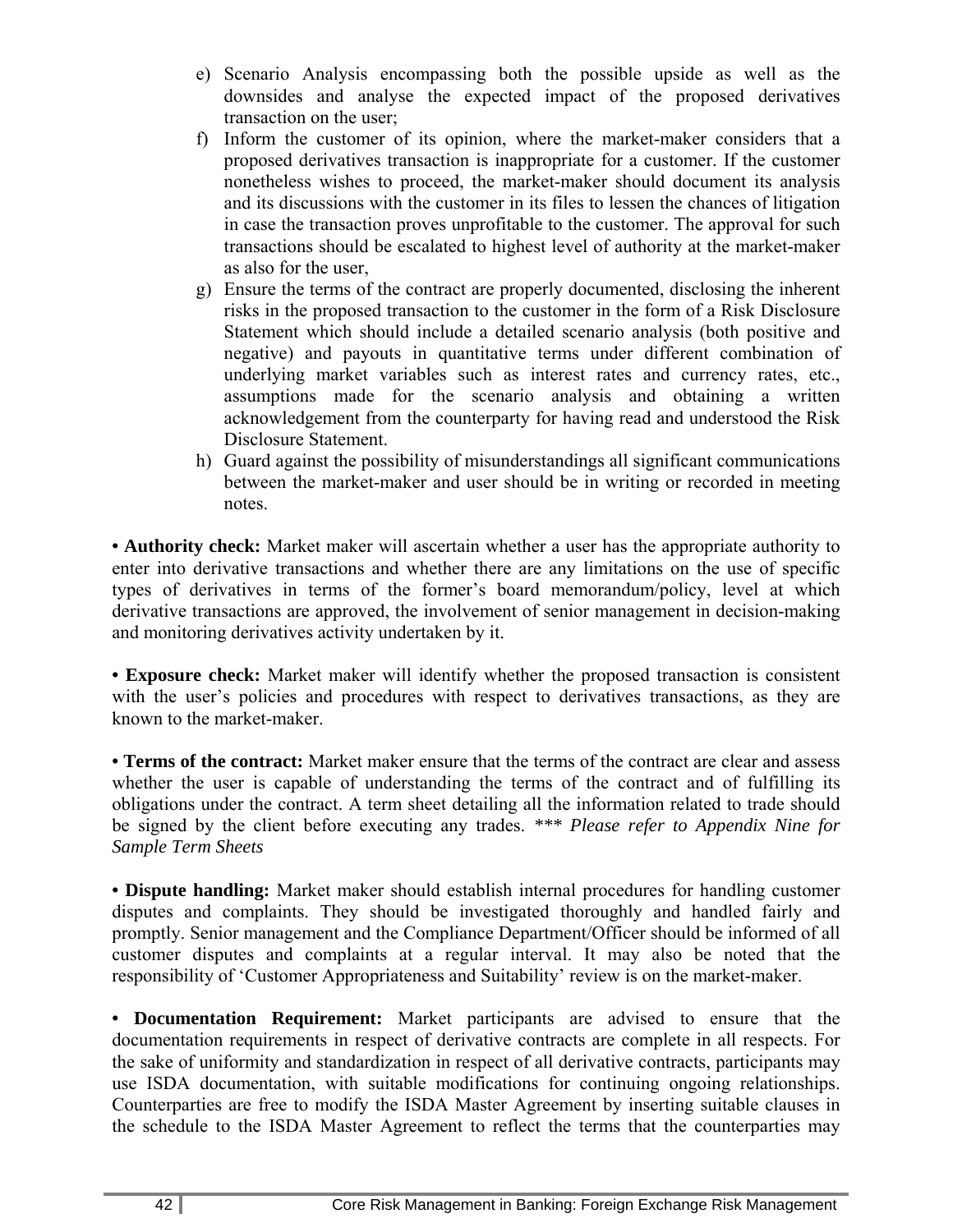e) Scenario Analysis encompassing both the possible upside as well as the downsides and analyse the expected impact of the proposed derivatives transaction on the user;

f) Inform the customer of its opinion, where the market-maker considers that a proposed derivatives transaction is inappropriate for a customer. If the customer nonetheless wishes to proceed, the market-maker should document its analysis and its discussions with the customer in its files to lessen the chances of litigation in case the transaction proves unprofitable to the customer. The approval for such transactions should be escalated to highest level of authority at the market-maker as also for the user,

g) Ensure the terms of the contract are properly documented, disclosing the inherent risks in the proposed transaction to the customer in the form of a Risk Disclosure Statement which should include a detailed scenario analysis (both positive and negative) and payouts in quantitative terms under different combination of underlying market variables such as interest rates and currency rates, etc., assumptions made for the scenario analysis and obtaining a written acknowledgement from the counterparty for having read and understood the Risk Disclosure Statement.

h) Guard against the possibility of misunderstandings all significant communications between the market-maker and user should be in writing or recorded in meeting notes.

• **Authority check:** Market maker will ascertain whether a user has the appropriate authority to enter into derivative transactions and whether there are any limitations on the use of specific types of derivatives in terms of the former's board memorandum/policy, level at which derivative transactions are approved, the involvement of senior management in decision-making and monitoring derivatives activity undertaken by it.

• **Exposure check:** Market maker will identify whether the proposed transaction is consistent with the user's policies and procedures with respect to derivatives transactions, as they are known to the market-maker.

• **Terms of the contract:** Market maker ensure that the terms of the contract are clear and assess whether the user is capable of understanding the terms of the contract and of fulfilling its obligations under the contract. A term sheet detailing all the information related to trade should be signed by the client before executing any trades. *** *Please refer to Appendix Nine for Sample Term Sheets*

• **Dispute handling:** Market maker should establish internal procedures for handling customer disputes and complaints. They should be investigated thoroughly and handled fairly and promptly. Senior management and the Compliance Department/Officer should be informed of all customer disputes and complaints at a regular interval. It may also be noted that the responsibility of 'Customer Appropriateness and Suitability' review is on the market-maker.

• **Documentation Requirement:** Market participants are advised to ensure that the documentation requirements in respect of derivative contracts are complete in all respects. For the sake of uniformity and standardization in respect of all derivative contracts, participants may use ISDA documentation, with suitable modifications for continuing ongoing relationships. Counterparties are free to modify the ISDA Master Agreement by inserting suitable clauses in the schedule to the ISDA Master Agreement to reflect the terms that the counterparties may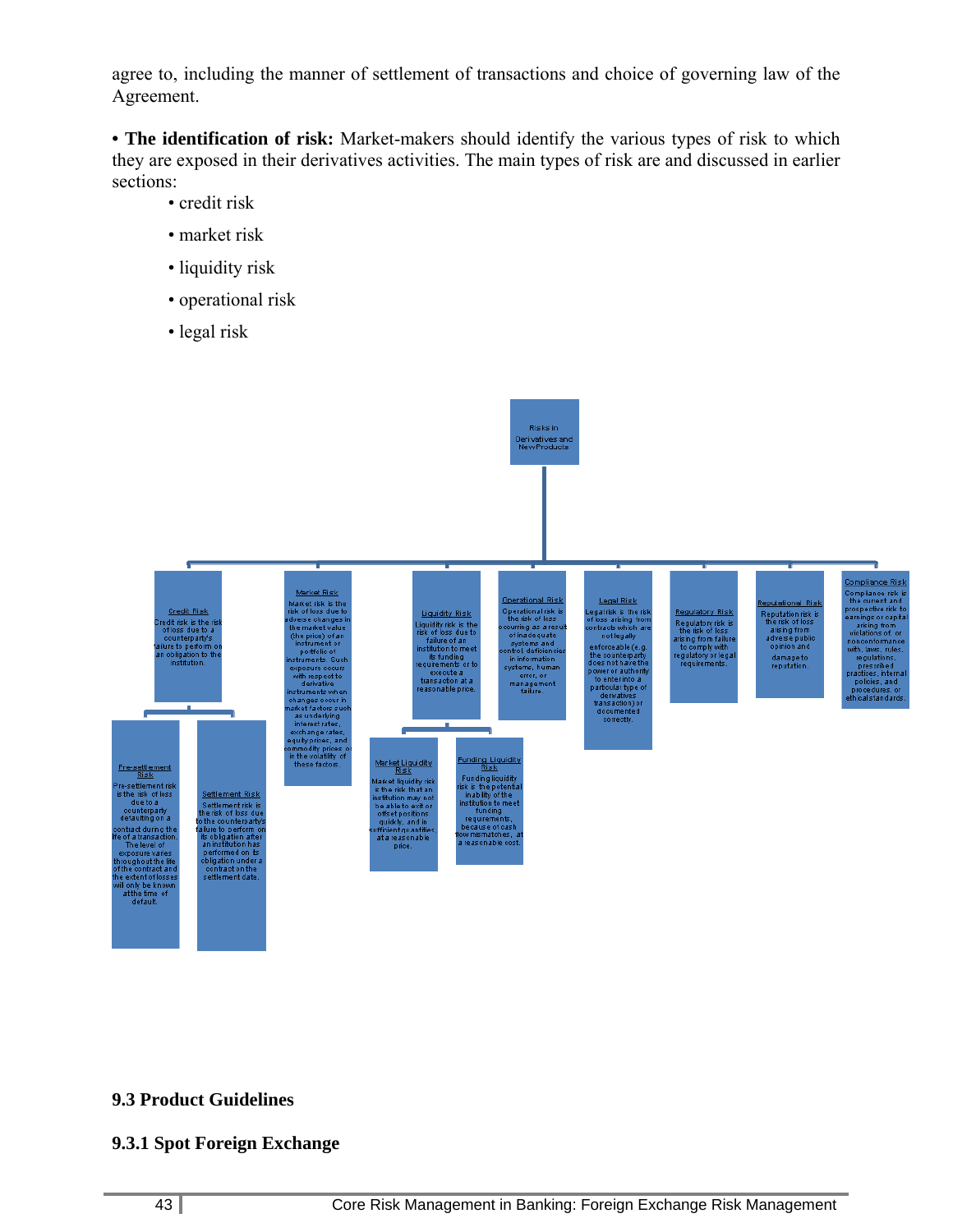agree to, including the manner of settlement of transactions and choice of governing law of the Agreement.

• **The identification of risk:** Market-makers should identify the various types of risk to which they are exposed in their derivatives activities. The main types of risk are and discussed in earlier sections:

- credit risk
- market risk
- liquidity risk
- operational risk
- legal risk

**Risks in Derivatives and New Products**

- **Credit Risk**: Credit risk is the risk of loss due to a counterparty's failure to perform on an obligation to the institution.
  - **Pre-settlement Risk**: Pre-settlement risk is the risk of loss due to a counterparty defaulting on a contract during the life of a transaction. The level of exposure varies throughout the life of the contract and the extent of losses will only be known at the time of default.
  - **Settlement Risk**: Settlement risk is the risk of loss due to the counterparty's failure to perform on its obligation after an institution has performed on its obligation under a contract on the settlement date.
- **Market Risk**: Market risk is the risk of loss due to adverse changes in the market value (the price) of an instrument or portfolio of instruments. Such exposure occurs with respect to derivative instruments when changes occur in market factors such as underlying interest rates, exchange rates, equity prices, and commodity prices or in the volatility of these factors.
- **Liquidity Risk**: Liquidity risk is the risk of loss due to failure of an institution to meet its funding requirements or to execute a transaction at a reasonable price.
  - **Market Liquidity Risk**: Market liquidity risk is the risk that an institution may not be able to exit or offset positions quickly, and in sufficient quantities, at a reasonable price.
  - **Funding Liquidity Risk**: Funding liquidity risk is the potential inability of the institution to meet funding requirements, because of cash flow mismatches, at a reasonable cost.
- **Operational Risk**: Operational risk is the risk of loss occurring as a result of inadequate systems and control, deficiencies in information systems, human error, or management failure.
- **Legal Risk**: Legal risk is the risk of loss arising from contracts which are not legally enforceable (e.g. the counterparty does not have the power or authority to enter into a particular type of derivatives transaction) or documented correctly.
- **Regulatory Risk**: Regulatory risk is the risk of loss arising from failure to comply with regulatory or legal requirements.
- **Reputational Risk**: Reputation risk is the risk of loss arising from adverse public opinion and damage to reputation.
- **Compliance Risk**: Compliance risk is the current and prospective risk to earnings or capital arising from violations of, or nonconformance with, laws, rules, regulations, prescribed practices, internal policies, and procedures, or ethical standards.

## 9.3 Product Guidelines

### 9.3.1 Spot Foreign Exchange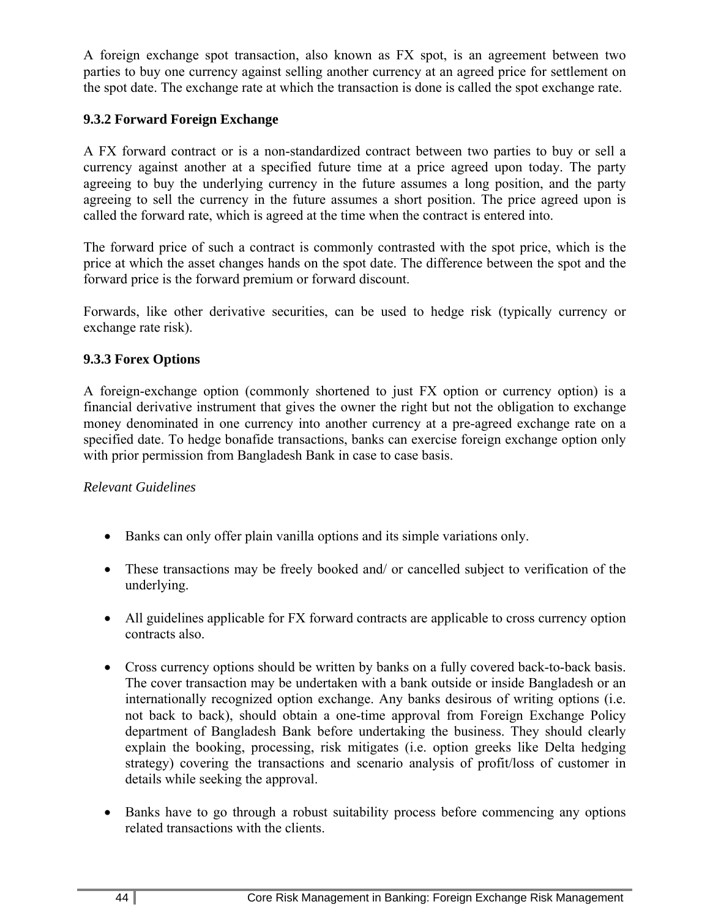A foreign exchange spot transaction, also known as FX spot, is an agreement between two parties to buy one currency against selling another currency at an agreed price for settlement on the spot date. The exchange rate at which the transaction is done is called the spot exchange rate.

### 9.3.2 Forward Foreign Exchange

A FX forward contract or is a non-standardized contract between two parties to buy or sell a currency against another at a specified future time at a price agreed upon today. The party agreeing to buy the underlying currency in the future assumes a long position, and the party agreeing to sell the currency in the future assumes a short position. The price agreed upon is called the forward rate, which is agreed at the time when the contract is entered into.

The forward price of such a contract is commonly contrasted with the spot price, which is the price at which the asset changes hands on the spot date. The difference between the spot and the forward price is the forward premium or forward discount.

Forwards, like other derivative securities, can be used to hedge risk (typically currency or exchange rate risk).

### 9.3.3 Forex Options

A foreign-exchange option (commonly shortened to just FX option or currency option) is a financial derivative instrument that gives the owner the right but not the obligation to exchange money denominated in one currency into another currency at a pre-agreed exchange rate on a specified date. To hedge bonafide transactions, banks can exercise foreign exchange option only with prior permission from Bangladesh Bank in case to case basis.

*Relevant Guidelines*

- Banks can only offer plain vanilla options and its simple variations only.
- These transactions may be freely booked and/ or cancelled subject to verification of the underlying.
- All guidelines applicable for FX forward contracts are applicable to cross currency option contracts also.
- Cross currency options should be written by banks on a fully covered back-to-back basis. The cover transaction may be undertaken with a bank outside or inside Bangladesh or an internationally recognized option exchange. Any banks desirous of writing options (i.e. not back to back), should obtain a one-time approval from Foreign Exchange Policy department of Bangladesh Bank before undertaking the business. They should clearly explain the booking, processing, risk mitigates (i.e. option greeks like Delta hedging strategy) covering the transactions and scenario analysis of profit/loss of customer in details while seeking the approval.
- Banks have to go through a robust suitability process before commencing any options related transactions with the clients.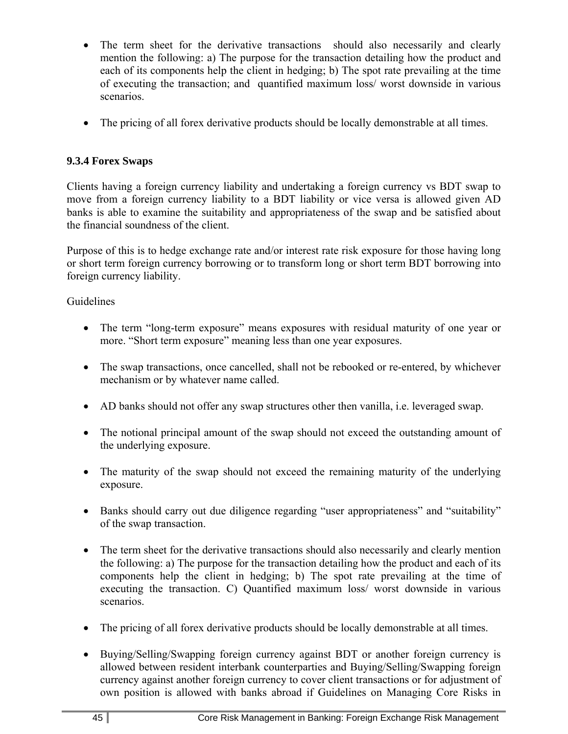- The term sheet for the derivative transactions should also necessarily and clearly mention the following: a) The purpose for the transaction detailing how the product and each of its components help the client in hedging; b) The spot rate prevailing at the time of executing the transaction; and quantified maximum loss/ worst downside in various scenarios.

- The pricing of all forex derivative products should be locally demonstrable at all times.

### 9.3.4 Forex Swaps

Clients having a foreign currency liability and undertaking a foreign currency vs BDT swap to move from a foreign currency liability to a BDT liability or vice versa is allowed given AD banks is able to examine the suitability and appropriateness of the swap and be satisfied about the financial soundness of the client.

Purpose of this is to hedge exchange rate and/or interest rate risk exposure for those having long or short term foreign currency borrowing or to transform long or short term BDT borrowing into foreign currency liability.

Guidelines

- The term "long-term exposure" means exposures with residual maturity of one year or more. "Short term exposure" meaning less than one year exposures.

- The swap transactions, once cancelled, shall not be rebooked or re-entered, by whichever mechanism or by whatever name called.

- AD banks should not offer any swap structures other then vanilla, i.e. leveraged swap.

- The notional principal amount of the swap should not exceed the outstanding amount of the underlying exposure.

- The maturity of the swap should not exceed the remaining maturity of the underlying exposure.

- Banks should carry out due diligence regarding "user appropriateness" and "suitability" of the swap transaction.

- The term sheet for the derivative transactions should also necessarily and clearly mention the following: a) The purpose for the transaction detailing how the product and each of its components help the client in hedging; b) The spot rate prevailing at the time of executing the transaction. C) Quantified maximum loss/ worst downside in various scenarios.

- The pricing of all forex derivative products should be locally demonstrable at all times.

- Buying/Selling/Swapping foreign currency against BDT or another foreign currency is allowed between resident interbank counterparties and Buying/Selling/Swapping foreign currency against another foreign currency to cover client transactions or for adjustment of own position is allowed with banks abroad if Guidelines on Managing Core Risks in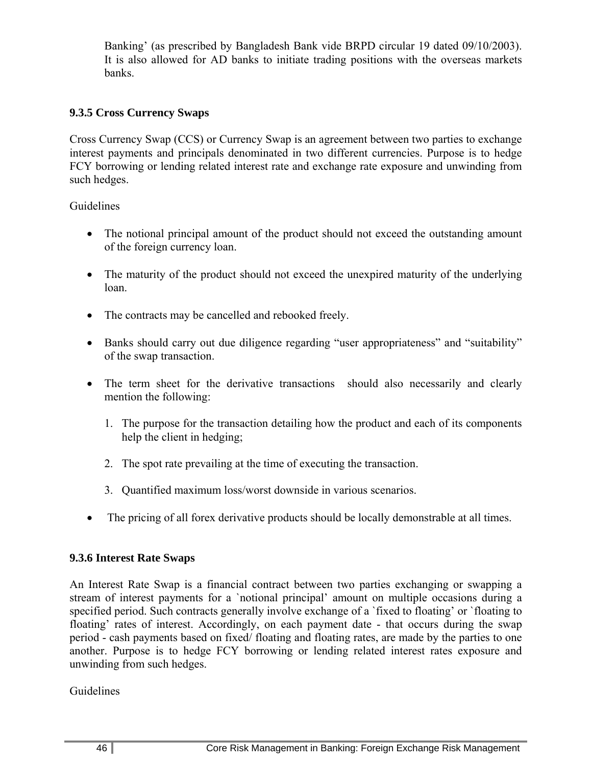Banking' (as prescribed by Bangladesh Bank vide BRPD circular 19 dated 09/10/2003). It is also allowed for AD banks to initiate trading positions with the overseas markets banks.

### 9.3.5 Cross Currency Swaps

Cross Currency Swap (CCS) or Currency Swap is an agreement between two parties to exchange interest payments and principals denominated in two different currencies. Purpose is to hedge FCY borrowing or lending related interest rate and exchange rate exposure and unwinding from such hedges.

Guidelines

- The notional principal amount of the product should not exceed the outstanding amount of the foreign currency loan.
- The maturity of the product should not exceed the unexpired maturity of the underlying loan.
- The contracts may be cancelled and rebooked freely.
- Banks should carry out due diligence regarding "user appropriateness" and "suitability" of the swap transaction.
- The term sheet for the derivative transactions should also necessarily and clearly mention the following:
  1. The purpose for the transaction detailing how the product and each of its components help the client in hedging;
  2. The spot rate prevailing at the time of executing the transaction.
  3. Quantified maximum loss/worst downside in various scenarios.
- The pricing of all forex derivative products should be locally demonstrable at all times.

### 9.3.6 Interest Rate Swaps

An Interest Rate Swap is a financial contract between two parties exchanging or swapping a stream of interest payments for a `notional principal' amount on multiple occasions during a specified period. Such contracts generally involve exchange of a `fixed to floating' or `floating to floating' rates of interest. Accordingly, on each payment date - that occurs during the swap period - cash payments based on fixed/ floating and floating rates, are made by the parties to one another. Purpose is to hedge FCY borrowing or lending related interest rates exposure and unwinding from such hedges.

Guidelines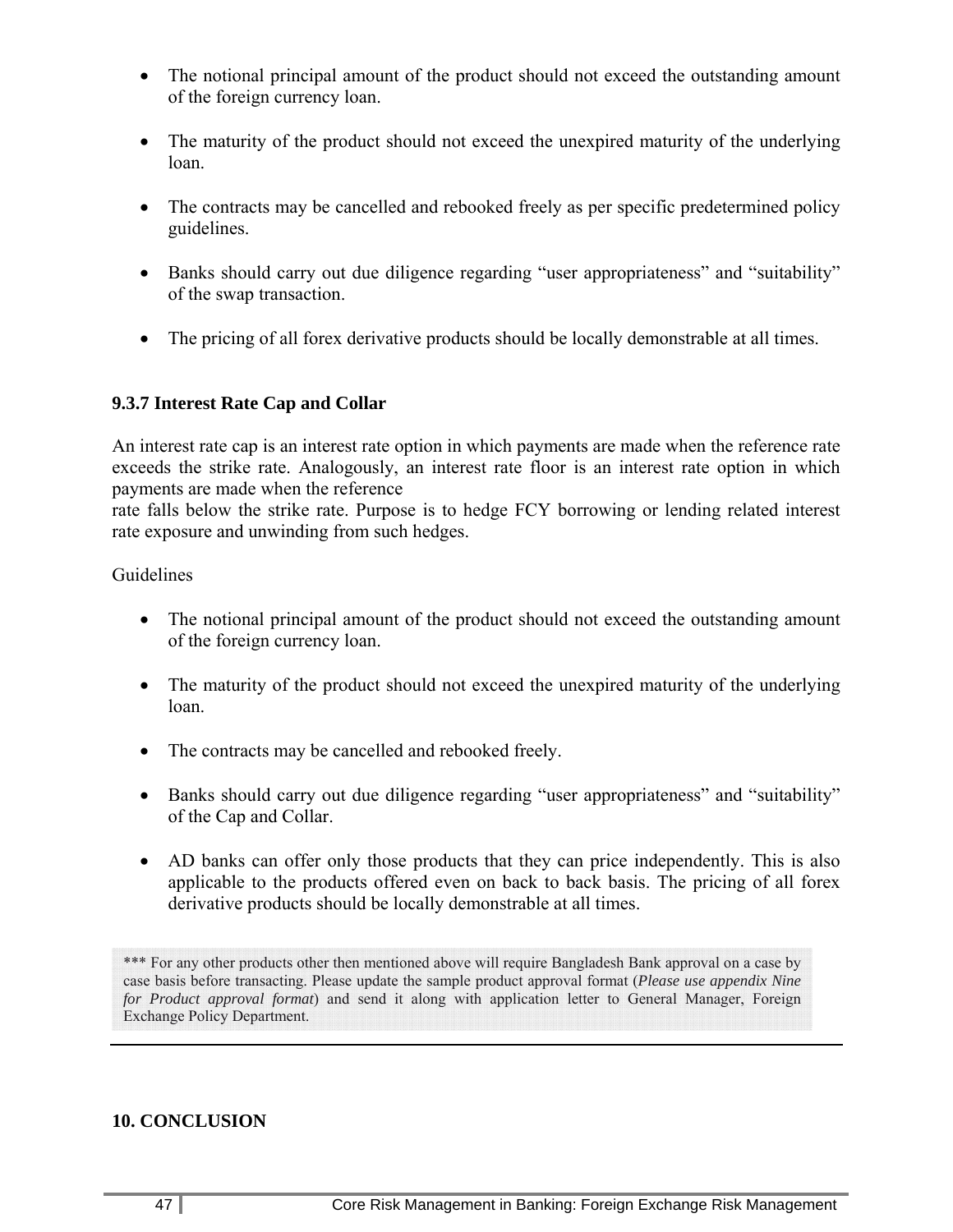- The notional principal amount of the product should not exceed the outstanding amount of the foreign currency loan.

- The maturity of the product should not exceed the unexpired maturity of the underlying loan.

- The contracts may be cancelled and rebooked freely as per specific predetermined policy guidelines.

- Banks should carry out due diligence regarding “user appropriateness” and “suitability” of the swap transaction.

- The pricing of all forex derivative products should be locally demonstrable at all times.

### 9.3.7 Interest Rate Cap and Collar

An interest rate cap is an interest rate option in which payments are made when the reference rate exceeds the strike rate. Analogously, an interest rate floor is an interest rate option in which payments are made when the reference rate falls below the strike rate. Purpose is to hedge FCY borrowing or lending related interest rate exposure and unwinding from such hedges.

Guidelines

- The notional principal amount of the product should not exceed the outstanding amount of the foreign currency loan.

- The maturity of the product should not exceed the unexpired maturity of the underlying loan.

- The contracts may be cancelled and rebooked freely.

- Banks should carry out due diligence regarding “user appropriateness” and “suitability” of the Cap and Collar.

- AD banks can offer only those products that they can price independently. This is also applicable to the products offered even on back to back basis. The pricing of all forex derivative products should be locally demonstrable at all times.

*** For any other products other then mentioned above will require Bangladesh Bank approval on a case by case basis before transacting. Please update the sample product approval format (*Please use appendix Nine for Product approval format*) and send it along with application letter to General Manager, Foreign Exchange Policy Department.

---

## 10. CONCLUSION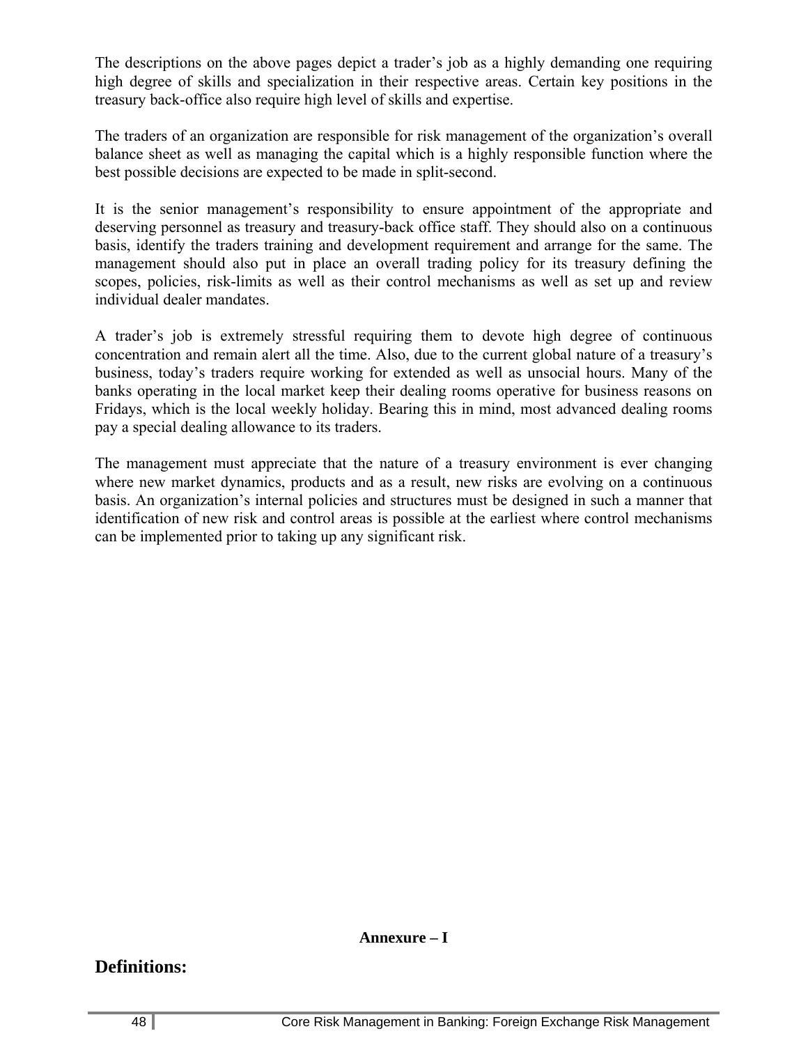The descriptions on the above pages depict a trader's job as a highly demanding one requiring high degree of skills and specialization in their respective areas. Certain key positions in the treasury back-office also require high level of skills and expertise.

The traders of an organization are responsible for risk management of the organization's overall balance sheet as well as managing the capital which is a highly responsible function where the best possible decisions are expected to be made in split-second.

It is the senior management's responsibility to ensure appointment of the appropriate and deserving personnel as treasury and treasury-back office staff. They should also on a continuous basis, identify the traders training and development requirement and arrange for the same. The management should also put in place an overall trading policy for its treasury defining the scopes, policies, risk-limits as well as their control mechanisms as well as set up and review individual dealer mandates.

A trader's job is extremely stressful requiring them to devote high degree of continuous concentration and remain alert all the time. Also, due to the current global nature of a treasury's business, today's traders require working for extended as well as unsocial hours. Many of the banks operating in the local market keep their dealing rooms operative for business reasons on Fridays, which is the local weekly holiday. Bearing this in mind, most advanced dealing rooms pay a special dealing allowance to its traders.

The management must appreciate that the nature of a treasury environment is ever changing where new market dynamics, products and as a result, new risks are evolving on a continuous basis. An organization's internal policies and structures must be designed in such a manner that identification of new risk and control areas is possible at the earliest where control mechanisms can be implemented prior to taking up any significant risk.

**Annexure – I**

## Definitions: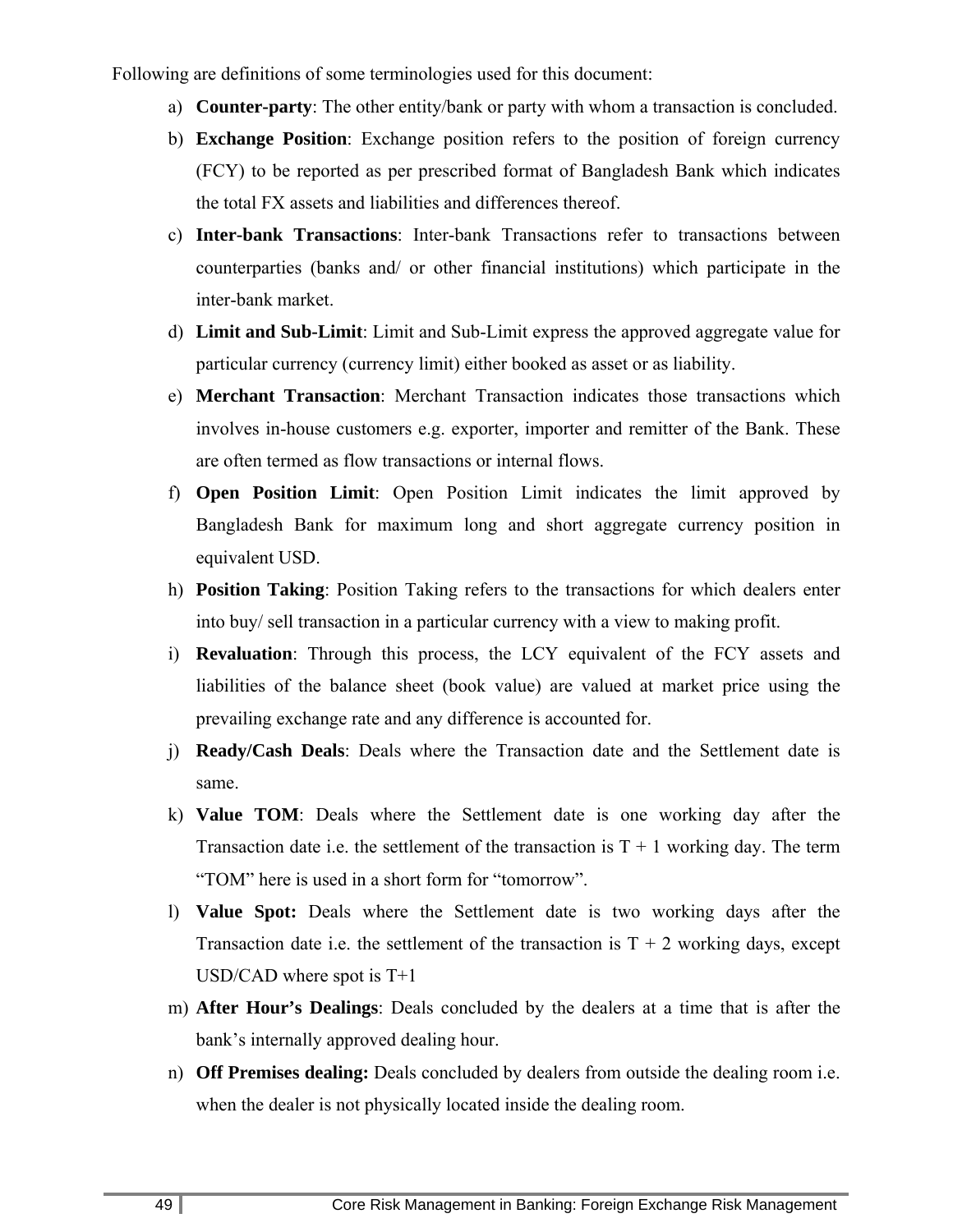Following are definitions of some terminologies used for this document:

a) **Counter-party**: The other entity/bank or party with whom a transaction is concluded.

b) **Exchange Position**: Exchange position refers to the position of foreign currency (FCY) to be reported as per prescribed format of Bangladesh Bank which indicates the total FX assets and liabilities and differences thereof.

c) **Inter-bank Transactions**: Inter-bank Transactions refer to transactions between counterparties (banks and/ or other financial institutions) which participate in the inter-bank market.

d) **Limit and Sub-Limit**: Limit and Sub-Limit express the approved aggregate value for particular currency (currency limit) either booked as asset or as liability.

e) **Merchant Transaction**: Merchant Transaction indicates those transactions which involves in-house customers e.g. exporter, importer and remitter of the Bank. These are often termed as flow transactions or internal flows.

f) **Open Position Limit**: Open Position Limit indicates the limit approved by Bangladesh Bank for maximum long and short aggregate currency position in equivalent USD.

h) **Position Taking**: Position Taking refers to the transactions for which dealers enter into buy/ sell transaction in a particular currency with a view to making profit.

i) **Revaluation**: Through this process, the LCY equivalent of the FCY assets and liabilities of the balance sheet (book value) are valued at market price using the prevailing exchange rate and any difference is accounted for.

j) **Ready/Cash Deals**: Deals where the Transaction date and the Settlement date is same.

k) **Value TOM**: Deals where the Settlement date is one working day after the Transaction date i.e. the settlement of the transaction is T + 1 working day. The term "TOM" here is used in a short form for "tomorrow".

l) **Value Spot:** Deals where the Settlement date is two working days after the Transaction date i.e. the settlement of the transaction is T + 2 working days, except USD/CAD where spot is T+1

m) **After Hour's Dealings**: Deals concluded by the dealers at a time that is after the bank's internally approved dealing hour.

n) **Off Premises dealing:** Deals concluded by dealers from outside the dealing room i.e. when the dealer is not physically located inside the dealing room.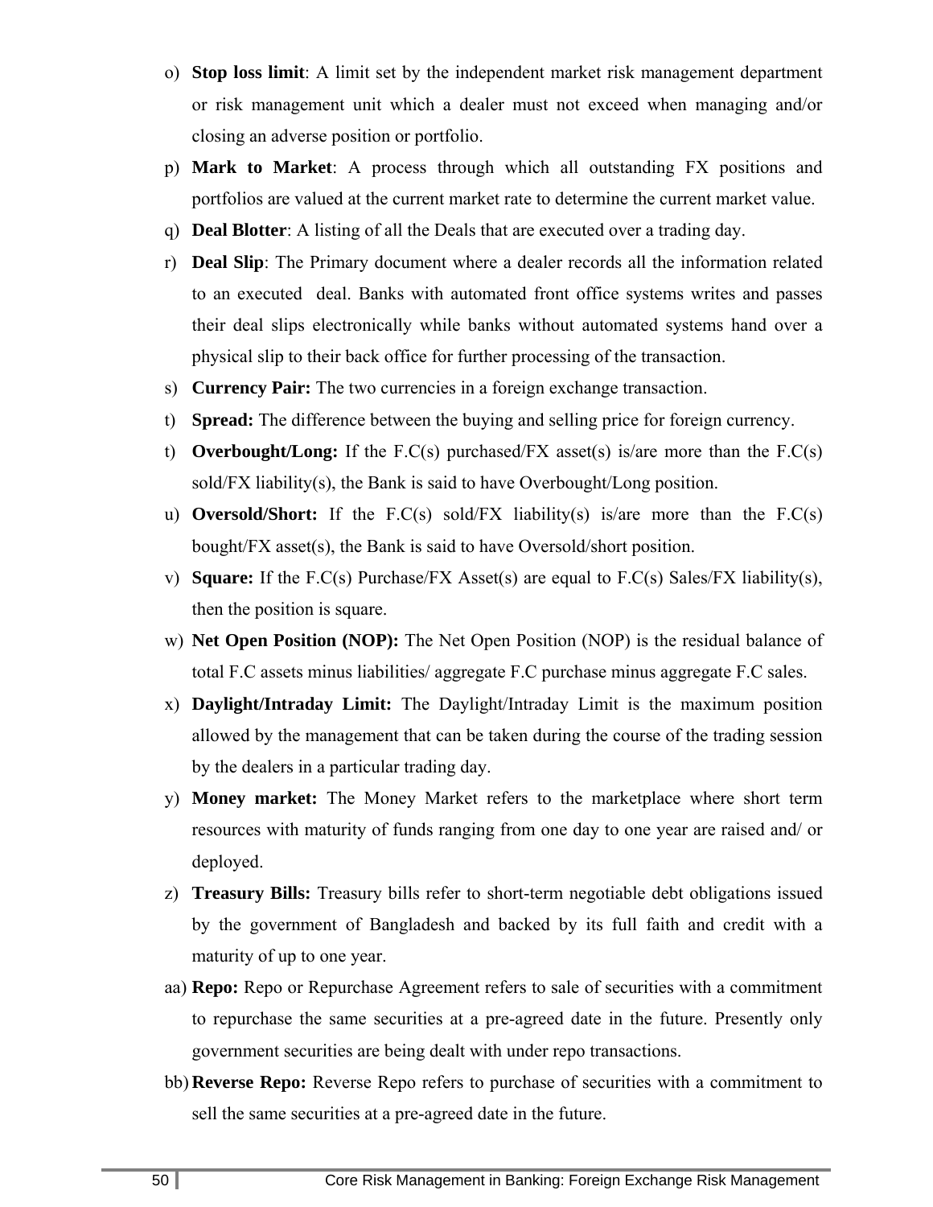o) **Stop loss limit**: A limit set by the independent market risk management department or risk management unit which a dealer must not exceed when managing and/or closing an adverse position or portfolio.

p) **Mark to Market**: A process through which all outstanding FX positions and portfolios are valued at the current market rate to determine the current market value.

q) **Deal Blotter**: A listing of all the Deals that are executed over a trading day.

r) **Deal Slip**: The Primary document where a dealer records all the information related to an executed deal. Banks with automated front office systems writes and passes their deal slips electronically while banks without automated systems hand over a physical slip to their back office for further processing of the transaction.

s) **Currency Pair:** The two currencies in a foreign exchange transaction.

t) **Spread:** The difference between the buying and selling price for foreign currency.

t) **Overbought/Long:** If the F.C(s) purchased/FX asset(s) is/are more than the F.C(s) sold/FX liability(s), the Bank is said to have Overbought/Long position.

u) **Oversold/Short:** If the F.C(s) sold/FX liability(s) is/are more than the F.C(s) bought/FX asset(s), the Bank is said to have Oversold/short position.

v) **Square:** If the F.C(s) Purchase/FX Asset(s) are equal to F.C(s) Sales/FX liability(s), then the position is square.

w) **Net Open Position (NOP):** The Net Open Position (NOP) is the residual balance of total F.C assets minus liabilities/ aggregate F.C purchase minus aggregate F.C sales.

x) **Daylight/Intraday Limit:** The Daylight/Intraday Limit is the maximum position allowed by the management that can be taken during the course of the trading session by the dealers in a particular trading day.

y) **Money market:** The Money Market refers to the marketplace where short term resources with maturity of funds ranging from one day to one year are raised and/ or deployed.

z) **Treasury Bills:** Treasury bills refer to short-term negotiable debt obligations issued by the government of Bangladesh and backed by its full faith and credit with a maturity of up to one year.

aa) **Repo:** Repo or Repurchase Agreement refers to sale of securities with a commitment to repurchase the same securities at a pre-agreed date in the future. Presently only government securities are being dealt with under repo transactions.

bb) **Reverse Repo:** Reverse Repo refers to purchase of securities with a commitment to sell the same securities at a pre-agreed date in the future.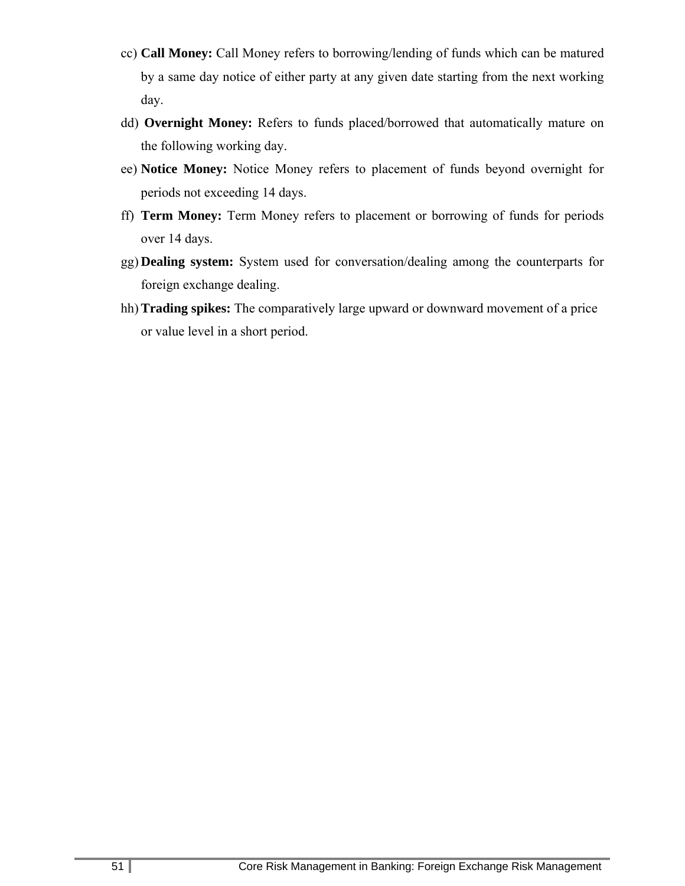cc) **Call Money:** Call Money refers to borrowing/lending of funds which can be matured by a same day notice of either party at any given date starting from the next working day.

dd) **Overnight Money:** Refers to funds placed/borrowed that automatically mature on the following working day.

ee) **Notice Money:** Notice Money refers to placement of funds beyond overnight for periods not exceeding 14 days.

ff) **Term Money:** Term Money refers to placement or borrowing of funds for periods over 14 days.

gg) **Dealing system:** System used for conversation/dealing among the counterparts for foreign exchange dealing.

hh) **Trading spikes:** The comparatively large upward or downward movement of a price or value level in a short period.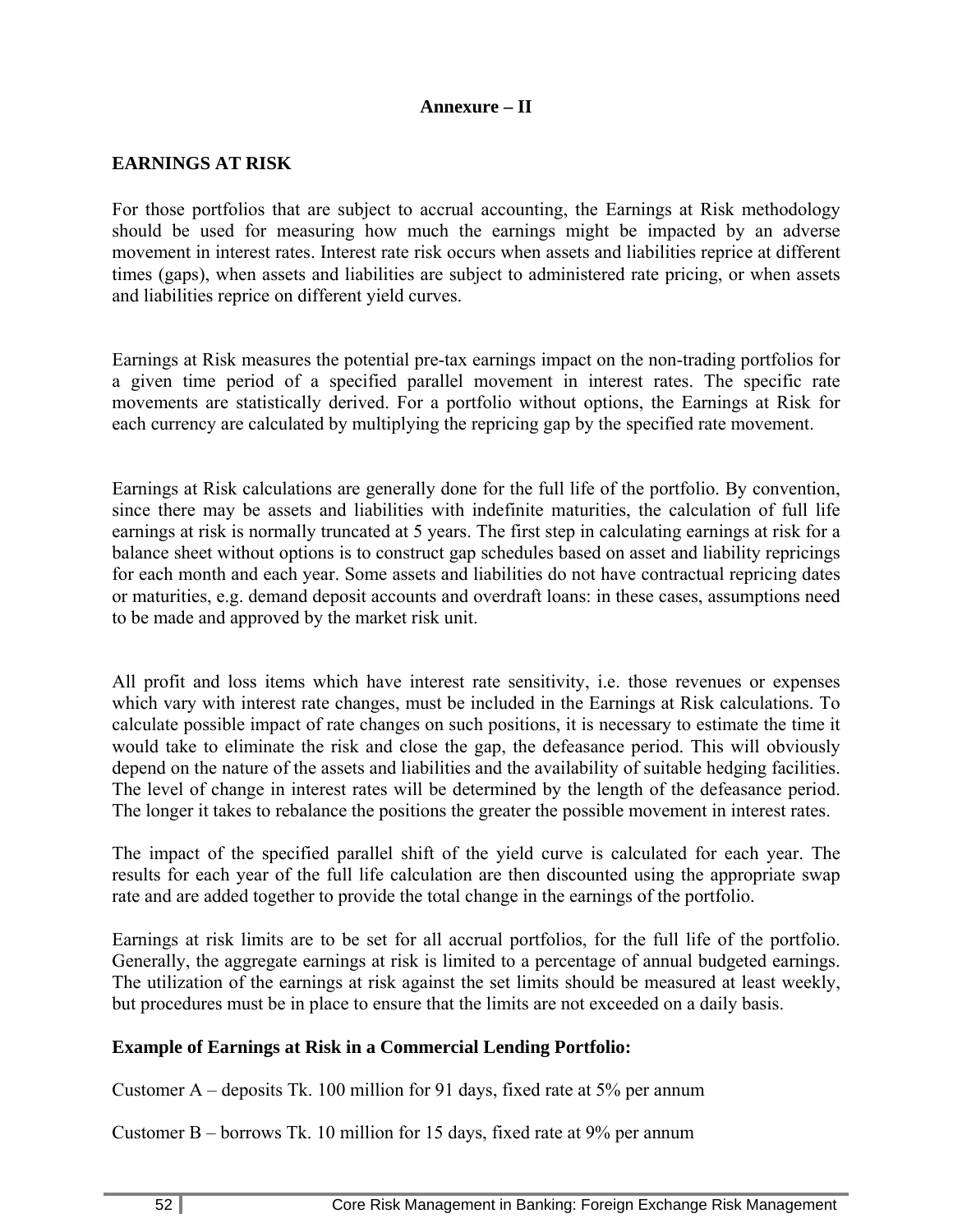**Annexure – II**

## EARNINGS AT RISK

For those portfolios that are subject to accrual accounting, the Earnings at Risk methodology should be used for measuring how much the earnings might be impacted by an adverse movement in interest rates. Interest rate risk occurs when assets and liabilities reprice at different times (gaps), when assets and liabilities are subject to administered rate pricing, or when assets and liabilities reprice on different yield curves.

Earnings at Risk measures the potential pre-tax earnings impact on the non-trading portfolios for a given time period of a specified parallel movement in interest rates. The specific rate movements are statistically derived. For a portfolio without options, the Earnings at Risk for each currency are calculated by multiplying the repricing gap by the specified rate movement.

Earnings at Risk calculations are generally done for the full life of the portfolio. By convention, since there may be assets and liabilities with indefinite maturities, the calculation of full life earnings at risk is normally truncated at 5 years. The first step in calculating earnings at risk for a balance sheet without options is to construct gap schedules based on asset and liability repricings for each month and each year. Some assets and liabilities do not have contractual repricing dates or maturities, e.g. demand deposit accounts and overdraft loans: in these cases, assumptions need to be made and approved by the market risk unit.

All profit and loss items which have interest rate sensitivity, i.e. those revenues or expenses which vary with interest rate changes, must be included in the Earnings at Risk calculations. To calculate possible impact of rate changes on such positions, it is necessary to estimate the time it would take to eliminate the risk and close the gap, the defeasance period. This will obviously depend on the nature of the assets and liabilities and the availability of suitable hedging facilities. The level of change in interest rates will be determined by the length of the defeasance period. The longer it takes to rebalance the positions the greater the possible movement in interest rates.

The impact of the specified parallel shift of the yield curve is calculated for each year. The results for each year of the full life calculation are then discounted using the appropriate swap rate and are added together to provide the total change in the earnings of the portfolio.

Earnings at risk limits are to be set for all accrual portfolios, for the full life of the portfolio. Generally, the aggregate earnings at risk is limited to a percentage of annual budgeted earnings. The utilization of the earnings at risk against the set limits should be measured at least weekly, but procedures must be in place to ensure that the limits are not exceeded on a daily basis.

**Example of Earnings at Risk in a Commercial Lending Portfolio:**

Customer A – deposits Tk. 100 million for 91 days, fixed rate at 5% per annum

Customer B – borrows Tk. 10 million for 15 days, fixed rate at 9% per annum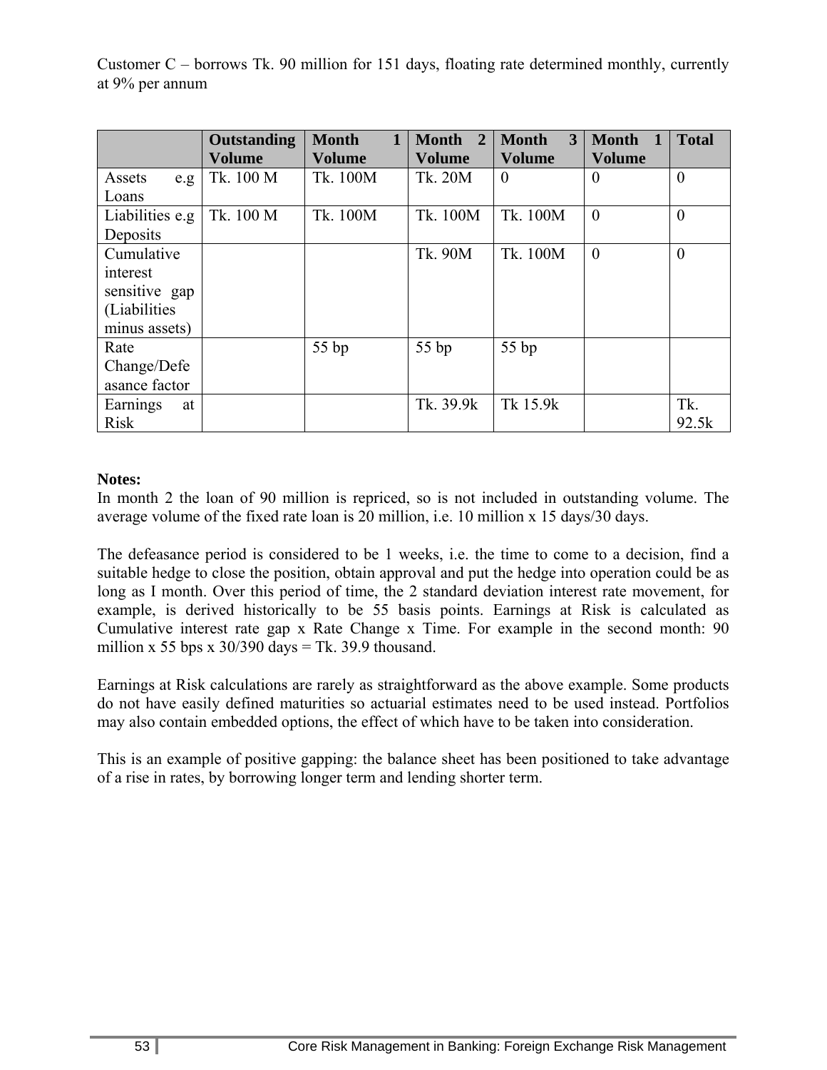Customer C – borrows Tk. 90 million for 151 days, floating rate determined monthly, currently at 9% per annum

| | **Outstanding Volume** | **Month 1 Volume** | **Month 2 Volume** | **Month 3 Volume** | **Month 1 Volume** | **Total** |
|---|---|---|---|---|---|---|
| Assets e.g Loans | Tk. 100 M | Tk. 100M | Tk. 20M | 0 | 0 | 0 |
| Liabilities e.g Deposits | Tk. 100 M | Tk. 100M | Tk. 100M | Tk. 100M | 0 | 0 |
| Cumulative interest sensitive gap (Liabilities minus assets) | | | Tk. 90M | Tk. 100M | 0 | 0 |
| Rate Change/Defeasance factor | | 55 bp | 55 bp | 55 bp | | |
| Earnings at Risk | | | Tk. 39.9k | Tk 15.9k | | Tk. 92.5k |

**Notes:**
In month 2 the loan of 90 million is repriced, so is not included in outstanding volume. The average volume of the fixed rate loan is 20 million, i.e. 10 million x 15 days/30 days.

The defeasance period is considered to be 1 weeks, i.e. the time to come to a decision, find a suitable hedge to close the position, obtain approval and put the hedge into operation could be as long as I month. Over this period of time, the 2 standard deviation interest rate movement, for example, is derived historically to be 55 basis points. Earnings at Risk is calculated as Cumulative interest rate gap x Rate Change x Time. For example in the second month: 90 million x 55 bps x 30/390 days = Tk. 39.9 thousand.

Earnings at Risk calculations are rarely as straightforward as the above example. Some products do not have easily defined maturities so actuarial estimates need to be used instead. Portfolios may also contain embedded options, the effect of which have to be taken into consideration.

This is an example of positive gapping: the balance sheet has been positioned to take advantage of a rise in rates, by borrowing longer term and lending shorter term.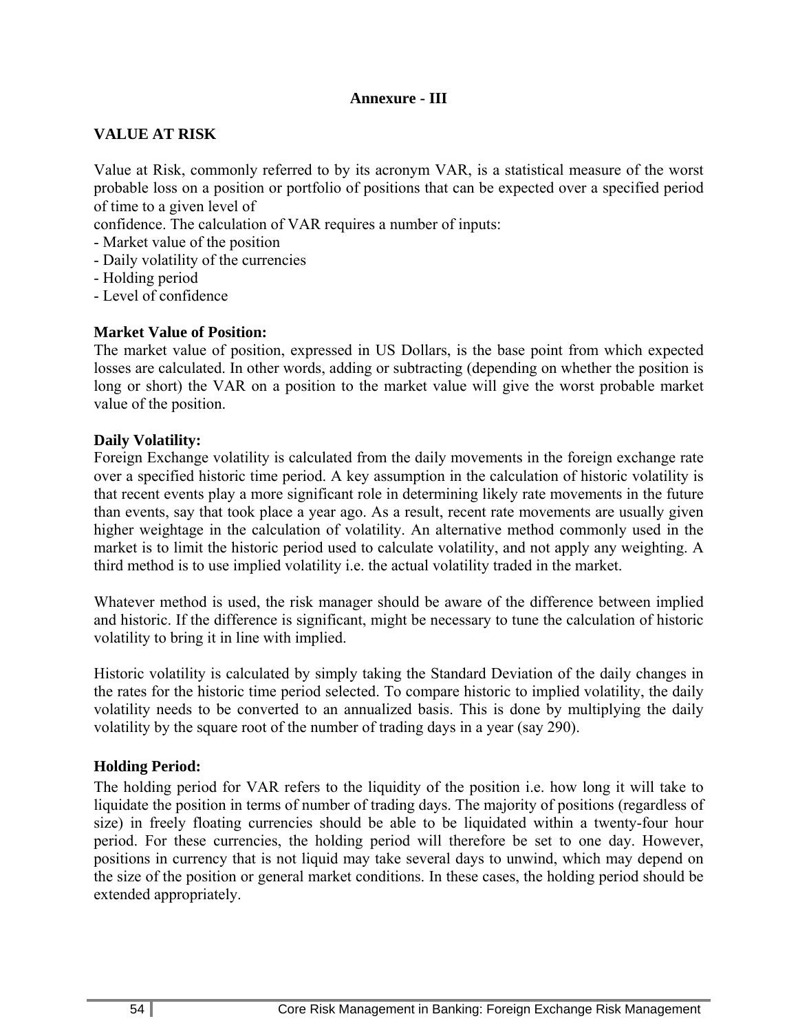**Annexure - III**

## VALUE AT RISK

Value at Risk, commonly referred to by its acronym VAR, is a statistical measure of the worst probable loss on a position or portfolio of positions that can be expected over a specified period of time to a given level of
confidence. The calculation of VAR requires a number of inputs:

- Market value of the position
- Daily volatility of the currencies
- Holding period
- Level of confidence

### Market Value of Position:

The market value of position, expressed in US Dollars, is the base point from which expected losses are calculated. In other words, adding or subtracting (depending on whether the position is long or short) the VAR on a position to the market value will give the worst probable market value of the position.

### Daily Volatility:

Foreign Exchange volatility is calculated from the daily movements in the foreign exchange rate over a specified historic time period. A key assumption in the calculation of historic volatility is that recent events play a more significant role in determining likely rate movements in the future than events, say that took place a year ago. As a result, recent rate movements are usually given higher weightage in the calculation of volatility. An alternative method commonly used in the market is to limit the historic period used to calculate volatility, and not apply any weighting. A third method is to use implied volatility i.e. the actual volatility traded in the market.

Whatever method is used, the risk manager should be aware of the difference between implied and historic. If the difference is significant, might be necessary to tune the calculation of historic volatility to bring it in line with implied.

Historic volatility is calculated by simply taking the Standard Deviation of the daily changes in the rates for the historic time period selected. To compare historic to implied volatility, the daily volatility needs to be converted to an annualized basis. This is done by multiplying the daily volatility by the square root of the number of trading days in a year (say 290).

### Holding Period:

The holding period for VAR refers to the liquidity of the position i.e. how long it will take to liquidate the position in terms of number of trading days. The majority of positions (regardless of size) in freely floating currencies should be able to be liquidated within a twenty-four hour period. For these currencies, the holding period will therefore be set to one day. However, positions in currency that is not liquid may take several days to unwind, which may depend on the size of the position or general market conditions. In these cases, the holding period should be extended appropriately.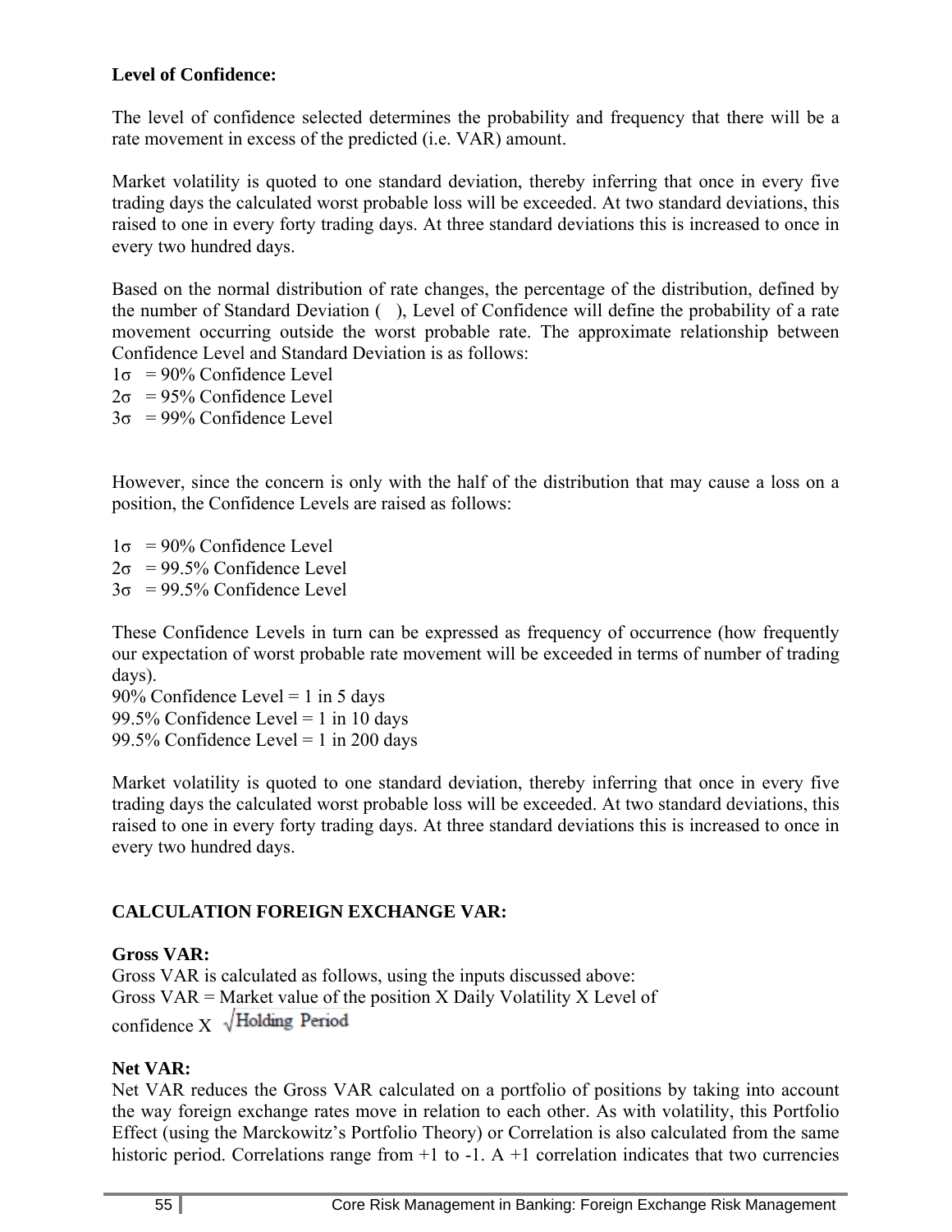**Level of Confidence:**

The level of confidence selected determines the probability and frequency that there will be a rate movement in excess of the predicted (i.e. VAR) amount.

Market volatility is quoted to one standard deviation, thereby inferring that once in every five trading days the calculated worst probable loss will be exceeded. At two standard deviations, this raised to one in every forty trading days. At three standard deviations this is increased to once in every two hundred days.

Based on the normal distribution of rate changes, the percentage of the distribution, defined by the number of Standard Deviation ( ), Level of Confidence will define the probability of a rate movement occurring outside the worst probable rate. The approximate relationship between Confidence Level and Standard Deviation is as follows:

1σ = 90% Confidence Level
2σ = 95% Confidence Level
3σ = 99% Confidence Level

However, since the concern is only with the half of the distribution that may cause a loss on a position, the Confidence Levels are raised as follows:

1σ = 90% Confidence Level
2σ = 99.5% Confidence Level
3σ = 99.5% Confidence Level

These Confidence Levels in turn can be expressed as frequency of occurrence (how frequently our expectation of worst probable rate movement will be exceeded in terms of number of trading days).

90% Confidence Level = 1 in 5 days
99.5% Confidence Level = 1 in 10 days
99.5% Confidence Level = 1 in 200 days

Market volatility is quoted to one standard deviation, thereby inferring that once in every five trading days the calculated worst probable loss will be exceeded. At two standard deviations, this raised to one in every forty trading days. At three standard deviations this is increased to once in every two hundred days.

**CALCULATION FOREIGN EXCHANGE VAR:**

**Gross VAR:**
Gross VAR is calculated as follows, using the inputs discussed above:
Gross VAR = Market value of the position X Daily Volatility X Level of confidence X $\sqrt{\text{Holding Period}}$

**Net VAR:**
Net VAR reduces the Gross VAR calculated on a portfolio of positions by taking into account the way foreign exchange rates move in relation to each other. As with volatility, this Portfolio Effect (using the Marckowitz's Portfolio Theory) or Correlation is also calculated from the same historic period. Correlations range from +1 to -1. A +1 correlation indicates that two currencies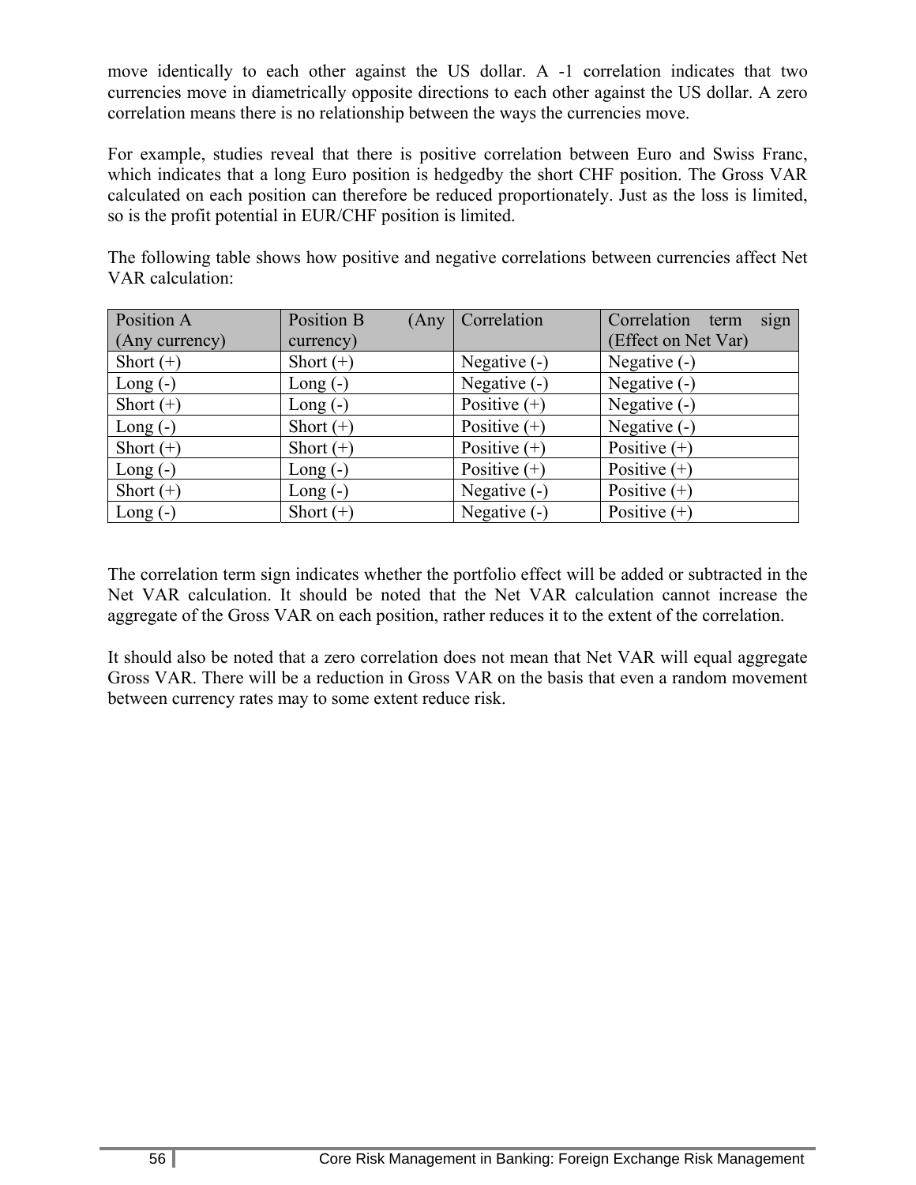move identically to each other against the US dollar. A -1 correlation indicates that two currencies move in diametrically opposite directions to each other against the US dollar. A zero correlation means there is no relationship between the ways the currencies move.

For example, studies reveal that there is positive correlation between Euro and Swiss Franc, which indicates that a long Euro position is hedgedby the short CHF position. The Gross VAR calculated on each position can therefore be reduced proportionately. Just as the loss is limited, so is the profit potential in EUR/CHF position is limited.

The following table shows how positive and negative correlations between currencies affect Net VAR calculation:

| Position A (Any currency) | Position B (Any currency) | Correlation | Correlation term sign (Effect on Net Var) |
|---|---|---|---|
| Short (+) | Short (+) | Negative (-) | Negative (-) |
| Long (-) | Long (-) | Negative (-) | Negative (-) |
| Short (+) | Long (-) | Positive (+) | Negative (-) |
| Long (-) | Short (+) | Positive (+) | Negative (-) |
| Short (+) | Short (+) | Positive (+) | Positive (+) |
| Long (-) | Long (-) | Positive (+) | Positive (+) |
| Short (+) | Long (-) | Negative (-) | Positive (+) |
| Long (-) | Short (+) | Negative (-) | Positive (+) |

The correlation term sign indicates whether the portfolio effect will be added or subtracted in the Net VAR calculation. It should be noted that the Net VAR calculation cannot increase the aggregate of the Gross VAR on each position, rather reduces it to the extent of the correlation.

It should also be noted that a zero correlation does not mean that Net VAR will equal aggregate Gross VAR. There will be a reduction in Gross VAR on the basis that even a random movement between currency rates may to some extent reduce risk.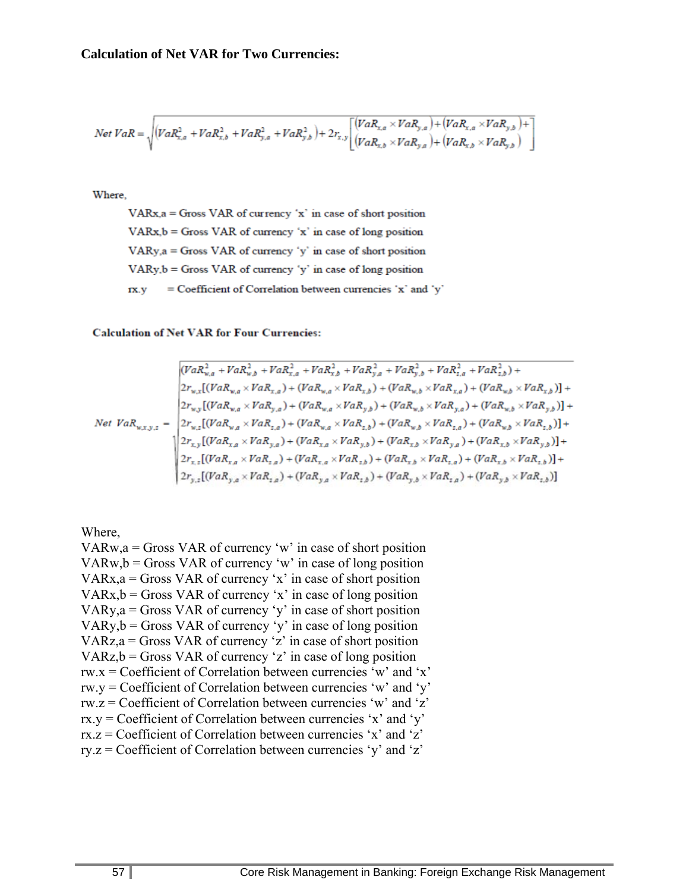**Calculation of Net VAR for Two Currencies:**

$$Net\ VaR = \sqrt{\left(VaR_{x,a}^2 + VaR_{x,b}^2 + VaR_{y,a}^2 + VaR_{y,b}^2\right) + 2r_{x,y}\left[\begin{array}{l}\left(VaR_{x,a} \times VaR_{y,a}\right) + \left(VaR_{x,a} \times VaR_{y,b}\right) + \\ \left(VaR_{x,b} \times VaR_{y,a}\right) + \left(VaR_{x,b} \times VaR_{y,b}\right)\end{array}\right]}$$

Where,

VARx,a = Gross VAR of currency 'x' in case of short position
VARx,b = Gross VAR of currency 'x' in case of long position
VARy,a = Gross VAR of currency 'y' in case of short position
VARy,b = Gross VAR of currency 'y' in case of long position
rx.y = Coefficient of Correlation between currencies 'x' and 'y'

**Calculation of Net VAR for Four Currencies:**

$$Net\ VaR_{w,x,y,z} = \sqrt{\begin{array}{l}(VaR_{w,a}^2 + VaR_{w,b}^2 + VaR_{x,a}^2 + VaR_{x,b}^2 + VaR_{y,a}^2 + VaR_{y,b}^2 + VaR_{z,a}^2 + VaR_{z,b}^2) + \\ 2r_{w,x}[(VaR_{w,a} \times VaR_{x,a}) + (VaR_{w,a} \times VaR_{x,b}) + (VaR_{w,b} \times VaR_{x,a}) + (VaR_{w,b} \times VaR_{x,b})] + \\ 2r_{w,y}[(VaR_{w,a} \times VaR_{y,a}) + (VaR_{w,a} \times VaR_{y,b}) + (VaR_{w,b} \times VaR_{y,a}) + (VaR_{w,b} \times VaR_{y,b})] + \\ 2r_{w,z}[(VaR_{w,a} \times VaR_{z,a}) + (VaR_{w,a} \times VaR_{z,b}) + (VaR_{w,b} \times VaR_{z,a}) + (VaR_{w,b} \times VaR_{z,b})] + \\ 2r_{x,y}[(VaR_{x,a} \times VaR_{y,a}) + (VaR_{x,a} \times VaR_{y,b}) + (VaR_{x,b} \times VaR_{y,a}) + (VaR_{x,b} \times VaR_{y,b})] + \\ 2r_{x,z}[(VaR_{x,a} \times VaR_{z,a}) + (VaR_{x,a} \times VaR_{z,b}) + (VaR_{x,b} \times VaR_{z,a}) + (VaR_{x,b} \times VaR_{z,b})] + \\ 2r_{y,z}[(VaR_{y,a} \times VaR_{z,a}) + (VaR_{y,a} \times VaR_{z,b}) + (VaR_{y,b} \times VaR_{z,a}) + (VaR_{y,b} \times VaR_{z,b})]\end{array}}$$

Where,
VARw,a = Gross VAR of currency 'w' in case of short position
VARw,b = Gross VAR of currency 'w' in case of long position
VARx,a = Gross VAR of currency 'x' in case of short position
VARx,b = Gross VAR of currency 'x' in case of long position
VARy,a = Gross VAR of currency 'y' in case of short position
VARy,b = Gross VAR of currency 'y' in case of long position
VARz,a = Gross VAR of currency 'z' in case of short position
VARz,b = Gross VAR of currency 'z' in case of long position
rw.x = Coefficient of Correlation between currencies 'w' and 'x'
rw.y = Coefficient of Correlation between currencies 'w' and 'y'
rw.z = Coefficient of Correlation between currencies 'w' and 'z'
rx.y = Coefficient of Correlation between currencies 'x' and 'y'
rx.z = Coefficient of Correlation between currencies 'x' and 'z'
ry.z = Coefficient of Correlation between currencies 'y' and 'z'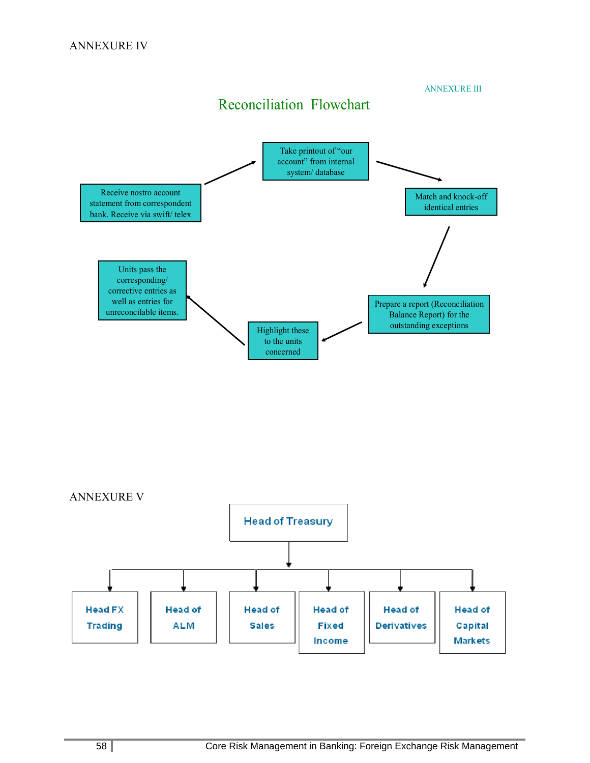ANNEXURE IV

ANNEXURE III

## Reconciliation Flowchart

Receive nostro account statement from correspondent bank. Receive via swift/ telex

Take printout of "our account" from internal system/ database

Match and knock-off identical entries

Prepare a report (Reconciliation Balance Report) for the outstanding exceptions

Highlight these to the units concerned

Units pass the corresponding/ corrective entries as well as entries for unreconcilable items.

ANNEXURE V

Head of Treasury

- Head FX Trading
- Head of ALM
- Head of Sales
- Head of Fixed Income
- Head of Derivatives
- Head of Capital Markets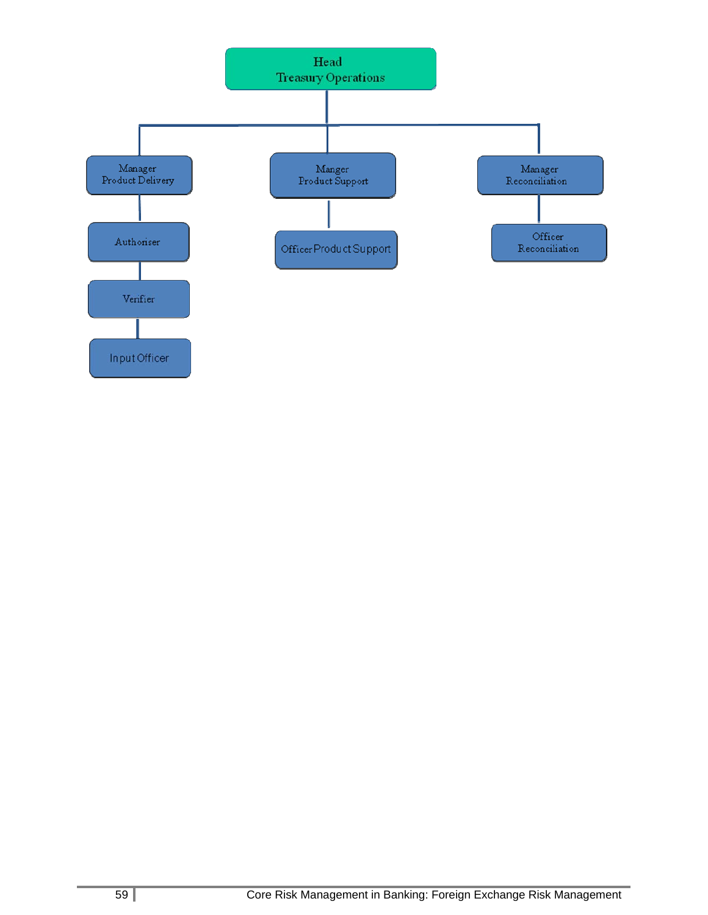- **Head Treasury Operations**
  - **Manager Product Delivery**
    - Authoriser
      - Verifier
        - Input Officer
  - **Manger Product Support**
    - Officer Product Support
  - **Manager Reconciliation**
    - Officer Reconciliation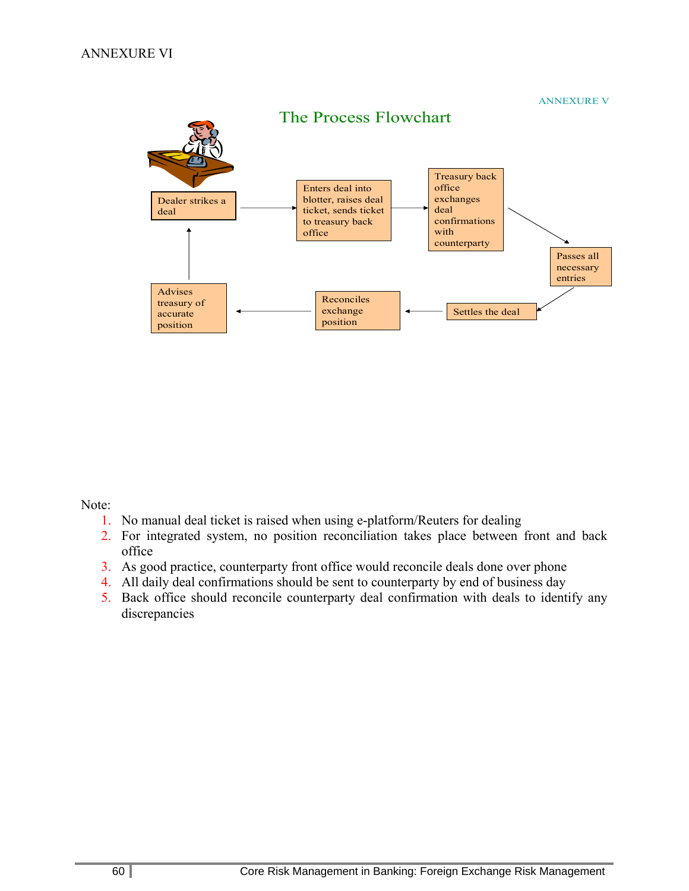ANNEXURE VI

ANNEXURE V

## The Process Flowchart

Dealer strikes a deal → Enters deal into blotter, raises deal ticket, sends ticket to treasury back office → Treasury back office exchanges deal confirmations with counterparty → Passes all necessary entries → Settles the deal → Reconciles exchange position → Advises treasury of accurate position → Dealer strikes a deal

Note:

1. No manual deal ticket is raised when using e-platform/Reuters for dealing
2. For integrated system, no position reconciliation takes place between front and back office
3. As good practice, counterparty front office would reconcile deals done over phone
4. All daily deal confirmations should be sent to counterparty by end of business day
5. Back office should reconcile counterparty deal confirmation with deals to identify any discrepancies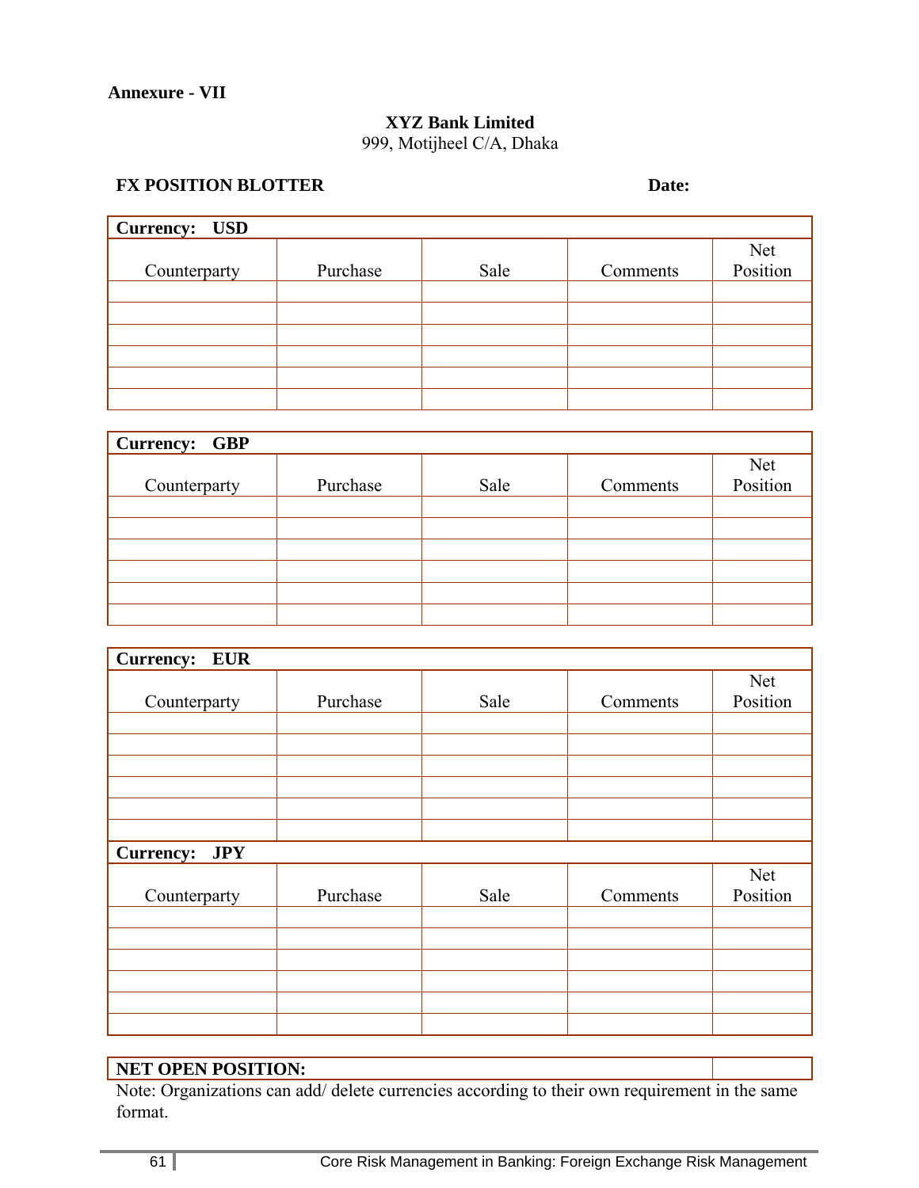**Annexure - VII**

**XYZ Bank Limited**
999, Motijheel C/A, Dhaka

**FX POSITION BLOTTER** **Date:**

| **Currency: USD** | | | | |
|---|---|---|---|---|
| Counterparty | Purchase | Sale | Comments | Net Position |
| | | | | |
| | | | | |
| | | | | |
| | | | | |
| | | | | |
| | | | | |

| **Currency: GBP** | | | | |
|---|---|---|---|---|
| Counterparty | Purchase | Sale | Comments | Net Position |
| | | | | |
| | | | | |
| | | | | |
| | | | | |
| | | | | |
| | | | | |

| **Currency: EUR** | | | | |
|---|---|---|---|---|
| Counterparty | Purchase | Sale | Comments | Net Position |
| | | | | |
| | | | | |
| | | | | |
| | | | | |
| | | | | |
| | | | | |
| **Currency: JPY** | | | | |
| Counterparty | Purchase | Sale | Comments | Net Position |
| | | | | |
| | | | | |
| | | | | |
| | | | | |
| | | | | |
| | | | | |

| **NET OPEN POSITION:** | |
|---|---|

Note: Organizations can add/ delete currencies according to their own requirement in the same format.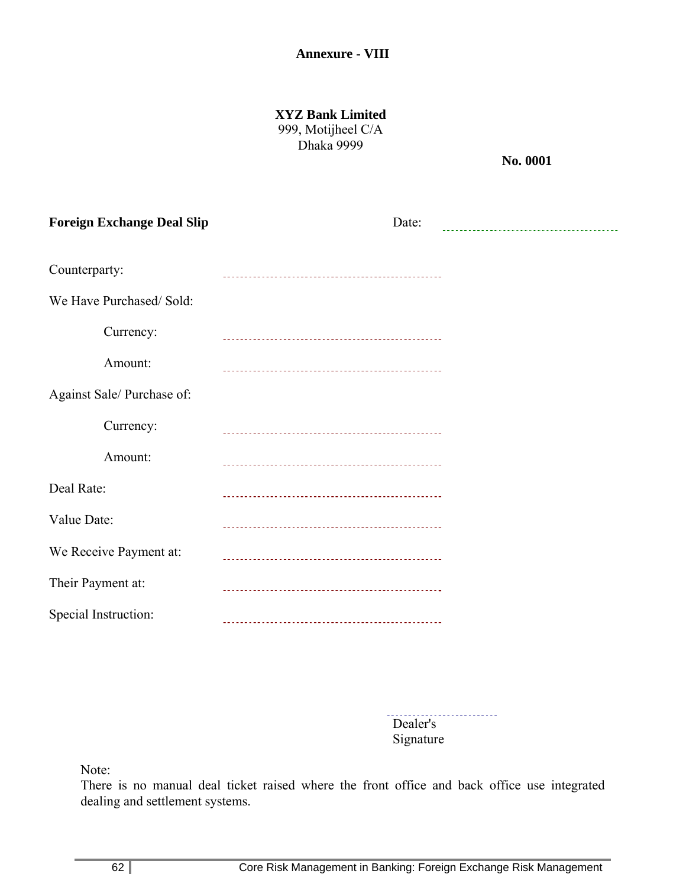**Annexure - VIII**

**XYZ Bank Limited**
999, Motijheel C/A
Dhaka 9999

**No. 0001**

**Foreign Exchange Deal Slip** Date: ……………………………

Counterparty: ……………………………………………

We Have Purchased/ Sold:

Currency: ……………………………………………

Amount: ……………………………………………

Against Sale/ Purchase of:

Currency: ……………………………………………

Amount: ……………………………………………

Deal Rate: ……………………………………………

Value Date: ……………………………………………

We Receive Payment at: ……………………………………………

Their Payment at: ……………………………………………

Special Instruction: ……………………………………………

……………………
Dealer's Signature

Note:
There is no manual deal ticket raised where the front office and back office use integrated dealing and settlement systems.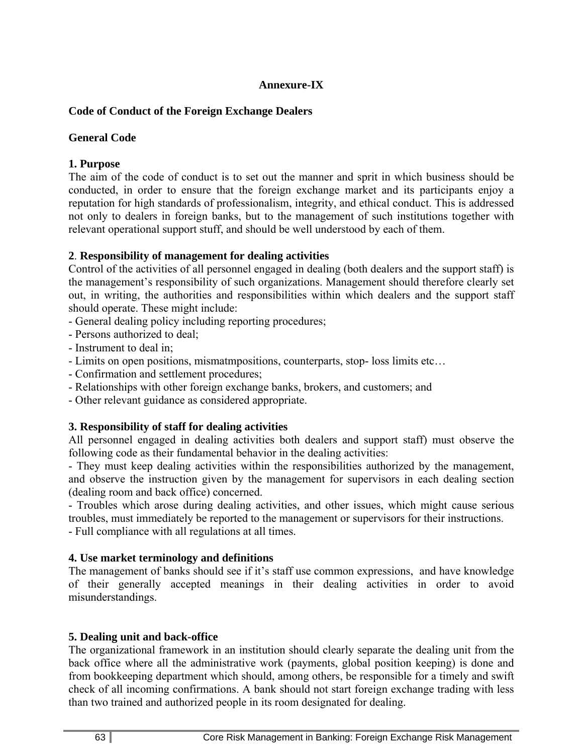**Annexure-IX**

**Code of Conduct of the Foreign Exchange Dealers**

**General Code**

**1. Purpose**

The aim of the code of conduct is to set out the manner and sprit in which business should be conducted, in order to ensure that the foreign exchange market and its participants enjoy a reputation for high standards of professionalism, integrity, and ethical conduct. This is addressed not only to dealers in foreign banks, but to the management of such institutions together with relevant operational support stuff, and should be well understood by each of them.

2. **Responsibility of management for dealing activities**

Control of the activities of all personnel engaged in dealing (both dealers and the support staff) is the management's responsibility of such organizations. Management should therefore clearly set out, in writing, the authorities and responsibilities within which dealers and the support staff should operate. These might include:

- General dealing policy including reporting procedures;
- Persons authorized to deal;
- Instrument to deal in;
- Limits on open positions, mismatmpositions, counterparts, stop- loss limits etc…
- Confirmation and settlement procedures;
- Relationships with other foreign exchange banks, brokers, and customers; and
- Other relevant guidance as considered appropriate.

**3. Responsibility of staff for dealing activities**

All personnel engaged in dealing activities both dealers and support staff) must observe the following code as their fundamental behavior in the dealing activities:

- They must keep dealing activities within the responsibilities authorized by the management, and observe the instruction given by the management for supervisors in each dealing section (dealing room and back office) concerned.
- Troubles which arose during dealing activities, and other issues, which might cause serious troubles, must immediately be reported to the management or supervisors for their instructions.
- Full compliance with all regulations at all times.

**4. Use market terminology and definitions**

The management of banks should see if it's staff use common expressions, and have knowledge of their generally accepted meanings in their dealing activities in order to avoid misunderstandings.

**5. Dealing unit and back-office**

The organizational framework in an institution should clearly separate the dealing unit from the back office where all the administrative work (payments, global position keeping) is done and from bookkeeping department which should, among others, be responsible for a timely and swift check of all incoming confirmations. A bank should not start foreign exchange trading with less than two trained and authorized people in its room designated for dealing.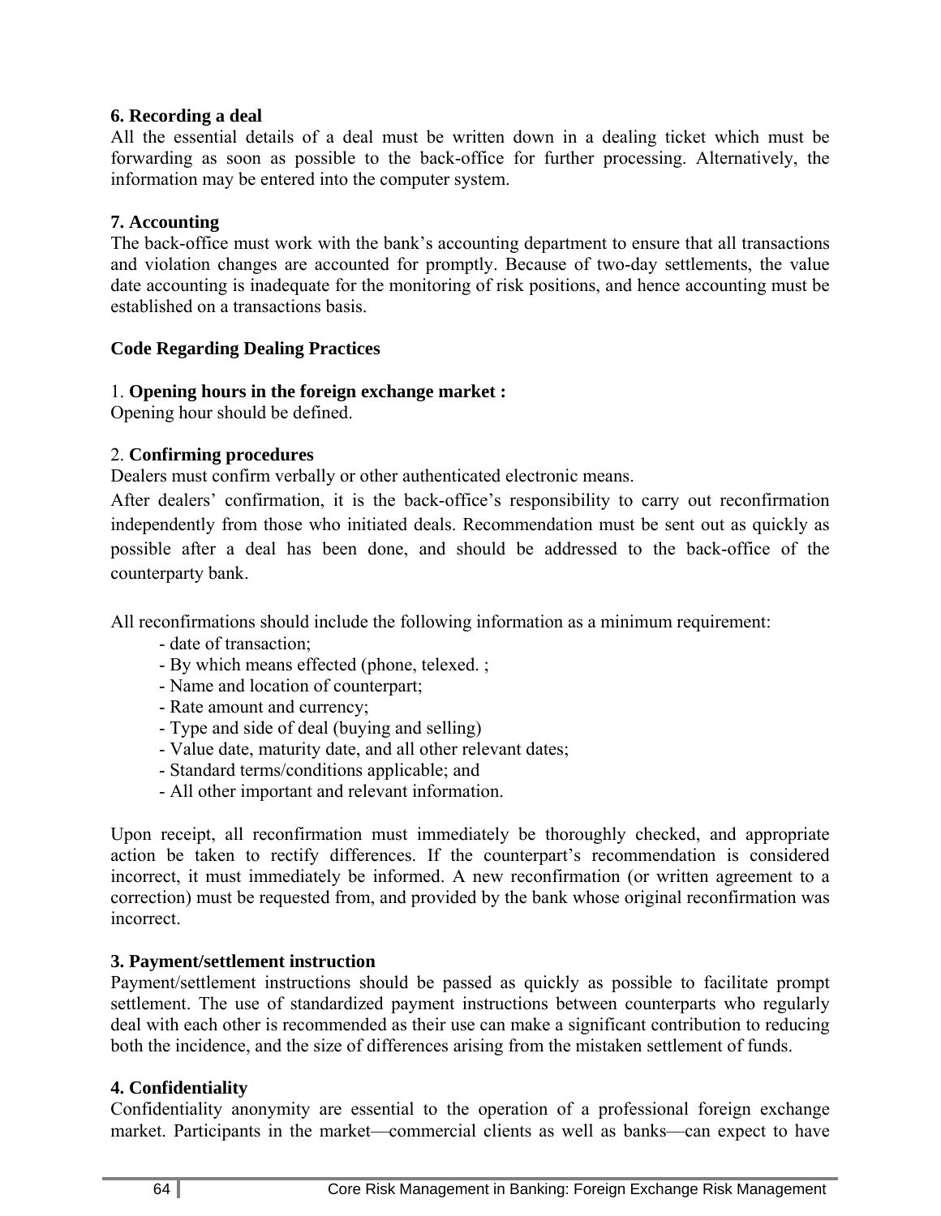**6. Recording a deal**

All the essential details of a deal must be written down in a dealing ticket which must be forwarding as soon as possible to the back-office for further processing. Alternatively, the information may be entered into the computer system.

**7. Accounting**

The back-office must work with the bank's accounting department to ensure that all transactions and violation changes are accounted for promptly. Because of two-day settlements, the value date accounting is inadequate for the monitoring of risk positions, and hence accounting must be established on a transactions basis.

**Code Regarding Dealing Practices**

1. **Opening hours in the foreign exchange market :**

Opening hour should be defined.

2. **Confirming procedures**

Dealers must confirm verbally or other authenticated electronic means.

After dealers' confirmation, it is the back-office's responsibility to carry out reconfirmation independently from those who initiated deals. Recommendation must be sent out as quickly as possible after a deal has been done, and should be addressed to the back-office of the counterparty bank.

All reconfirmations should include the following information as a minimum requirement:

- date of transaction;
- By which means effected (phone, telexed. ;
- Name and location of counterpart;
- Rate amount and currency;
- Type and side of deal (buying and selling)
- Value date, maturity date, and all other relevant dates;
- Standard terms/conditions applicable; and
- All other important and relevant information.

Upon receipt, all reconfirmation must immediately be thoroughly checked, and appropriate action be taken to rectify differences. If the counterpart's recommendation is considered incorrect, it must immediately be informed. A new reconfirmation (or written agreement to a correction) must be requested from, and provided by the bank whose original reconfirmation was incorrect.

**3. Payment/settlement instruction**

Payment/settlement instructions should be passed as quickly as possible to facilitate prompt settlement. The use of standardized payment instructions between counterparts who regularly deal with each other is recommended as their use can make a significant contribution to reducing both the incidence, and the size of differences arising from the mistaken settlement of funds.

**4. Confidentiality**

Confidentiality anonymity are essential to the operation of a professional foreign exchange market. Participants in the market—commercial clients as well as banks—can expect to have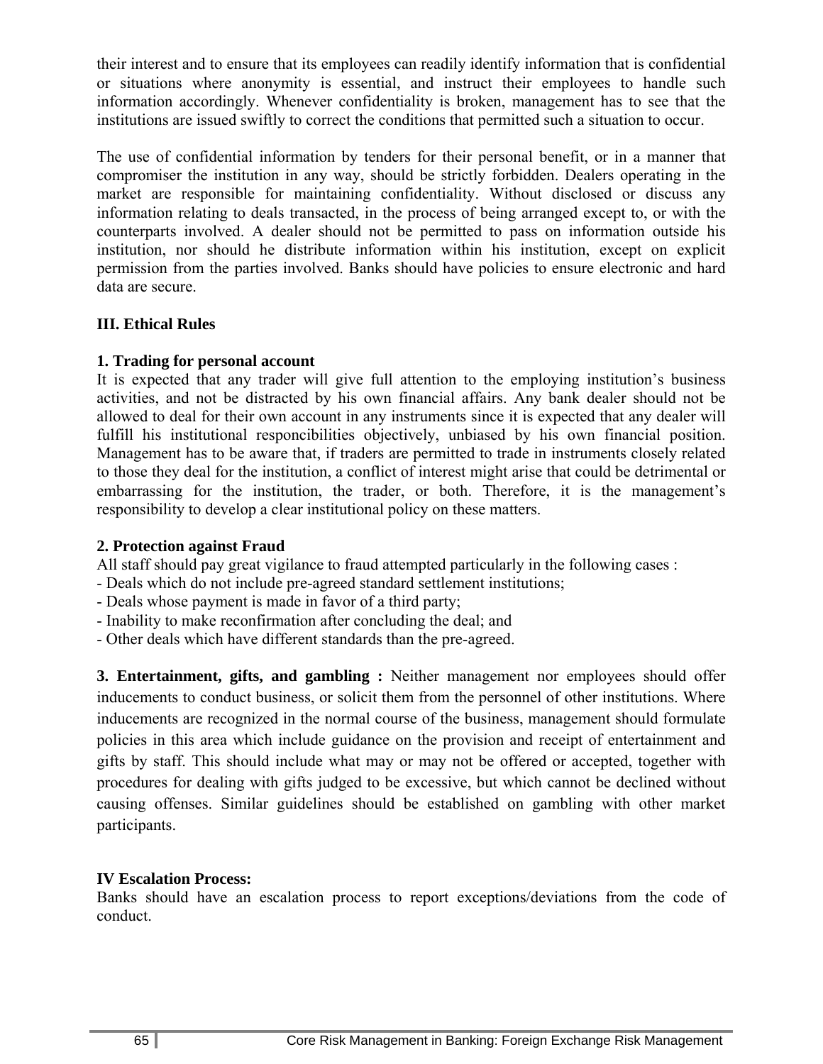their interest and to ensure that its employees can readily identify information that is confidential or situations where anonymity is essential, and instruct their employees to handle such information accordingly. Whenever confidentiality is broken, management has to see that the institutions are issued swiftly to correct the conditions that permitted such a situation to occur.

The use of confidential information by tenders for their personal benefit, or in a manner that compromiser the institution in any way, should be strictly forbidden. Dealers operating in the market are responsible for maintaining confidentiality. Without disclosed or discuss any information relating to deals transacted, in the process of being arranged except to, or with the counterparts involved. A dealer should not be permitted to pass on information outside his institution, nor should he distribute information within his institution, except on explicit permission from the parties involved. Banks should have policies to ensure electronic and hard data are secure.

**III. Ethical Rules**

**1. Trading for personal account**

It is expected that any trader will give full attention to the employing institution's business activities, and not be distracted by his own financial affairs. Any bank dealer should not be allowed to deal for their own account in any instruments since it is expected that any dealer will fulfill his institutional responcibilities objectively, unbiased by his own financial position. Management has to be aware that, if traders are permitted to trade in instruments closely related to those they deal for the institution, a conflict of interest might arise that could be detrimental or embarrassing for the institution, the trader, or both. Therefore, it is the management's responsibility to develop a clear institutional policy on these matters.

**2. Protection against Fraud**

All staff should pay great vigilance to fraud attempted particularly in the following cases :

- Deals which do not include pre-agreed standard settlement institutions;
- Deals whose payment is made in favor of a third party;
- Inability to make reconfirmation after concluding the deal; and
- Other deals which have different standards than the pre-agreed.

**3. Entertainment, gifts, and gambling :** Neither management nor employees should offer inducements to conduct business, or solicit them from the personnel of other institutions. Where inducements are recognized in the normal course of the business, management should formulate policies in this area which include guidance on the provision and receipt of entertainment and gifts by staff. This should include what may or may not be offered or accepted, together with procedures for dealing with gifts judged to be excessive, but which cannot be declined without causing offenses. Similar guidelines should be established on gambling with other market participants.

**IV Escalation Process:**

Banks should have an escalation process to report exceptions/deviations from the code of conduct.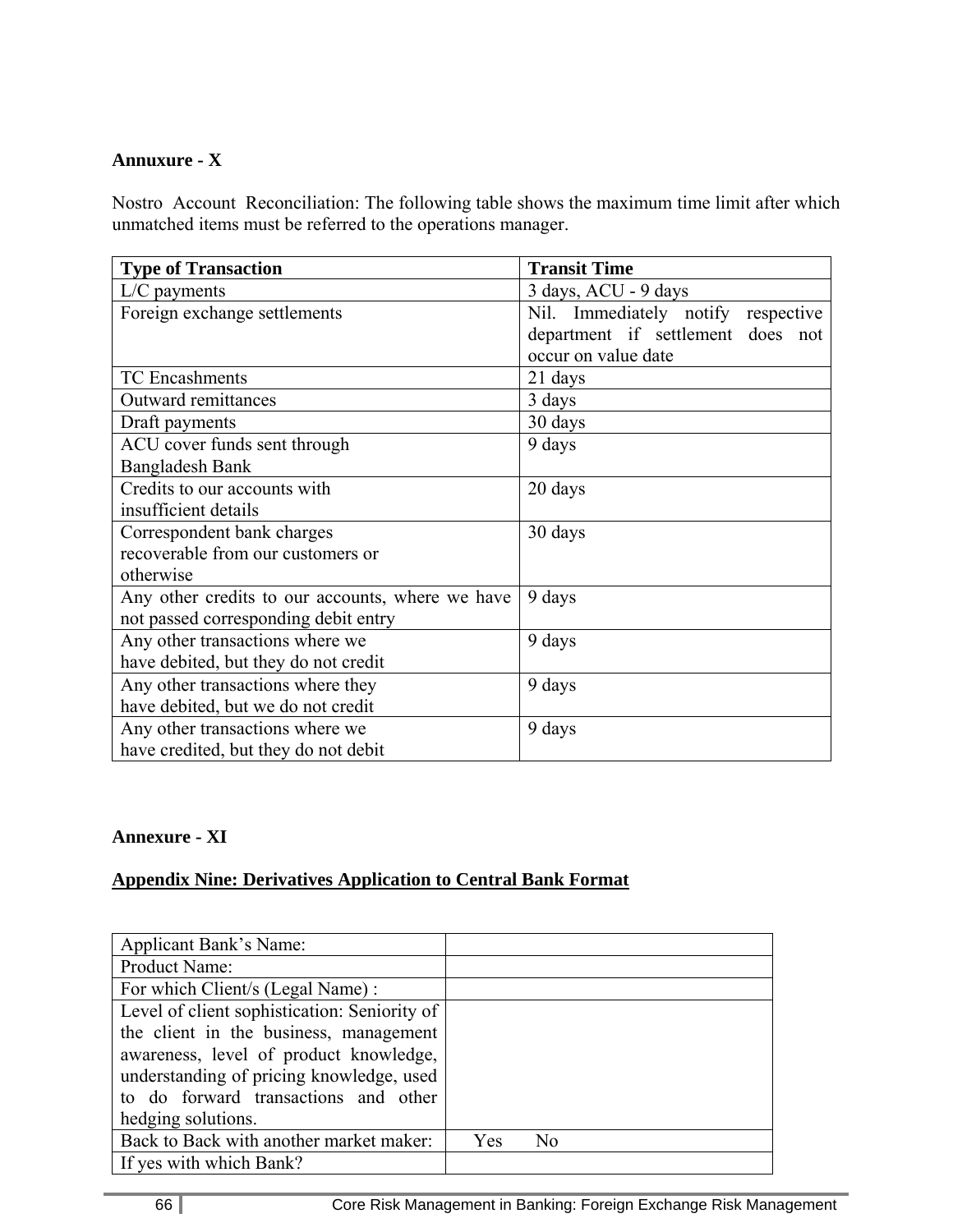**Annuxure - X**

Nostro Account Reconciliation: The following table shows the maximum time limit after which unmatched items must be referred to the operations manager.

| Type of Transaction | Transit Time |
|---|---|
| L/C payments | 3 days, ACU - 9 days |
| Foreign exchange settlements | Nil. Immediately notify respective department if settlement does not occur on value date |
| TC Encashments | 21 days |
| Outward remittances | 3 days |
| Draft payments | 30 days |
| ACU cover funds sent through Bangladesh Bank | 9 days |
| Credits to our accounts with insufficient details | 20 days |
| Correspondent bank charges recoverable from our customers or otherwise | 30 days |
| Any other credits to our accounts, where we have not passed corresponding debit entry | 9 days |
| Any other transactions where we have debited, but they do not credit | 9 days |
| Any other transactions where they have debited, but we do not credit | 9 days |
| Any other transactions where we have credited, but they do not debit | 9 days |

**Annexure - XI**

**Appendix Nine: Derivatives Application to Central Bank Format**

| Applicant Bank's Name: | |
|---|---|
| Product Name: | |
| For which Client/s (Legal Name) : | |
| Level of client sophistication: Seniority of the client in the business, management awareness, level of product knowledge, understanding of pricing knowledge, used to do forward transactions and other hedging solutions. | |
| Back to Back with another market maker: | Yes No |
| If yes with which Bank? | |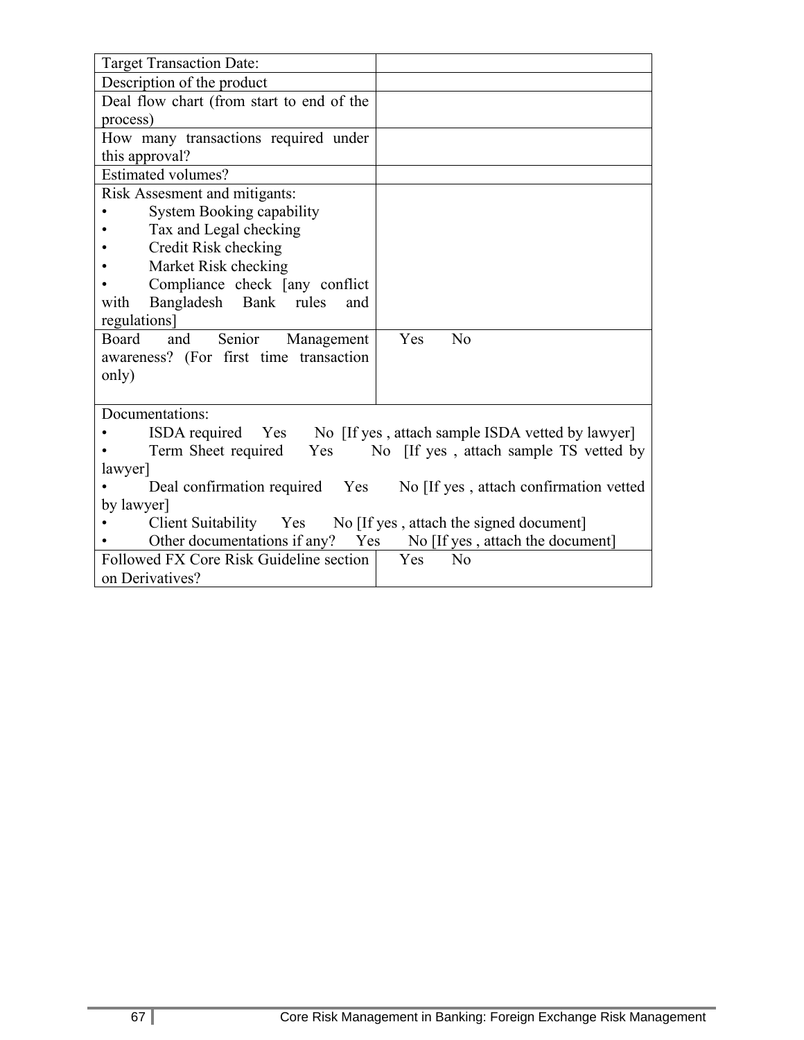| | |
|---|---|
| Target Transaction Date: | |
| Description of the product | |
| Deal flow chart (from start to end of the process) | |
| How many transactions required under this approval? | |
| Estimated volumes? | |
| Risk Assesment and mitigants:<br>• System Booking capability<br>• Tax and Legal checking<br>• Credit Risk checking<br>• Market Risk checking<br>• Compliance check [any conflict with Bangladesh Bank rules and regulations] | |
| Board and Senior Management awareness? (For first time transaction only) | Yes No |
| Documentations:<br>• ISDA required Yes No [If yes , attach sample ISDA vetted by lawyer]<br>• Term Sheet required Yes No [If yes , attach sample TS vetted by lawyer]<br>• Deal confirmation required Yes No [If yes , attach confirmation vetted by lawyer]<br>• Client Suitability Yes No [If yes , attach the signed document]<br>• Other documentations if any? Yes No [If yes , attach the document] | |
| Followed FX Core Risk Guideline section on Derivatives? | Yes No |